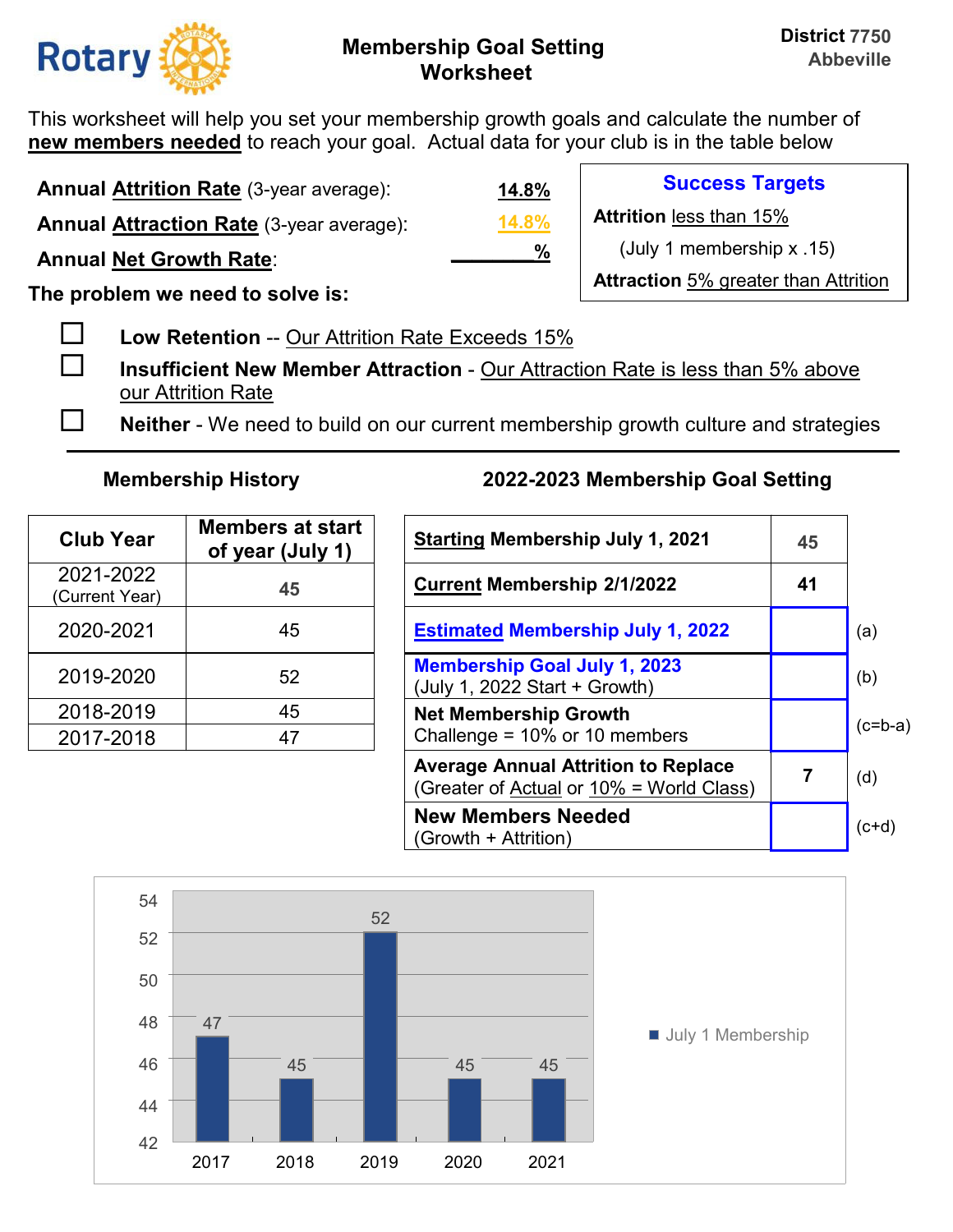Rotary

# Membership Goal Setting Worksheet

**District 7750**
**Abbeville**

This worksheet will help you set your membership growth goals and calculate the number of **new members needed** to reach your goal. Actual data for your club is in the table below

**Annual Attrition Rate** (3-year average): **14.8%**

**Annual Attraction Rate** (3-year average): **14.8%**

**Annual Net Growth Rate**: ______%

**Success Targets**

**Attrition** less than 15%
(July 1 membership x .15)

**Attraction** 5% greater than Attrition

**The problem we need to solve is:**

- ☐ **Low Retention** -- Our Attrition Rate Exceeds 15%
- ☐ **Insufficient New Member Attraction** - Our Attraction Rate is less than 5% above our Attrition Rate
- ☐ **Neither** - We need to build on our current membership growth culture and strategies

---

### Membership History

| Club Year | Members at start of year (July 1) |
|---|---|
| 2021-2022 (Current Year) | **45** |
| 2020-2021 | 45 |
| 2019-2020 | 52 |
| 2018-2019 | 45 |
| 2017-2018 | 47 |

### 2022-2023 Membership Goal Setting

| | | |
|---|---|---|
| **Starting Membership July 1, 2021** | **45** | |
| **Current Membership 2/1/2022** | **41** | |
| **Estimated Membership July 1, 2022** | | (a) |
| **Membership Goal July 1, 2023** (July 1, 2022 Start + Growth) | | (b) |
| **Net Membership Growth** Challenge = 10% or 10 members | | (c=b-a) |
| **Average Annual Attrition to Replace** (Greater of Actual or 10% = World Class) | **7** | (d) |
| **New Members Needed** (Growth + Attrition) | | (c+d) |

| Year | July 1 Membership |
|---|---|
| 2017 | 47 |
| 2018 | 45 |
| 2019 | 52 |
| 2020 | 45 |
| 2021 | 45 |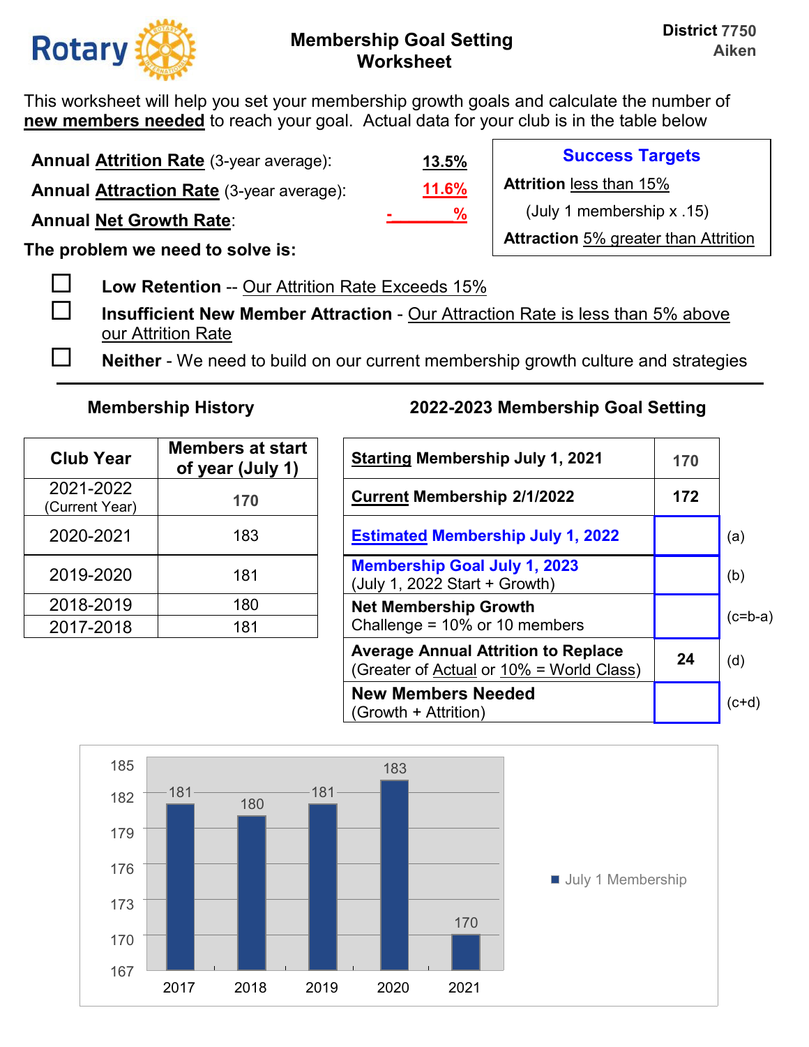Rotary

# Membership Goal Setting Worksheet

**District 7750**
**Aiken**

This worksheet will help you set your membership growth goals and calculate the number of **new members needed** to reach your goal. Actual data for your club is in the table below

**Annual Attrition Rate** (3-year average): **13.5%**

**Annual Attraction Rate** (3-year average): **11.6%**

**Annual Net Growth Rate**: - %

**Success Targets**

**Attrition** less than 15%

(July 1 membership x .15)

**Attraction** 5% greater than Attrition

**The problem we need to solve is:**

- ☐ **Low Retention** -- Our Attrition Rate Exceeds 15%
- ☐ **Insufficient New Member Attraction** - Our Attraction Rate is less than 5% above our Attrition Rate
- ☐ **Neither** - We need to build on our current membership growth culture and strategies

---

### Membership History

| Club Year | Members at start of year (July 1) |
|---|---|
| 2021-2022 (Current Year) | 170 |
| 2020-2021 | 183 |
| 2019-2020 | 181 |
| 2018-2019 | 180 |
| 2017-2018 | 181 |

### 2022-2023 Membership Goal Setting

| | | |
|---|---|---|
| **Starting Membership July 1, 2021** | 170 | |
| **Current Membership 2/1/2022** | 172 | |
| **Estimated Membership July 1, 2022** | | (a) |
| **Membership Goal July 1, 2023** (July 1, 2022 Start + Growth) | | (b) |
| **Net Membership Growth** Challenge = 10% or 10 members | | (c=b-a) |
| **Average Annual Attrition to Replace** (Greater of Actual or 10% = World Class) | 24 | (d) |
| **New Members Needed** (Growth + Attrition) | | (c+d) |

| Year | July 1 Membership |
|---|---|
| 2017 | 181 |
| 2018 | 180 |
| 2019 | 181 |
| 2020 | 183 |
| 2021 | 170 |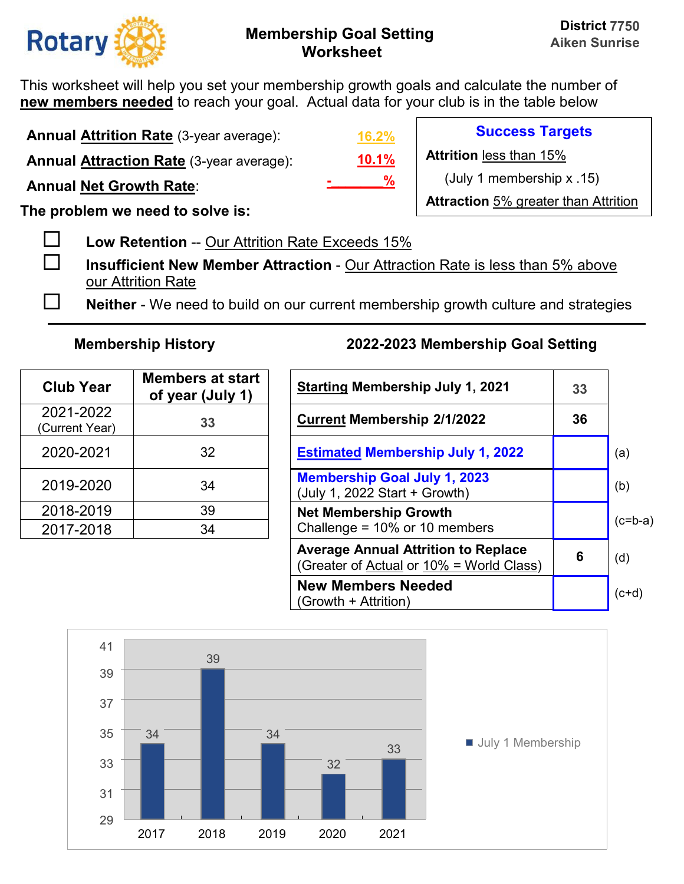Rotary

# Membership Goal Setting Worksheet

**District 7750**
**Aiken Sunrise**

This worksheet will help you set your membership growth goals and calculate the number of **new members needed** to reach your goal. Actual data for your club is in the table below

**Annual Attrition Rate** (3-year average): 16.2%

**Annual Attraction Rate** (3-year average): 10.1%

**Annual Net Growth Rate**: - %

**Success Targets**

**Attrition** less than 15%

(July 1 membership x .15)

**Attraction** 5% greater than Attrition

**The problem we need to solve is:**

- ☐ **Low Retention** -- Our Attrition Rate Exceeds 15%
- ☐ **Insufficient New Member Attraction** - Our Attraction Rate is less than 5% above our Attrition Rate
- ☐ **Neither** - We need to build on our current membership growth culture and strategies

---

### Membership History

| Club Year | Members at start of year (July 1) |
|---|---|
| 2021-2022 (Current Year) | 33 |
| 2020-2021 | 32 |
| 2019-2020 | 34 |
| 2018-2019 | 39 |
| 2017-2018 | 34 |

### 2022-2023 Membership Goal Setting

| | | |
|---|---|---|
| **Starting Membership July 1, 2021** | 33 | |
| **Current Membership 2/1/2022** | 36 | |
| **Estimated Membership July 1, 2022** | | (a) |
| **Membership Goal July 1, 2023** (July 1, 2022 Start + Growth) | | (b) |
| **Net Membership Growth** Challenge = 10% or 10 members | | (c=b-a) |
| **Average Annual Attrition to Replace** (Greater of Actual or 10% = World Class) | 6 | (d) |
| **New Members Needed** (Growth + Attrition) | | (c+d) |

| Year | July 1 Membership |
|---|---|
| 2017 | 34 |
| 2018 | 39 |
| 2019 | 34 |
| 2020 | 32 |
| 2021 | 33 |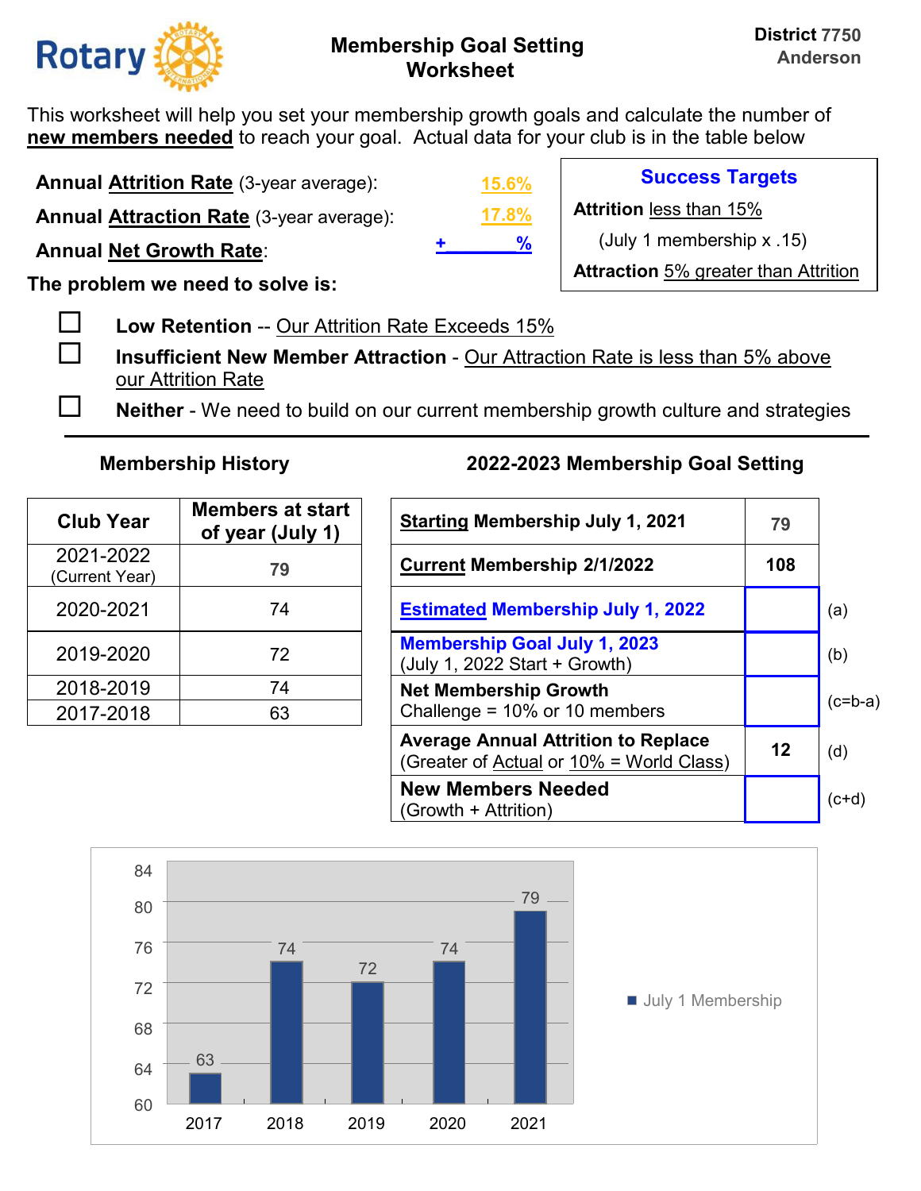**Rotary** — District 7750 Anderson

# Membership Goal Setting Worksheet

This worksheet will help you set your membership growth goals and calculate the number of **new members needed** to reach your goal. Actual data for your club is in the table below

**Annual Attrition Rate** (3-year average): 15.6%

**Annual Attraction Rate** (3-year average): 17.8%

**Annual Net Growth Rate**: + ______ %

**Success Targets**

**Attrition** less than 15%

(July 1 membership x .15)

**Attraction** 5% greater than Attrition

**The problem we need to solve is:**

- ☐ **Low Retention** -- Our Attrition Rate Exceeds 15%
- ☐ **Insufficient New Member Attraction** - Our Attraction Rate is less than 5% above our Attrition Rate
- ☐ **Neither** - We need to build on our current membership growth culture and strategies

---

### Membership History

| Club Year | Members at start of year (July 1) |
|---|---|
| 2021-2022 (Current Year) | 79 |
| 2020-2021 | 74 |
| 2019-2020 | 72 |
| 2018-2019 | 74 |
| 2017-2018 | 63 |

### 2022-2023 Membership Goal Setting

| | | |
|---|---|---|
| **Starting Membership July 1, 2021** | 79 | |
| **Current Membership 2/1/2022** | 108 | |
| **Estimated Membership July 1, 2022** | | (a) |
| **Membership Goal July 1, 2023** (July 1, 2022 Start + Growth) | | (b) |
| **Net Membership Growth** Challenge = 10% or 10 members | | (c=b-a) |
| **Average Annual Attrition to Replace** (Greater of Actual or 10% = World Class) | 12 | (d) |
| **New Members Needed** (Growth + Attrition) | | (c+d) |

July 1 Membership

| Year | Members |
|---|---|
| 2017 | 63 |
| 2018 | 74 |
| 2019 | 72 |
| 2020 | 74 |
| 2021 | 79 |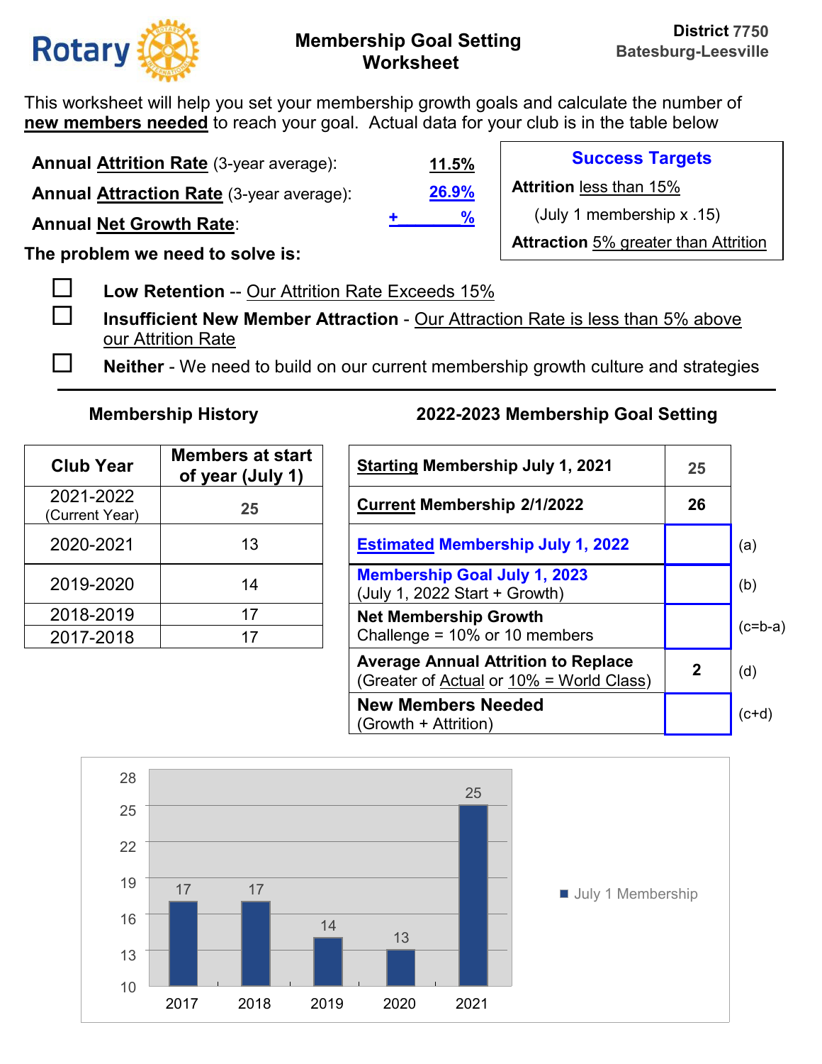**Rotary**

# Membership Goal Setting Worksheet

**District 7750**
**Batesburg-Leesville**

This worksheet will help you set your membership growth goals and calculate the number of **new members needed** to reach your goal. Actual data for your club is in the table below

**Annual Attrition Rate** (3-year average): **11.5%**

**Annual Attraction Rate** (3-year average): **26.9%**

**Annual Net Growth Rate**: + %

**Success Targets**

**Attrition** less than 15%

(July 1 membership x .15)

**Attraction** 5% greater than Attrition

**The problem we need to solve is:**

- ☐ **Low Retention** -- Our Attrition Rate Exceeds 15%
- ☐ **Insufficient New Member Attraction** - Our Attraction Rate is less than 5% above our Attrition Rate
- ☐ **Neither** - We need to build on our current membership growth culture and strategies

---

### Membership History

| Club Year | Members at start of year (July 1) |
|---|---|
| 2021-2022 (Current Year) | 25 |
| 2020-2021 | 13 |
| 2019-2020 | 14 |
| 2018-2019 | 17 |
| 2017-2018 | 17 |

### 2022-2023 Membership Goal Setting

| | | |
|---|---|---|
| **Starting Membership July 1, 2021** | 25 | |
| **Current Membership 2/1/2022** | 26 | |
| **Estimated Membership July 1, 2022** | | (a) |
| **Membership Goal July 1, 2023** (July 1, 2022 Start + Growth) | | (b) |
| **Net Membership Growth** Challenge = 10% or 10 members | | (c=b-a) |
| **Average Annual Attrition to Replace** (Greater of Actual or 10% = World Class) | 2 | (d) |
| **New Members Needed** (Growth + Attrition) | | (c+d) |

July 1 Membership

| Year | July 1 Membership |
|---|---|
| 2017 | 17 |
| 2018 | 17 |
| 2019 | 14 |
| 2020 | 13 |
| 2021 | 25 |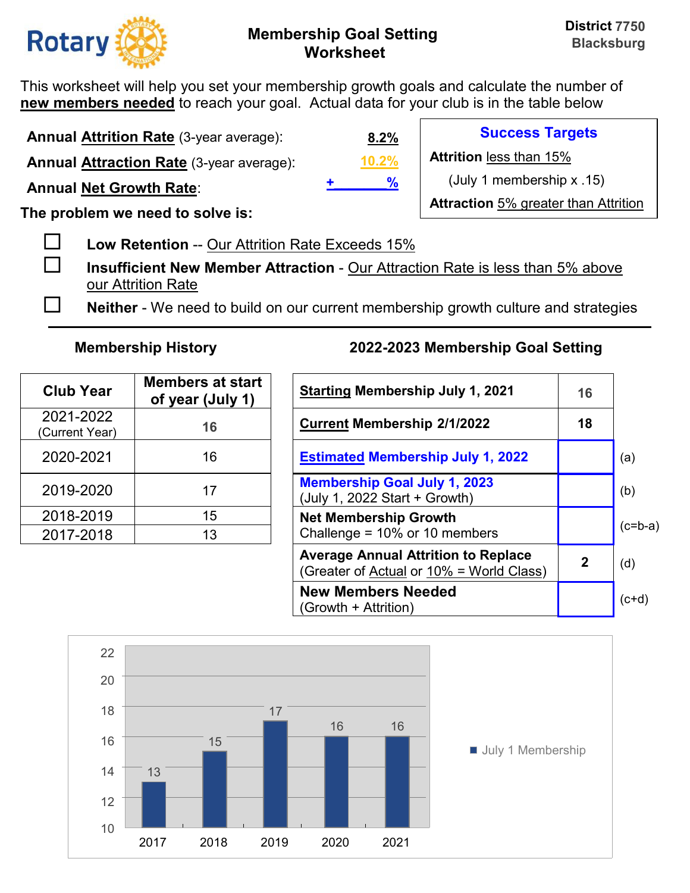**Rotary**

# Membership Goal Setting Worksheet

**District 7750**
**Blacksburg**

This worksheet will help you set your membership growth goals and calculate the number of **new members needed** to reach your goal. Actual data for your club is in the table below

**Annual Attrition Rate** (3-year average): **8.2%**

**Annual Attraction Rate** (3-year average): **10.2%**

**Annual Net Growth Rate**: **+ %**

**Success Targets**

**Attrition** less than 15%

(July 1 membership x .15)

**Attraction** 5% greater than Attrition

**The problem we need to solve is:**

- ☐ **Low Retention** -- Our Attrition Rate Exceeds 15%
- ☐ **Insufficient New Member Attraction** - Our Attraction Rate is less than 5% above our Attrition Rate
- ☐ **Neither** - We need to build on our current membership growth culture and strategies

---

### Membership History

| Club Year | Members at start of year (July 1) |
|---|---|
| 2021-2022 (Current Year) | 16 |
| 2020-2021 | 16 |
| 2019-2020 | 17 |
| 2018-2019 | 15 |
| 2017-2018 | 13 |

### 2022-2023 Membership Goal Setting

| | | |
|---|---|---|
| **Starting Membership July 1, 2021** | 16 | |
| **Current Membership 2/1/2022** | 18 | |
| **Estimated Membership July 1, 2022** | | (a) |
| **Membership Goal July 1, 2023** (July 1, 2022 Start + Growth) | | (b) |
| **Net Membership Growth** Challenge = 10% or 10 members | | (c=b-a) |
| **Average Annual Attrition to Replace** (Greater of Actual or 10% = World Class) | 2 | (d) |
| **New Members Needed** (Growth + Attrition) | | (c+d) |

| Year | July 1 Membership |
|---|---|
| 2017 | 13 |
| 2018 | 15 |
| 2019 | 17 |
| 2020 | 16 |
| 2021 | 16 |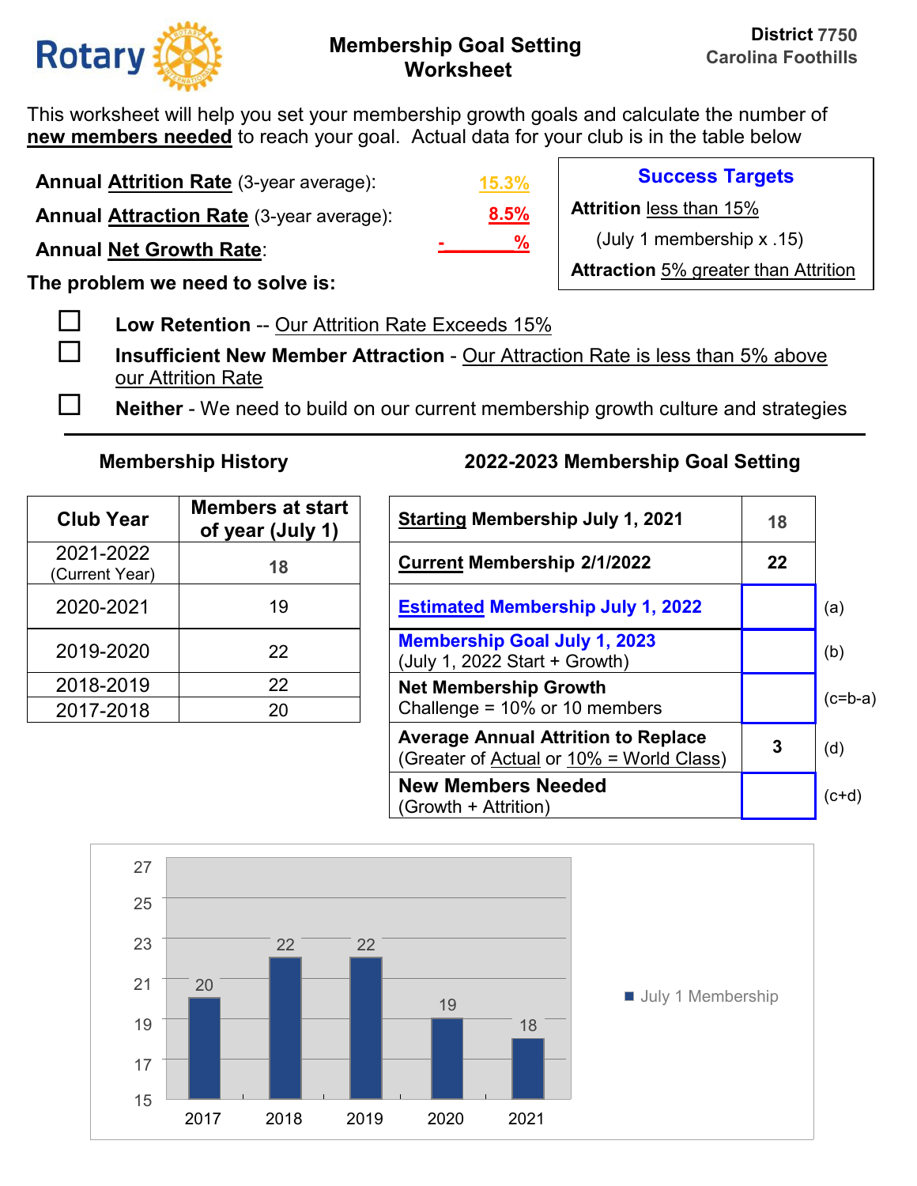Rotary

# Membership Goal Setting Worksheet

**District 7750**
**Carolina Foothills**

This worksheet will help you set your membership growth goals and calculate the number of **new members needed** to reach your goal. Actual data for your club is in the table below

**Annual Attrition Rate** (3-year average): 15.3%

**Annual Attraction Rate** (3-year average): 8.5%

**Annual Net Growth Rate**: - %

**Success Targets**

**Attrition** less than 15%

(July 1 membership x .15)

**Attraction** 5% greater than Attrition

**The problem we need to solve is:**

- ☐ **Low Retention** -- Our Attrition Rate Exceeds 15%
- ☐ **Insufficient New Member Attraction** - Our Attraction Rate is less than 5% above our Attrition Rate
- ☐ **Neither** - We need to build on our current membership growth culture and strategies

---

### Membership History

| Club Year | Members at start of year (July 1) |
|---|---|
| 2021-2022 (Current Year) | 18 |
| 2020-2021 | 19 |
| 2019-2020 | 22 |
| 2018-2019 | 22 |
| 2017-2018 | 20 |

### 2022-2023 Membership Goal Setting

| | | |
|---|---|---|
| **Starting Membership July 1, 2021** | 18 | |
| **Current Membership 2/1/2022** | 22 | |
| **Estimated Membership July 1, 2022** | | (a) |
| **Membership Goal July 1, 2023** (July 1, 2022 Start + Growth) | | (b) |
| **Net Membership Growth** Challenge = 10% or 10 members | | (c=b-a) |
| **Average Annual Attrition to Replace** (Greater of Actual or 10% = World Class) | 3 | (d) |
| **New Members Needed** (Growth + Attrition) | | (c+d) |

| Year | July 1 Membership |
|---|---|
| 2017 | 20 |
| 2018 | 22 |
| 2019 | 22 |
| 2020 | 19 |
| 2021 | 18 |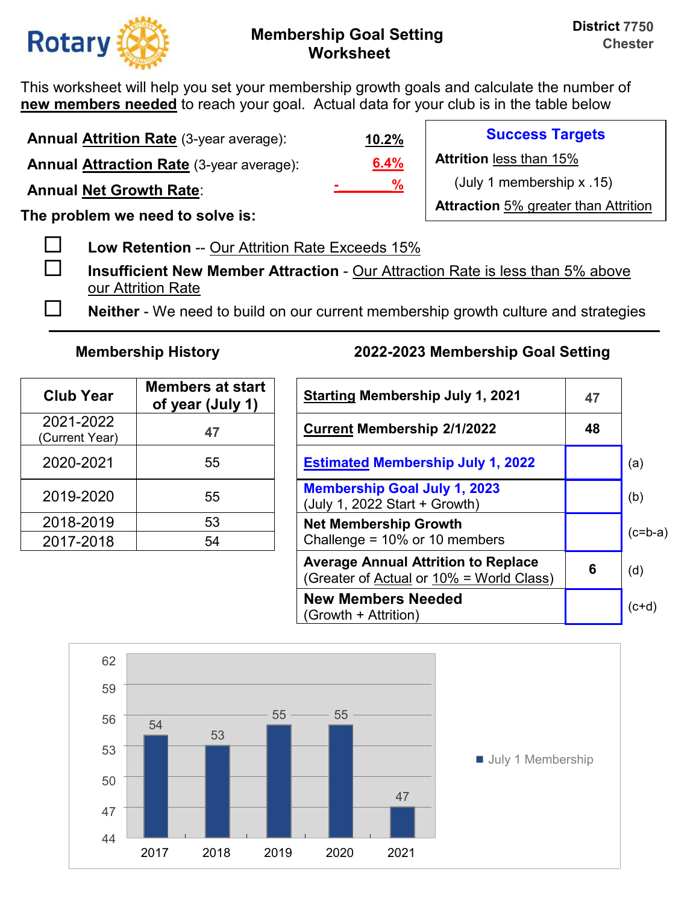**Rotary** | **Membership Goal Setting Worksheet** | **District 7750 Chester**

This worksheet will help you set your membership growth goals and calculate the number of **new members needed** to reach your goal. Actual data for your club is in the table below

**Annual Attrition Rate** (3-year average): **10.2%**

**Annual Attraction Rate** (3-year average): **6.4%**

**Annual Net Growth Rate**: **- %**

**Success Targets**

**Attrition** less than 15%

(July 1 membership x .15)

**Attraction** 5% greater than Attrition

**The problem we need to solve is:**

- ☐ **Low Retention** -- Our Attrition Rate Exceeds 15%
- ☐ **Insufficient New Member Attraction** - Our Attraction Rate is less than 5% above our Attrition Rate
- ☐ **Neither** - We need to build on our current membership growth culture and strategies

---

### Membership History

| Club Year | Members at start of year (July 1) |
|---|---|
| 2021-2022 (Current Year) | **47** |
| 2020-2021 | 55 |
| 2019-2020 | 55 |
| 2018-2019 | 53 |
| 2017-2018 | 54 |

### 2022-2023 Membership Goal Setting

| | | |
|---|---|---|
| **Starting Membership July 1, 2021** | **47** | |
| **Current Membership 2/1/2022** | **48** | |
| **Estimated Membership July 1, 2022** | | (a) |
| **Membership Goal July 1, 2023** (July 1, 2022 Start + Growth) | | (b) |
| **Net Membership Growth** Challenge = 10% or 10 members | | (c=b-a) |
| **Average Annual Attrition to Replace** (Greater of Actual or 10% = World Class) | **6** | (d) |
| **New Members Needed** (Growth + Attrition) | | (c+d) |

| Year | July 1 Membership |
|---|---|
| 2017 | 54 |
| 2018 | 53 |
| 2019 | 55 |
| 2020 | 55 |
| 2021 | 47 |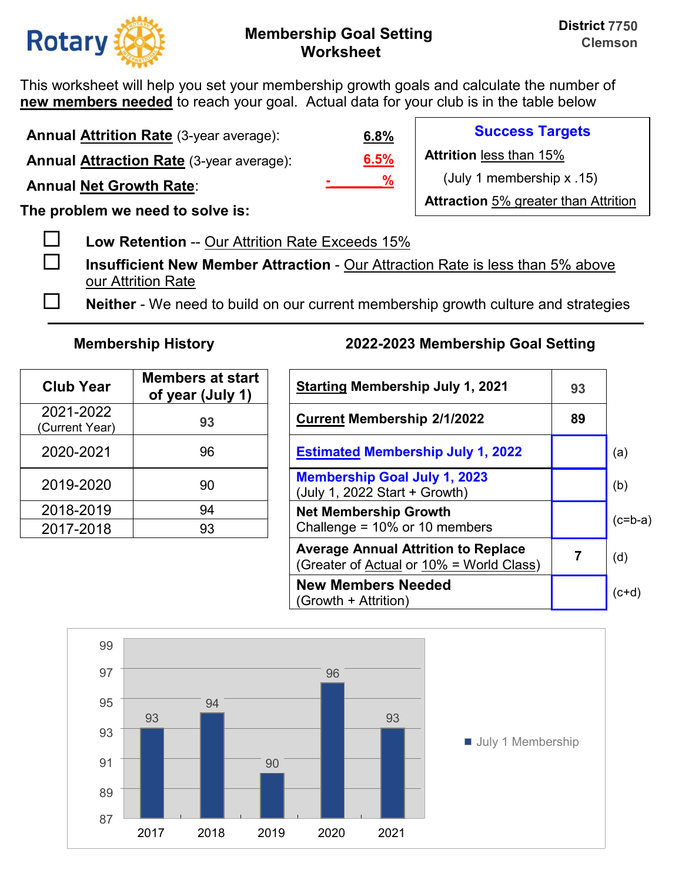Rotary

# Membership Goal Setting Worksheet

District 7750
Clemson

This worksheet will help you set your membership growth goals and calculate the number of **new members needed** to reach your goal. Actual data for your club is in the table below

**Annual Attrition Rate** (3-year average): **6.8%**

**Annual Attraction Rate** (3-year average): **6.5%**

**Annual Net Growth Rate**: - %

**Success Targets**

**Attrition** less than 15%

(July 1 membership x .15)

**Attraction** 5% greater than Attrition

**The problem we need to solve is:**

- ☐ **Low Retention** -- Our Attrition Rate Exceeds 15%
- ☐ **Insufficient New Member Attraction** - Our Attraction Rate is less than 5% above our Attrition Rate
- ☐ **Neither** - We need to build on our current membership growth culture and strategies

---

### Membership History

| Club Year | Members at start of year (July 1) |
|---|---|
| 2021-2022 (Current Year) | 93 |
| 2020-2021 | 96 |
| 2019-2020 | 90 |
| 2018-2019 | 94 |
| 2017-2018 | 93 |

### 2022-2023 Membership Goal Setting

| | | |
|---|---|---|
| **Starting Membership July 1, 2021** | 93 | |
| **Current Membership 2/1/2022** | 89 | |
| **Estimated Membership July 1, 2022** | | (a) |
| **Membership Goal July 1, 2023** (July 1, 2022 Start + Growth) | | (b) |
| **Net Membership Growth** Challenge = 10% or 10 members | | (c=b-a) |
| **Average Annual Attrition to Replace** (Greater of Actual or 10% = World Class) | 7 | (d) |
| **New Members Needed** (Growth + Attrition) | | (c+d) |

| Year | July 1 Membership |
|---|---|
| 2017 | 93 |
| 2018 | 94 |
| 2019 | 90 |
| 2020 | 96 |
| 2021 | 93 |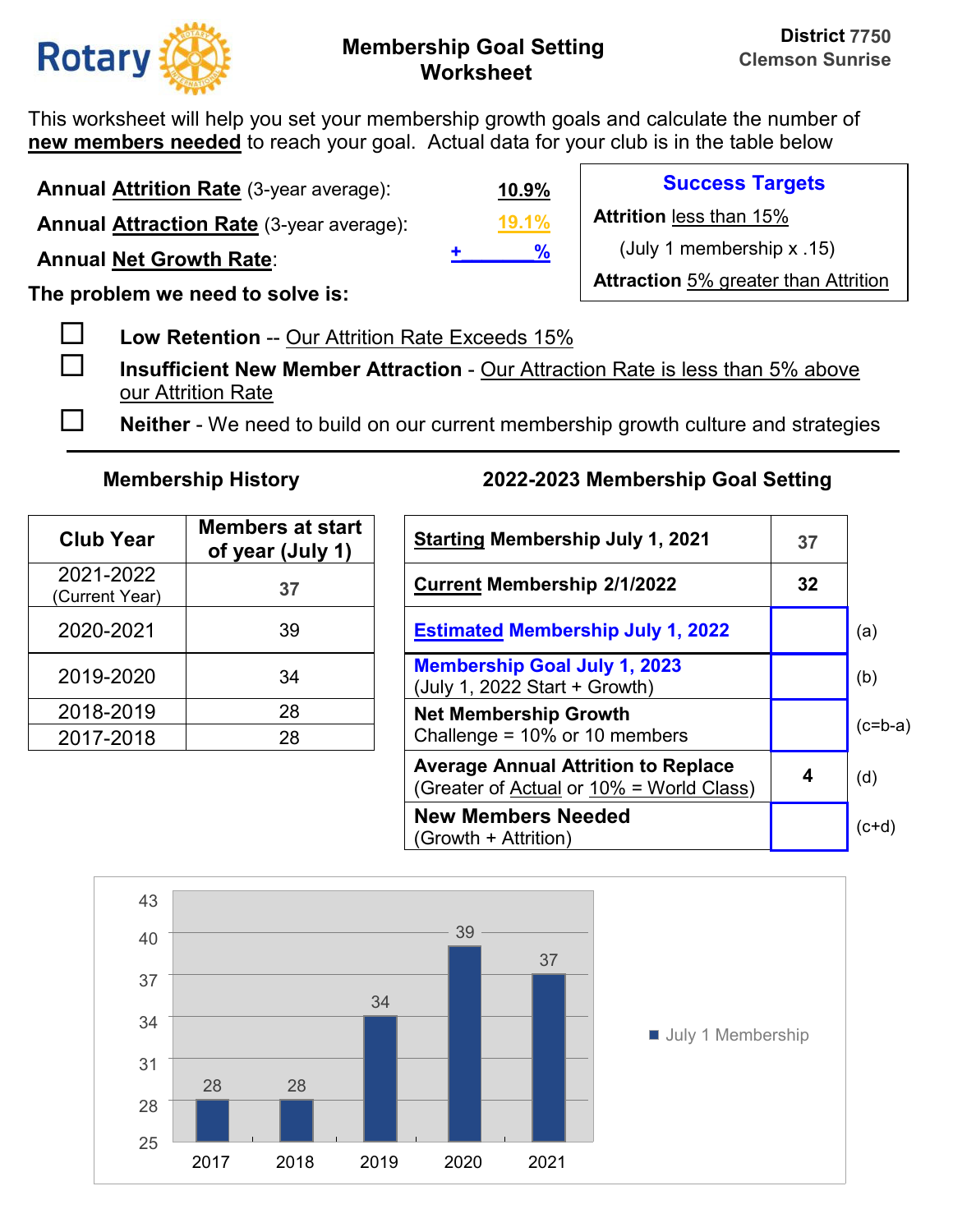**Rotary**

## Membership Goal Setting Worksheet

**District 7750**
**Clemson Sunrise**

This worksheet will help you set your membership growth goals and calculate the number of **new members needed** to reach your goal. Actual data for your club is in the table below

**Annual Attrition Rate** (3-year average): **10.9%**

**Annual Attraction Rate** (3-year average): **19.1%**

**Annual Net Growth Rate**: **+ \_\_\_\_\_ %**

**Success Targets**

**Attrition** less than 15%

(July 1 membership x .15)

**Attraction** 5% greater than Attrition

**The problem we need to solve is:**

- ☐ **Low Retention** -- Our Attrition Rate Exceeds 15%
- ☐ **Insufficient New Member Attraction** - Our Attraction Rate is less than 5% above our Attrition Rate
- ☐ **Neither** - We need to build on our current membership growth culture and strategies

---

### Membership History

| Club Year | Members at start of year (July 1) |
|---|---|
| 2021-2022 (Current Year) | 37 |
| 2020-2021 | 39 |
| 2019-2020 | 34 |
| 2018-2019 | 28 |
| 2017-2018 | 28 |

### 2022-2023 Membership Goal Setting

| | | |
|---|---|---|
| **Starting Membership July 1, 2021** | 37 | |
| **Current Membership 2/1/2022** | 32 | |
| **Estimated Membership July 1, 2022** | | (a) |
| **Membership Goal July 1, 2023** (July 1, 2022 Start + Growth) | | (b) |
| **Net Membership Growth** Challenge = 10% or 10 members | | (c=b-a) |
| **Average Annual Attrition to Replace** (Greater of Actual or 10% = World Class) | 4 | (d) |
| **New Members Needed** (Growth + Attrition) | | (c+d) |

| Year | July 1 Membership |
|---|---|
| 2017 | 28 |
| 2018 | 28 |
| 2019 | 34 |
| 2020 | 39 |
| 2021 | 37 |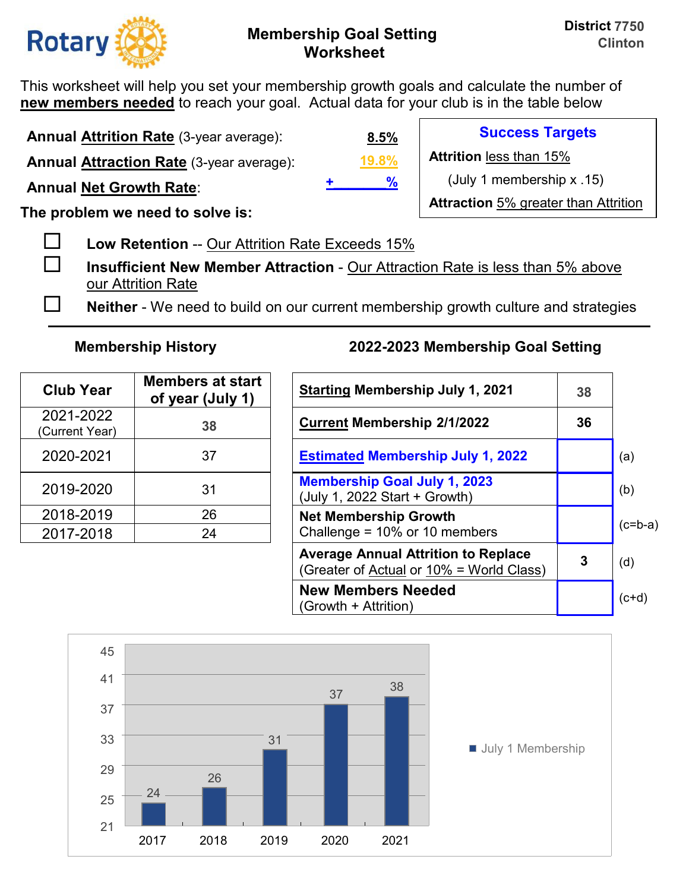Rotary

# Membership Goal Setting Worksheet

**District 7750**
**Clinton**

This worksheet will help you set your membership growth goals and calculate the number of **new members needed** to reach your goal. Actual data for your club is in the table below

**Annual Attrition Rate** (3-year average): **8.5%**

**Annual Attraction Rate** (3-year average): **19.8%**

**Annual Net Growth Rate**: **+ ______ %**

**Success Targets**

**Attrition** less than 15%

(July 1 membership x .15)

**Attraction** 5% greater than Attrition

**The problem we need to solve is:**

- ☐ **Low Retention** -- Our Attrition Rate Exceeds 15%
- ☐ **Insufficient New Member Attraction** - Our Attraction Rate is less than 5% above our Attrition Rate
- ☐ **Neither** - We need to build on our current membership growth culture and strategies

---

### Membership History

| Club Year | Members at start of year (July 1) |
|---|---|
| 2021-2022 (Current Year) | 38 |
| 2020-2021 | 37 |
| 2019-2020 | 31 |
| 2018-2019 | 26 |
| 2017-2018 | 24 |

### 2022-2023 Membership Goal Setting

| | | |
|---|---|---|
| **Starting Membership July 1, 2021** | 38 | |
| **Current Membership 2/1/2022** | 36 | |
| **Estimated Membership July 1, 2022** | | (a) |
| **Membership Goal July 1, 2023** (July 1, 2022 Start + Growth) | | (b) |
| **Net Membership Growth** Challenge = 10% or 10 members | | (c=b-a) |
| **Average Annual Attrition to Replace** (Greater of Actual or 10% = World Class) | 3 | (d) |
| **New Members Needed** (Growth + Attrition) | | (c+d) |

| Year | July 1 Membership |
|---|---|
| 2017 | 24 |
| 2018 | 26 |
| 2019 | 31 |
| 2020 | 37 |
| 2021 | 38 |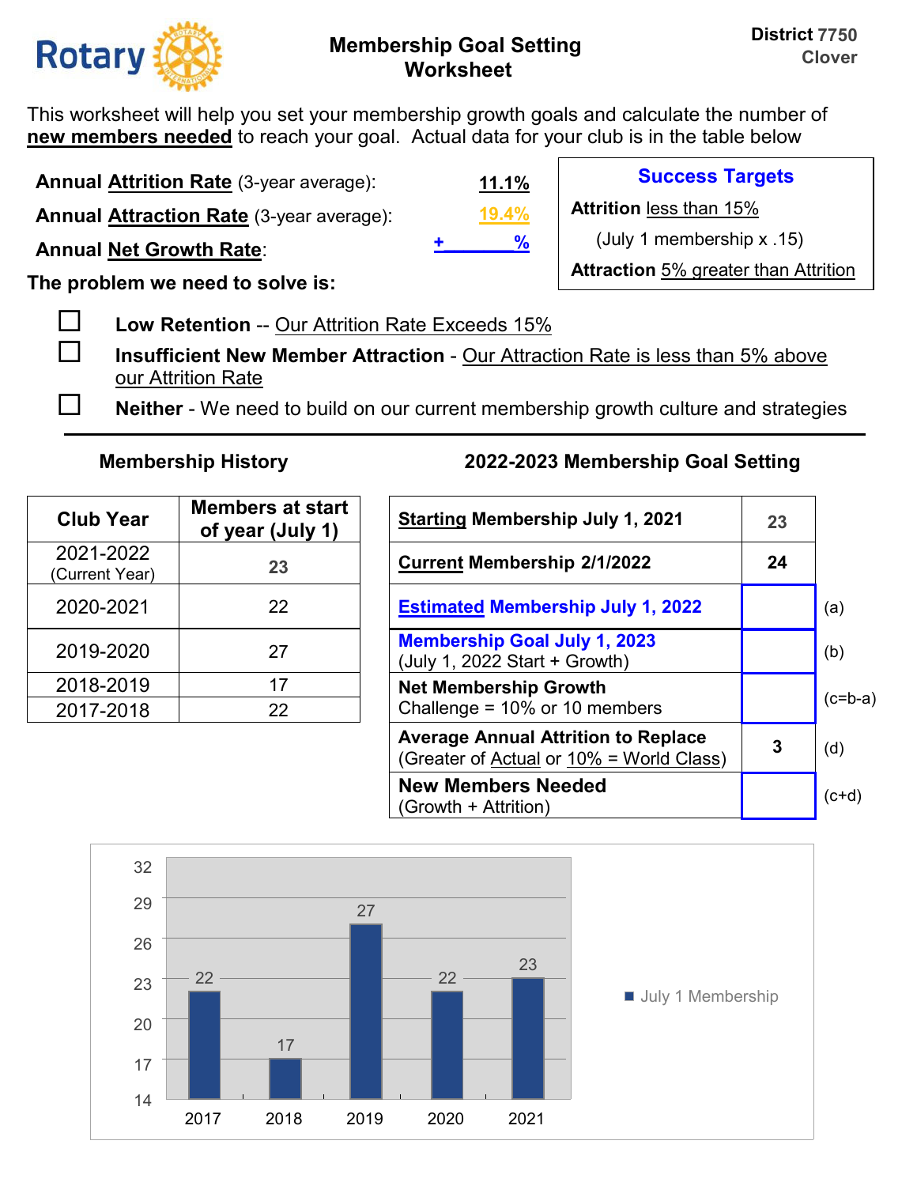Rotary

# Membership Goal Setting Worksheet

**District 7750**
**Clover**

This worksheet will help you set your membership growth goals and calculate the number of **new members needed** to reach your goal. Actual data for your club is in the table below

**Annual Attrition Rate** (3-year average): **11.1%**

**Annual Attraction Rate** (3-year average): **19.4%**

**Annual Net Growth Rate**: + %

**Success Targets**

**Attrition** less than 15%

(July 1 membership x .15)

**Attraction** 5% greater than Attrition

**The problem we need to solve is:**

- ☐ **Low Retention** -- Our Attrition Rate Exceeds 15%
- ☐ **Insufficient New Member Attraction** - Our Attraction Rate is less than 5% above our Attrition Rate
- ☐ **Neither** - We need to build on our current membership growth culture and strategies

---

### Membership History

| Club Year | Members at start of year (July 1) |
|---|---|
| 2021-2022 (Current Year) | 23 |
| 2020-2021 | 22 |
| 2019-2020 | 27 |
| 2018-2019 | 17 |
| 2017-2018 | 22 |

### 2022-2023 Membership Goal Setting

| | | |
|---|---|---|
| **Starting Membership July 1, 2021** | 23 | |
| **Current Membership 2/1/2022** | 24 | |
| **Estimated Membership July 1, 2022** | | (a) |
| **Membership Goal July 1, 2023** (July 1, 2022 Start + Growth) | | (b) |
| **Net Membership Growth** Challenge = 10% or 10 members | | (c=b-a) |
| **Average Annual Attrition to Replace** (Greater of Actual or 10% = World Class) | 3 | (d) |
| **New Members Needed** (Growth + Attrition) | | (c+d) |

| Year | July 1 Membership |
|---|---|
| 2017 | 22 |
| 2018 | 17 |
| 2019 | 27 |
| 2020 | 22 |
| 2021 | 23 |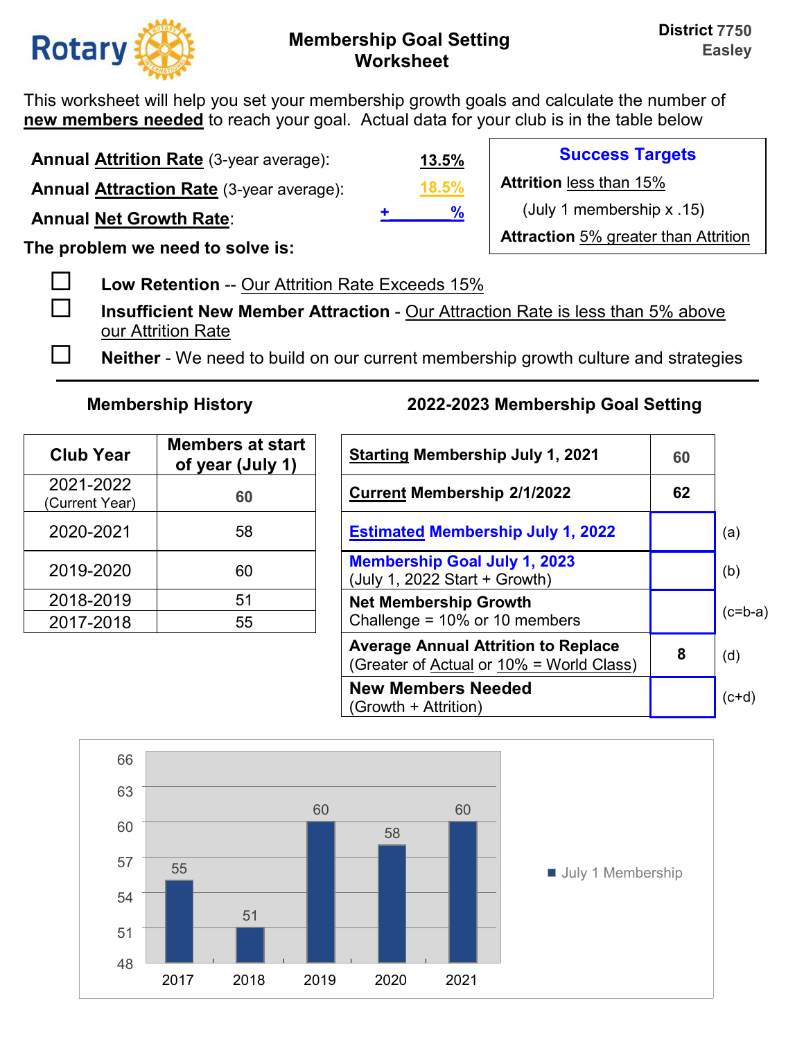# Membership Goal Setting Worksheet

**District 7750**
**Easley**

This worksheet will help you set your membership growth goals and calculate the number of **new members needed** to reach your goal. Actual data for your club is in the table below

**Annual Attrition Rate** (3-year average): **13.5%**

**Annual Attraction Rate** (3-year average): **18.5%**

**Annual Net Growth Rate**: **+ %**

**Success Targets**

**Attrition** less than 15%

(July 1 membership x .15)

**Attraction** 5% greater than Attrition

**The problem we need to solve is:**

- ☐ **Low Retention** -- Our Attrition Rate Exceeds 15%
- ☐ **Insufficient New Member Attraction** - Our Attraction Rate is less than 5% above our Attrition Rate
- ☐ **Neither** - We need to build on our current membership growth culture and strategies

---

### Membership History

| Club Year | Members at start of year (July 1) |
|---|---|
| 2021-2022 (Current Year) | **60** |
| 2020-2021 | 58 |
| 2019-2020 | 60 |
| 2018-2019 | 51 |
| 2017-2018 | 55 |

### 2022-2023 Membership Goal Setting

| | | |
|---|---|---|
| **Starting Membership July 1, 2021** | **60** | |
| **Current Membership 2/1/2022** | **62** | |
| **Estimated Membership July 1, 2022** | | (a) |
| **Membership Goal July 1, 2023** (July 1, 2022 Start + Growth) | | (b) |
| **Net Membership Growth** Challenge = 10% or 10 members | | (c=b-a) |
| **Average Annual Attrition to Replace** (Greater of Actual or 10% = World Class) | **8** | (d) |
| **New Members Needed** (Growth + Attrition) | | (c+d) |

July 1 Membership

| Year | Members |
|---|---|
| 2017 | 55 |
| 2018 | 51 |
| 2019 | 60 |
| 2020 | 58 |
| 2021 | 60 |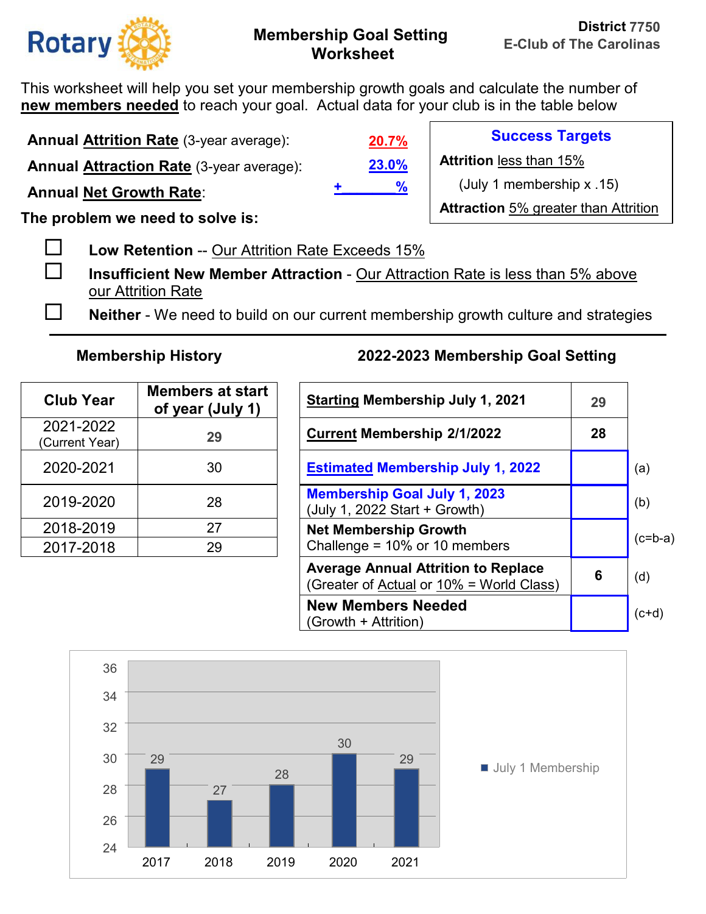**Rotary**

# Membership Goal Setting Worksheet

**District 7750**
**E-Club of The Carolinas**

This worksheet will help you set your membership growth goals and calculate the number of **new members needed** to reach your goal. Actual data for your club is in the table below

**Annual Attrition Rate** (3-year average): **20.7%**

**Annual Attraction Rate** (3-year average): **23.0%**

**Annual Net Growth Rate**: **+ ______ %**

**Success Targets**

**Attrition** less than 15%

(July 1 membership x .15)

**Attraction** 5% greater than Attrition

**The problem we need to solve is:**

- ☐ **Low Retention** -- Our Attrition Rate Exceeds 15%
- ☐ **Insufficient New Member Attraction** - Our Attraction Rate is less than 5% above our Attrition Rate
- ☐ **Neither** - We need to build on our current membership growth culture and strategies

---

### Membership History

| Club Year | Members at start of year (July 1) |
|---|---|
| 2021-2022 (Current Year) | 29 |
| 2020-2021 | 30 |
| 2019-2020 | 28 |
| 2018-2019 | 27 |
| 2017-2018 | 29 |

### 2022-2023 Membership Goal Setting

| | | |
|---|---|---|
| **Starting Membership July 1, 2021** | 29 | |
| **Current Membership 2/1/2022** | 28 | |
| **Estimated Membership July 1, 2022** | | (a) |
| **Membership Goal July 1, 2023** (July 1, 2022 Start + Growth) | | (b) |
| **Net Membership Growth** Challenge = 10% or 10 members | | (c=b-a) |
| **Average Annual Attrition to Replace** (Greater of Actual or 10% = World Class) | 6 | (d) |
| **New Members Needed** (Growth + Attrition) | | (c+d) |

| Year | July 1 Membership |
|---|---|
| 2017 | 29 |
| 2018 | 27 |
| 2019 | 28 |
| 2020 | 30 |
| 2021 | 29 |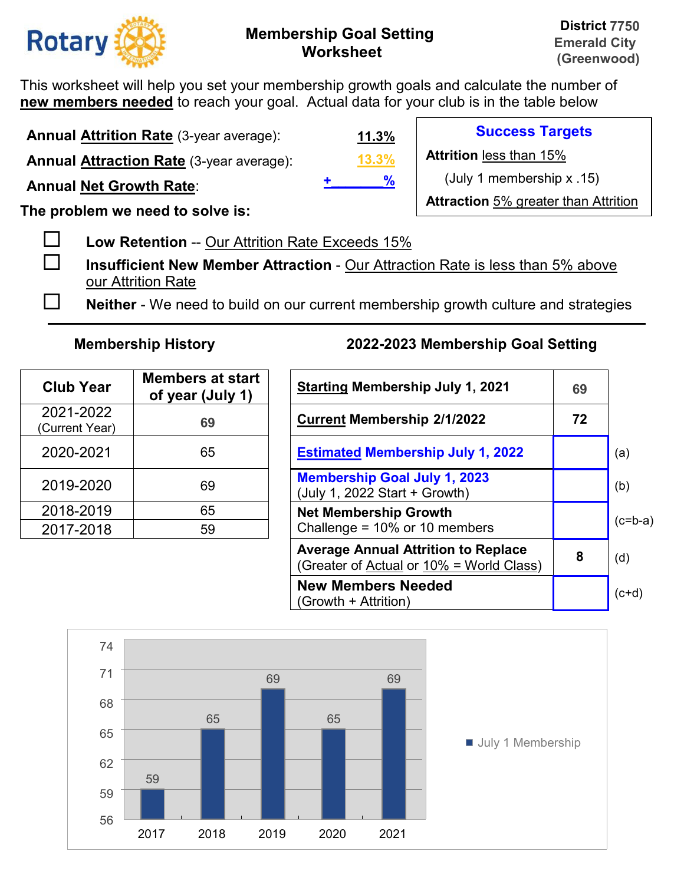**Rotary**

## Membership Goal Setting Worksheet

**District 7750**
**Emerald City**
**(Greenwood)**

This worksheet will help you set your membership growth goals and calculate the number of **new members needed** to reach your goal. Actual data for your club is in the table below

**Annual Attrition Rate** (3-year average): **11.3%**

**Annual Attraction Rate** (3-year average): **13.3%**

**Annual Net Growth Rate**: **+ ______ %**

**Success Targets**

**Attrition** less than 15%

(July 1 membership x .15)

**Attraction** 5% greater than Attrition

**The problem we need to solve is:**

- ☐ **Low Retention** -- Our Attrition Rate Exceeds 15%
- ☐ **Insufficient New Member Attraction** - Our Attraction Rate is less than 5% above our Attrition Rate
- ☐ **Neither** - We need to build on our current membership growth culture and strategies

---

### Membership History

| Club Year | Members at start of year (July 1) |
|---|---|
| 2021-2022 (Current Year) | **69** |
| 2020-2021 | 65 |
| 2019-2020 | 69 |
| 2018-2019 | 65 |
| 2017-2018 | 59 |

### 2022-2023 Membership Goal Setting

| | | |
|---|---|---|
| **Starting Membership July 1, 2021** | **69** | |
| **Current Membership 2/1/2022** | **72** | |
| **Estimated Membership July 1, 2022** | | (a) |
| **Membership Goal July 1, 2023** (July 1, 2022 Start + Growth) | | (b) |
| **Net Membership Growth** Challenge = 10% or 10 members | | (c=b-a) |
| **Average Annual Attrition to Replace** (Greater of Actual or 10% = World Class) | **8** | (d) |
| **New Members Needed** (Growth + Attrition) | | (c+d) |

July 1 Membership

| Year | July 1 Membership |
|---|---|
| 2017 | 59 |
| 2018 | 65 |
| 2019 | 69 |
| 2020 | 65 |
| 2021 | 69 |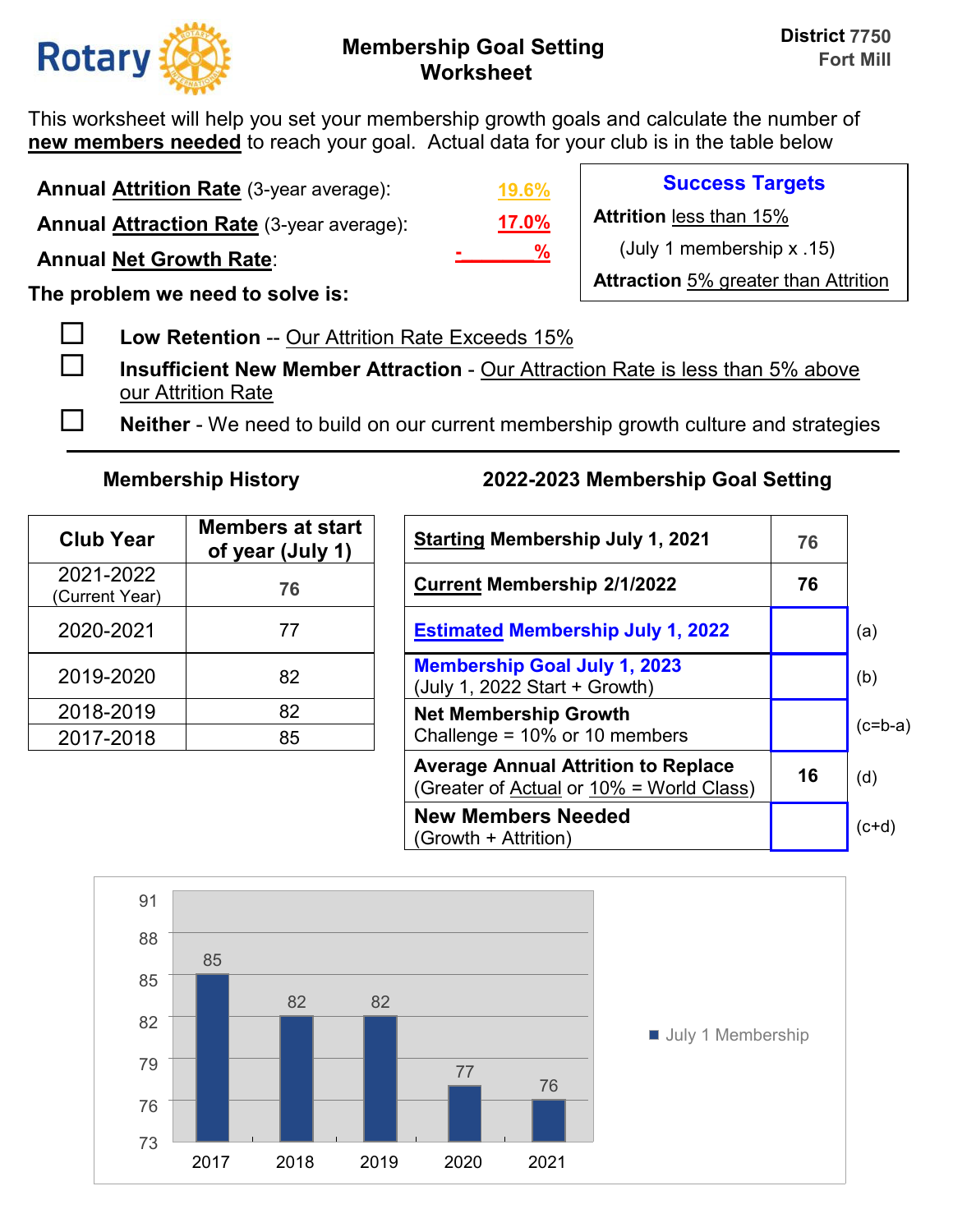**Rotary** | **Membership Goal Setting Worksheet** | **District 7750 Fort Mill**

This worksheet will help you set your membership growth goals and calculate the number of **new members needed** to reach your goal. Actual data for your club is in the table below

**Annual Attrition Rate** (3-year average): 19.6%

**Annual Attraction Rate** (3-year average): 17.0%

**Annual Net Growth Rate**: - %

**Success Targets**

**Attrition** less than 15%

(July 1 membership x .15)

**Attraction** 5% greater than Attrition

**The problem we need to solve is:**

- ☐ **Low Retention** -- Our Attrition Rate Exceeds 15%
- ☐ **Insufficient New Member Attraction** - Our Attraction Rate is less than 5% above our Attrition Rate
- ☐ **Neither** - We need to build on our current membership growth culture and strategies

---

**Membership History**

| Club Year | Members at start of year (July 1) |
|---|---|
| 2021-2022 (Current Year) | 76 |
| 2020-2021 | 77 |
| 2019-2020 | 82 |
| 2018-2019 | 82 |
| 2017-2018 | 85 |

**2022-2023 Membership Goal Setting**

| | | |
|---|---|---|
| **Starting Membership July 1, 2021** | 76 | |
| **Current Membership 2/1/2022** | 76 | |
| **Estimated Membership July 1, 2022** | | (a) |
| **Membership Goal July 1, 2023** (July 1, 2022 Start + Growth) | | (b) |
| **Net Membership Growth** Challenge = 10% or 10 members | | (c=b-a) |
| **Average Annual Attrition to Replace** (Greater of Actual or 10% = World Class) | 16 | (d) |
| **New Members Needed** (Growth + Attrition) | | (c+d) |

| Year | July 1 Membership |
|---|---|
| 2017 | 85 |
| 2018 | 82 |
| 2019 | 82 |
| 2020 | 77 |
| 2021 | 76 |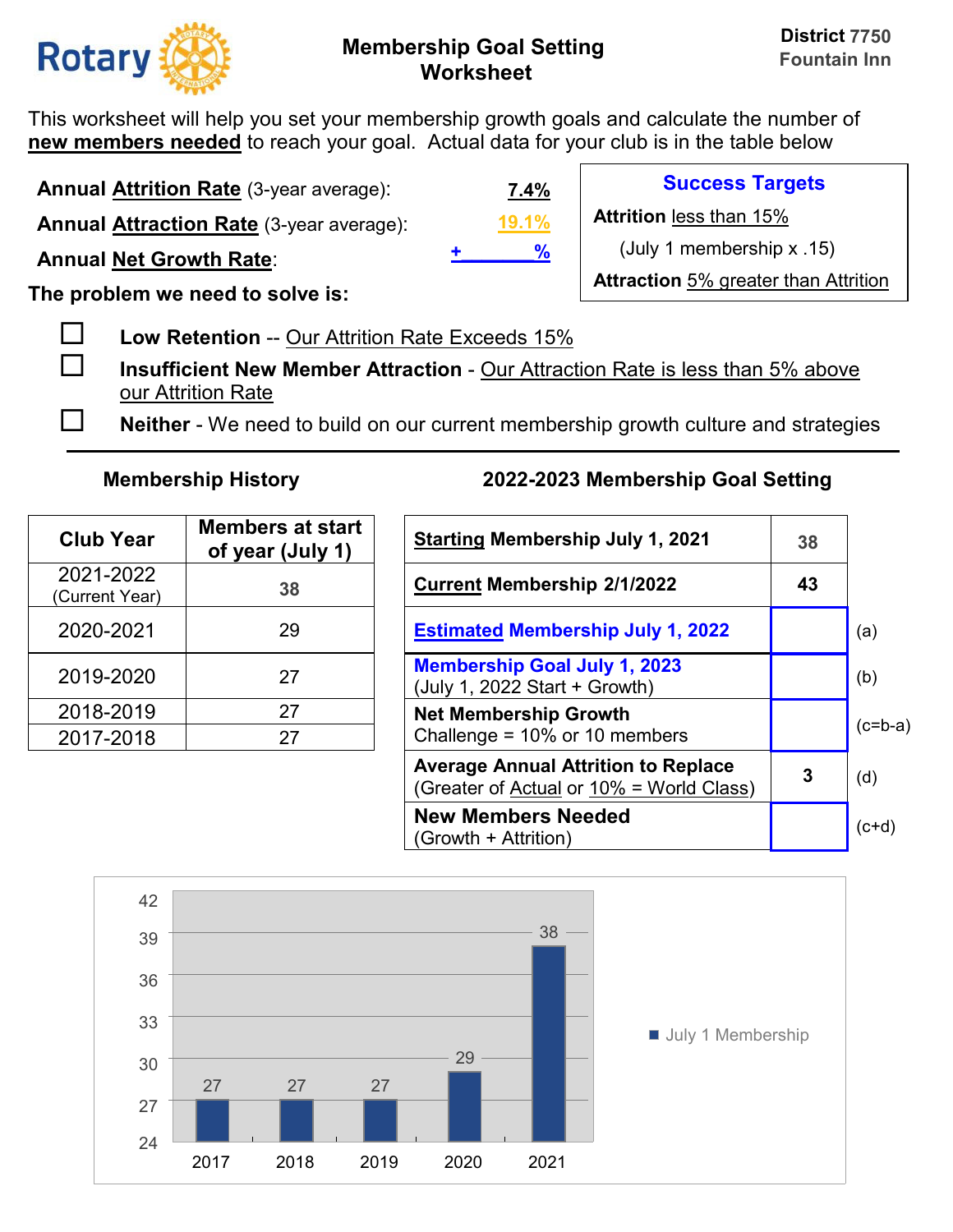**Rotary**

# Membership Goal Setting Worksheet

**District 7750**
**Fountain Inn**

This worksheet will help you set your membership growth goals and calculate the number of **new members needed** to reach your goal. Actual data for your club is in the table below

**Annual Attrition Rate** (3-year average): **7.4%**

**Annual Attraction Rate** (3-year average): **19.1%**

**Annual Net Growth Rate**: **+ ______ %**

**Success Targets**

**Attrition** less than 15%

(July 1 membership x .15)

**Attraction** 5% greater than Attrition

**The problem we need to solve is:**

- ☐ **Low Retention** -- Our Attrition Rate Exceeds 15%
- ☐ **Insufficient New Member Attraction** - Our Attraction Rate is less than 5% above our Attrition Rate
- ☐ **Neither** - We need to build on our current membership growth culture and strategies

---

### Membership History

| Club Year | Members at start of year (July 1) |
|---|---|
| 2021-2022 (Current Year) | 38 |
| 2020-2021 | 29 |
| 2019-2020 | 27 |
| 2018-2019 | 27 |
| 2017-2018 | 27 |

### 2022-2023 Membership Goal Setting

| | | |
|---|---|---|
| **Starting Membership July 1, 2021** | 38 | |
| **Current Membership 2/1/2022** | 43 | |
| **Estimated Membership July 1, 2022** | | (a) |
| **Membership Goal July 1, 2023** (July 1, 2022 Start + Growth) | | (b) |
| **Net Membership Growth** Challenge = 10% or 10 members | | (c=b-a) |
| **Average Annual Attrition to Replace** (Greater of Actual or 10% = World Class) | 3 | (d) |
| **New Members Needed** (Growth + Attrition) | | (c+d) |

| Year | July 1 Membership |
|---|---|
| 2017 | 27 |
| 2018 | 27 |
| 2019 | 27 |
| 2020 | 29 |
| 2021 | 38 |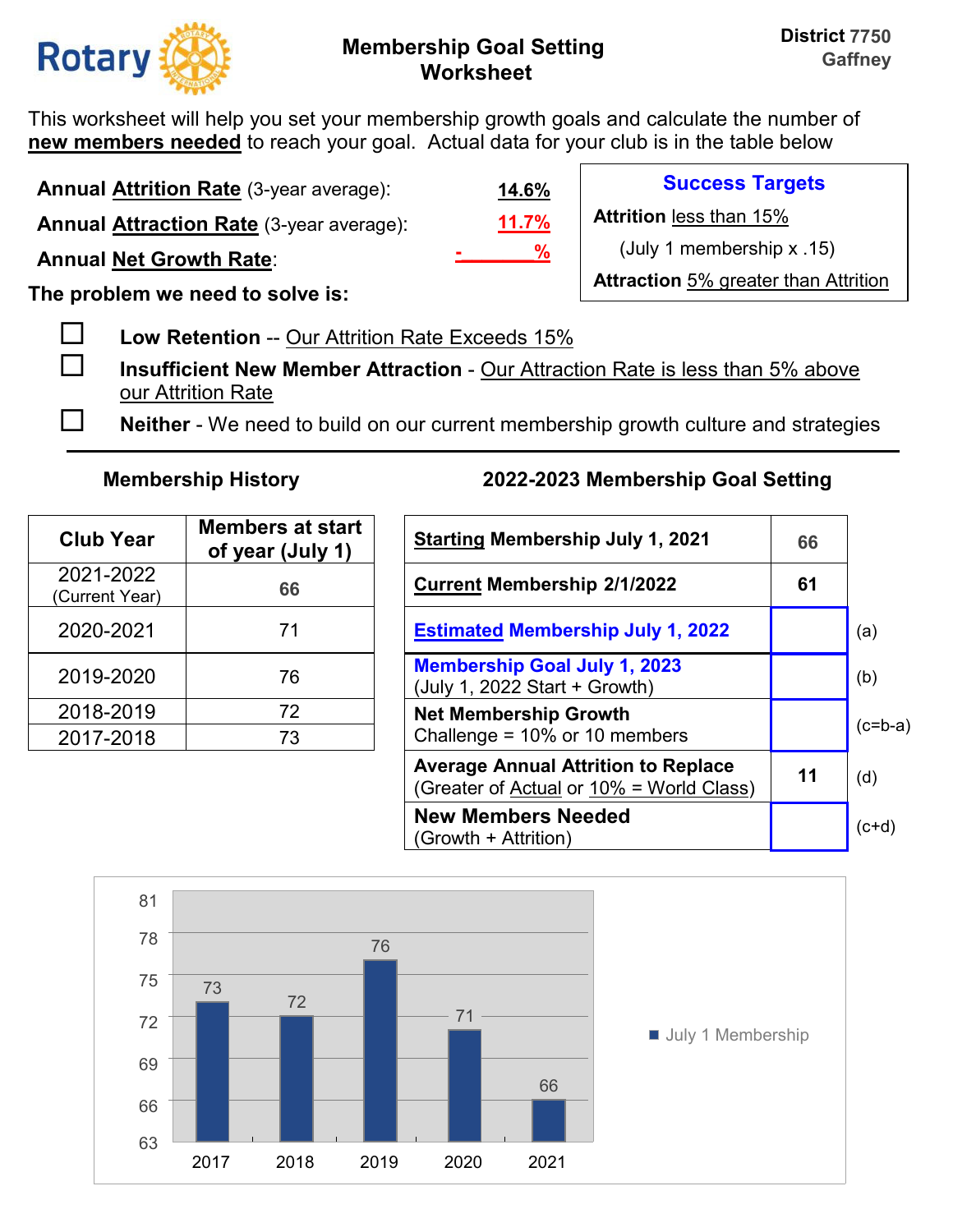**Rotary**

## Membership Goal Setting Worksheet

**District 7750**
**Gaffney**

This worksheet will help you set your membership growth goals and calculate the number of **new members needed** to reach your goal. Actual data for your club is in the table below

**Annual Attrition Rate** (3-year average): **14.6%**

**Annual Attraction Rate** (3-year average): **11.7%**

**Annual Net Growth Rate**: **- %**

**Success Targets**

**Attrition** less than 15%

(July 1 membership x .15)

**Attraction** 5% greater than Attrition

**The problem we need to solve is:**

- ☐ **Low Retention** -- Our Attrition Rate Exceeds 15%
- ☐ **Insufficient New Member Attraction** - Our Attraction Rate is less than 5% above our Attrition Rate
- ☐ **Neither** - We need to build on our current membership growth culture and strategies

---

### Membership History

| Club Year | Members at start of year (July 1) |
|---|---|
| 2021-2022 (Current Year) | **66** |
| 2020-2021 | 71 |
| 2019-2020 | 76 |
| 2018-2019 | 72 |
| 2017-2018 | 73 |

### 2022-2023 Membership Goal Setting

| | | |
|---|---|---|
| **Starting Membership July 1, 2021** | **66** | |
| **Current Membership 2/1/2022** | **61** | |
| **Estimated Membership July 1, 2022** | | (a) |
| **Membership Goal July 1, 2023** (July 1, 2022 Start + Growth) | | (b) |
| **Net Membership Growth** Challenge = 10% or 10 members | | (c=b-a) |
| **Average Annual Attrition to Replace** (Greater of Actual or 10% = World Class) | **11** | (d) |
| **New Members Needed** (Growth + Attrition) | | (c+d) |

July 1 Membership

| Year | Members |
|---|---|
| 2017 | 73 |
| 2018 | 72 |
| 2019 | 76 |
| 2020 | 71 |
| 2021 | 66 |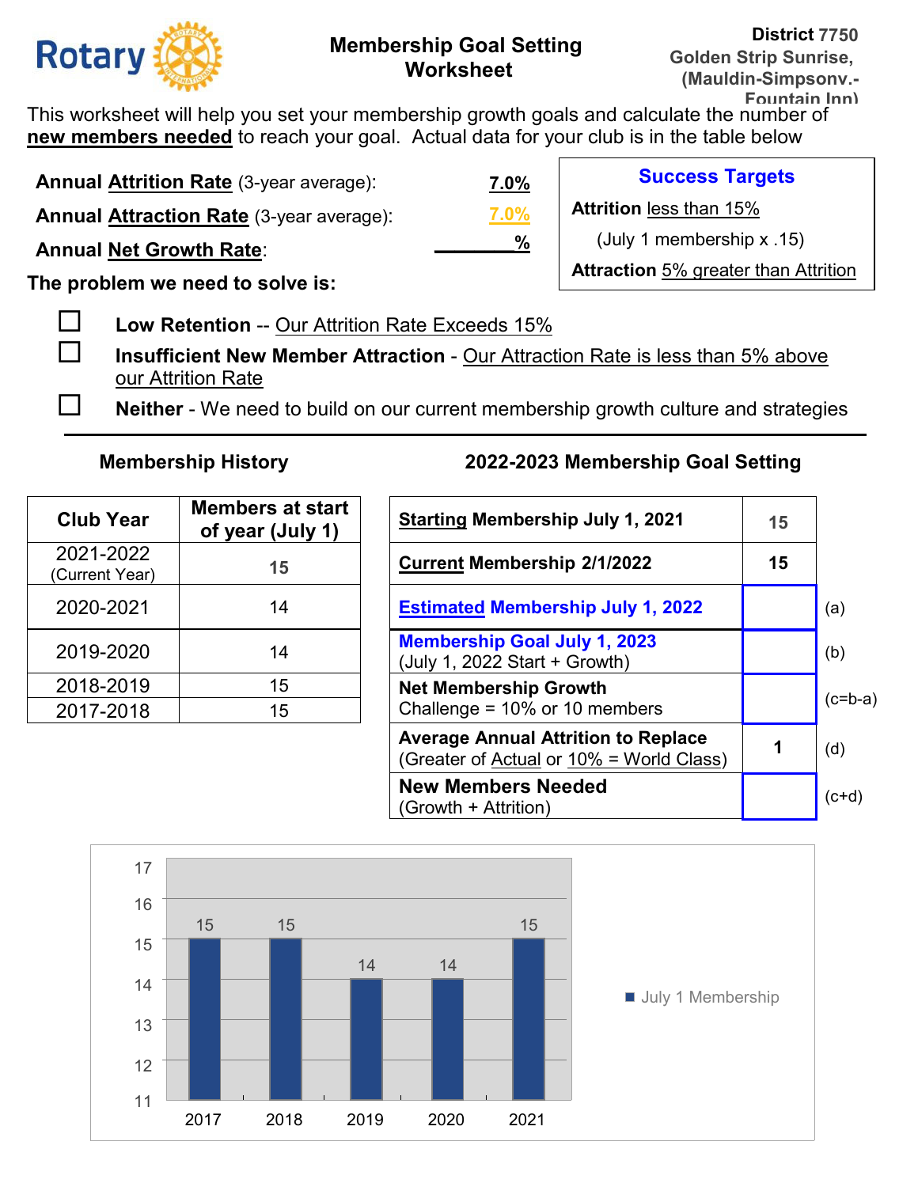# Membership Goal Setting Worksheet

**District 7750**
**Golden Strip Sunrise, (Mauldin-Simpsonv.-Fountain Inn)**

This worksheet will help you set your membership growth goals and calculate the number of **new members needed** to reach your goal. Actual data for your club is in the table below

**Annual Attrition Rate** (3-year average): **7.0%**

**Annual Attraction Rate** (3-year average): **7.0%**

**Annual Net Growth Rate**: ______%

**Success Targets**

**Attrition** less than 15%

(July 1 membership x .15)

**Attraction** 5% greater than Attrition

**The problem we need to solve is:**

- ☐ **Low Retention** -- Our Attrition Rate Exceeds 15%
- ☐ **Insufficient New Member Attraction** - Our Attraction Rate is less than 5% above our Attrition Rate
- ☐ **Neither** - We need to build on our current membership growth culture and strategies

---

### Membership History

| Club Year | Members at start of year (July 1) |
|---|---|
| 2021-2022 (Current Year) | 15 |
| 2020-2021 | 14 |
| 2019-2020 | 14 |
| 2018-2019 | 15 |
| 2017-2018 | 15 |

### 2022-2023 Membership Goal Setting

| | | |
|---|---|---|
| **Starting Membership July 1, 2021** | 15 | |
| **Current Membership 2/1/2022** | 15 | |
| **Estimated Membership July 1, 2022** | | (a) |
| **Membership Goal July 1, 2023** (July 1, 2022 Start + Growth) | | (b) |
| **Net Membership Growth** Challenge = 10% or 10 members | | (c=b-a) |
| **Average Annual Attrition to Replace** (Greater of Actual or 10% = World Class) | 1 | (d) |
| **New Members Needed** (Growth + Attrition) | | (c+d) |

July 1 Membership

| Year | Members |
|---|---|
| 2017 | 15 |
| 2018 | 15 |
| 2019 | 14 |
| 2020 | 14 |
| 2021 | 15 |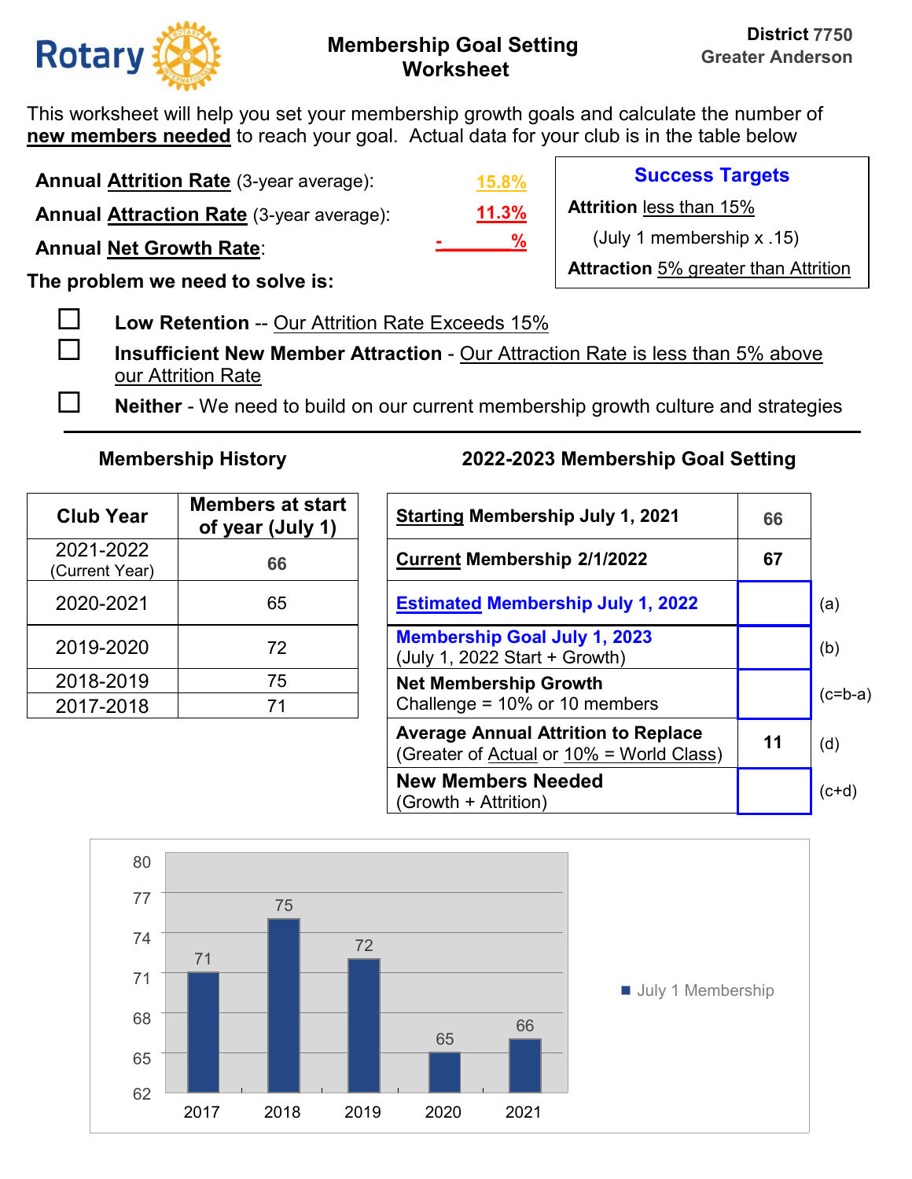Rotary

# Membership Goal Setting Worksheet

**District 7750**
**Greater Anderson**

This worksheet will help you set your membership growth goals and calculate the number of **new members needed** to reach your goal. Actual data for your club is in the table below

**Annual Attrition Rate** (3-year average): 15.8%

**Annual Attraction Rate** (3-year average): 11.3%

**Annual Net Growth Rate**: - %

**Success Targets**

**Attrition** less than 15%

(July 1 membership x .15)

**Attraction** 5% greater than Attrition

**The problem we need to solve is:**

- ☐ **Low Retention** -- Our Attrition Rate Exceeds 15%
- ☐ **Insufficient New Member Attraction** - Our Attraction Rate is less than 5% above our Attrition Rate
- ☐ **Neither** - We need to build on our current membership growth culture and strategies

---

### Membership History

| Club Year | Members at start of year (July 1) |
|---|---|
| 2021-2022 (Current Year) | 66 |
| 2020-2021 | 65 |
| 2019-2020 | 72 |
| 2018-2019 | 75 |
| 2017-2018 | 71 |

### 2022-2023 Membership Goal Setting

| | | |
|---|---|---|
| **Starting Membership July 1, 2021** | 66 | |
| **Current Membership 2/1/2022** | 67 | |
| **Estimated Membership July 1, 2022** | | (a) |
| **Membership Goal July 1, 2023** (July 1, 2022 Start + Growth) | | (b) |
| **Net Membership Growth** Challenge = 10% or 10 members | | (c=b-a) |
| **Average Annual Attrition to Replace** (Greater of Actual or 10% = World Class) | 11 | (d) |
| **New Members Needed** (Growth + Attrition) | | (c+d) |

| Year | July 1 Membership |
|---|---|
| 2017 | 71 |
| 2018 | 75 |
| 2019 | 72 |
| 2020 | 65 |
| 2021 | 66 |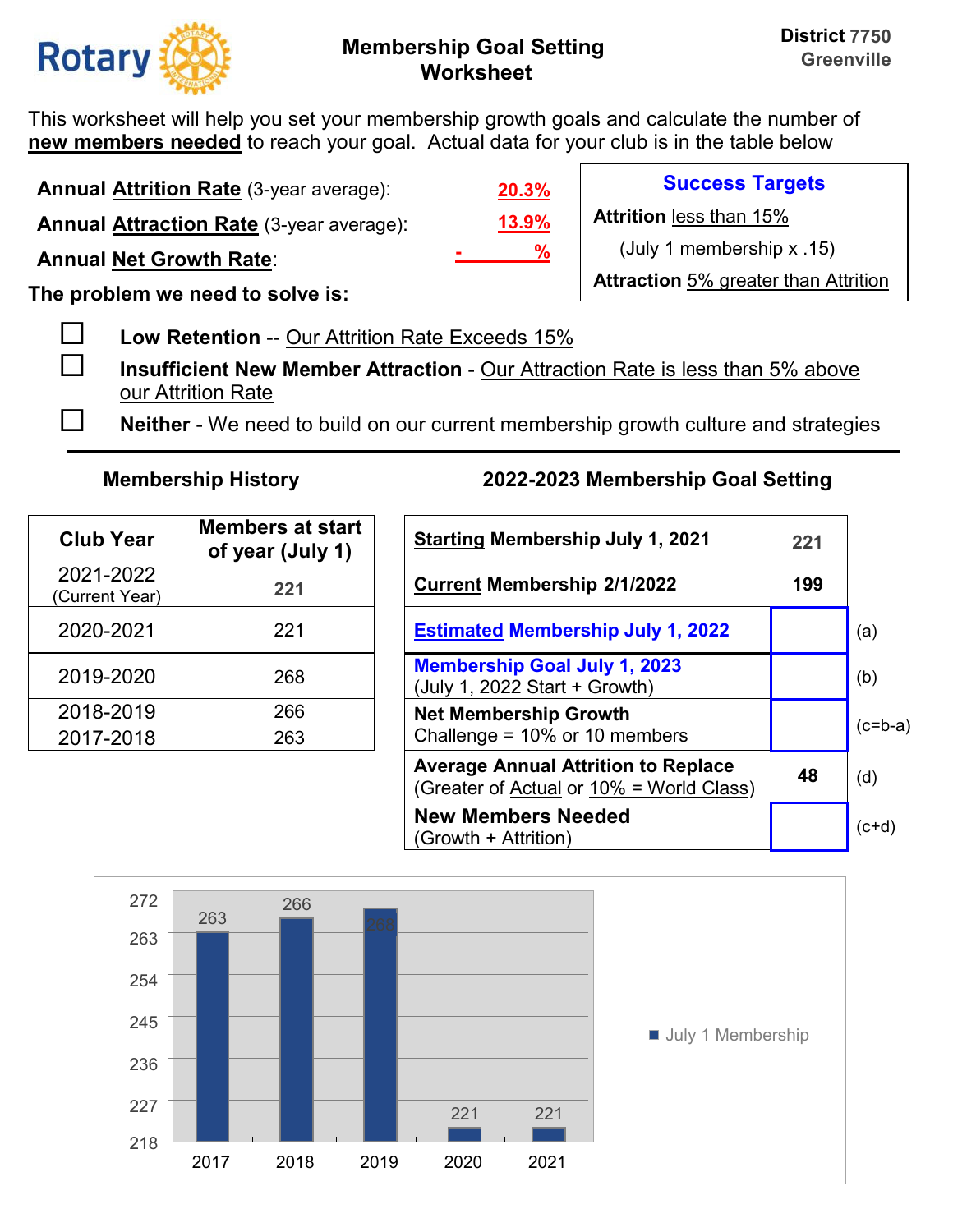**Rotary** | **Membership Goal Setting Worksheet** | **District 7750 Greenville**

This worksheet will help you set your membership growth goals and calculate the number of **new members needed** to reach your goal. Actual data for your club is in the table below

**Annual Attrition Rate** (3-year average): **20.3%**

**Annual Attraction Rate** (3-year average): **13.9%**

**Annual Net Growth Rate**: - %

**Success Targets**

**Attrition** less than 15%
(July 1 membership x .15)

**Attraction** 5% greater than Attrition

**The problem we need to solve is:**

- ☐ **Low Retention** -- Our Attrition Rate Exceeds 15%
- ☐ **Insufficient New Member Attraction** - Our Attraction Rate is less than 5% above our Attrition Rate
- ☐ **Neither** - We need to build on our current membership growth culture and strategies

---

### Membership History

| Club Year | Members at start of year (July 1) |
|---|---|
| 2021-2022 (Current Year) | 221 |
| 2020-2021 | 221 |
| 2019-2020 | 268 |
| 2018-2019 | 266 |
| 2017-2018 | 263 |

### 2022-2023 Membership Goal Setting

| | | |
|---|---|---|
| **Starting Membership July 1, 2021** | 221 | |
| **Current Membership 2/1/2022** | 199 | |
| **Estimated Membership July 1, 2022** | | (a) |
| **Membership Goal July 1, 2023** (July 1, 2022 Start + Growth) | | (b) |
| **Net Membership Growth** Challenge = 10% or 10 members | | (c=b-a) |
| **Average Annual Attrition to Replace** (Greater of Actual or 10% = World Class) | 48 | (d) |
| **New Members Needed** (Growth + Attrition) | | (c+d) |

| Year | July 1 Membership |
|---|---|
| 2017 | 263 |
| 2018 | 266 |
| 2019 | 268 |
| 2020 | 221 |
| 2021 | 221 |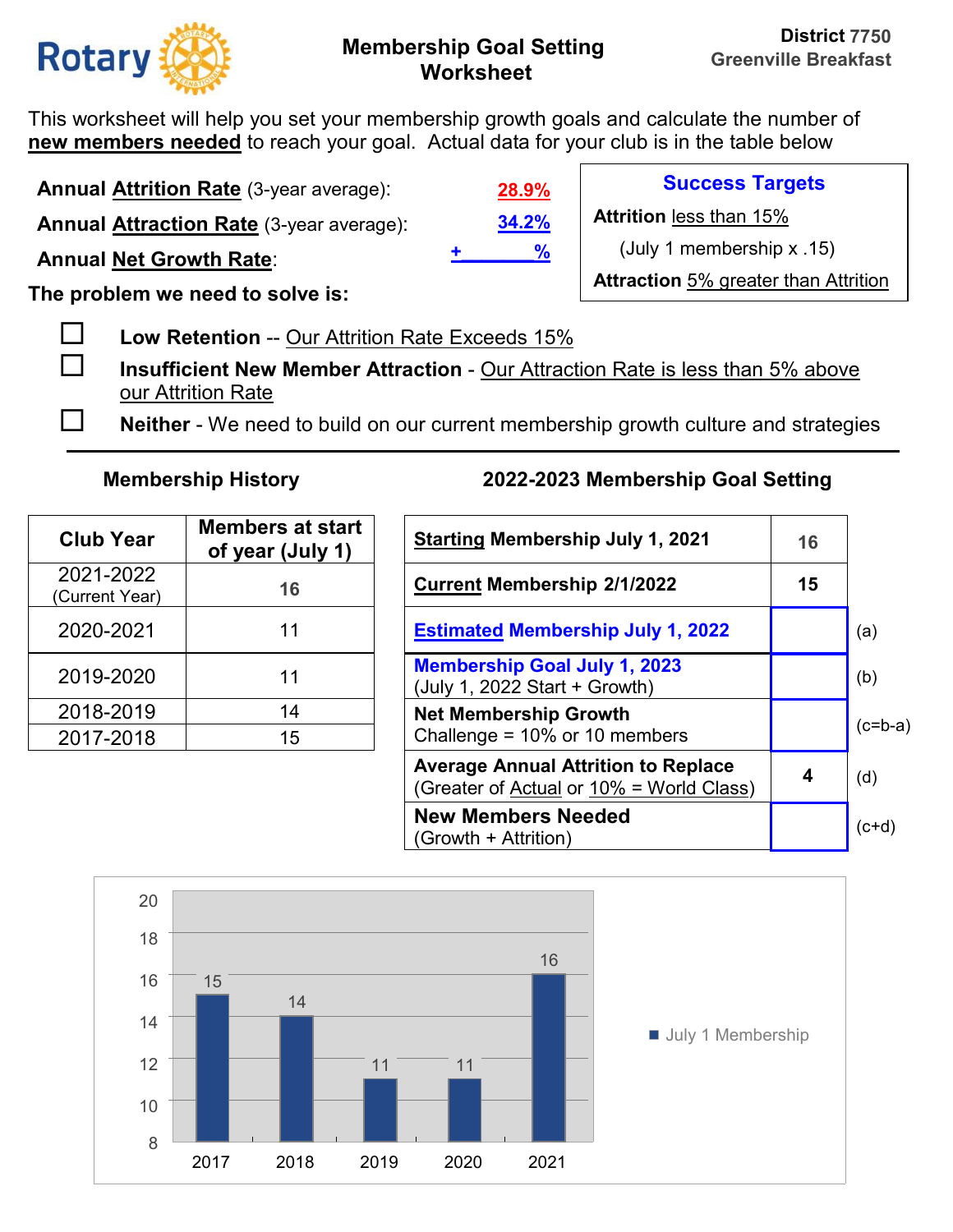Rotary

# Membership Goal Setting Worksheet

**District 7750**
**Greenville Breakfast**

This worksheet will help you set your membership growth goals and calculate the number of **new members needed** to reach your goal. Actual data for your club is in the table below

**Annual Attrition Rate** (3-year average): **28.9%**

**Annual Attraction Rate** (3-year average): **34.2%**

**Annual Net Growth Rate**: **+ ______ %**

**Success Targets**

**Attrition** less than 15%
(July 1 membership x .15)

**Attraction** 5% greater than Attrition

**The problem we need to solve is:**

- ☐ **Low Retention** -- Our Attrition Rate Exceeds 15%
- ☐ **Insufficient New Member Attraction** - Our Attraction Rate is less than 5% above our Attrition Rate
- ☐ **Neither** - We need to build on our current membership growth culture and strategies

---

### Membership History

| Club Year | Members at start of year (July 1) |
|---|---|
| 2021-2022 (Current Year) | 16 |
| 2020-2021 | 11 |
| 2019-2020 | 11 |
| 2018-2019 | 14 |
| 2017-2018 | 15 |

### 2022-2023 Membership Goal Setting

| | | |
|---|---|---|
| **Starting Membership July 1, 2021** | 16 | |
| **Current Membership 2/1/2022** | 15 | |
| **Estimated Membership July 1, 2022** | | (a) |
| **Membership Goal July 1, 2023** (July 1, 2022 Start + Growth) | | (b) |
| **Net Membership Growth** Challenge = 10% or 10 members | | (c=b-a) |
| **Average Annual Attrition to Replace** (Greater of Actual or 10% = World Class) | 4 | (d) |
| **New Members Needed** (Growth + Attrition) | | (c+d) |

| Year | July 1 Membership |
|---|---|
| 2017 | 15 |
| 2018 | 14 |
| 2019 | 11 |
| 2020 | 11 |
| 2021 | 16 |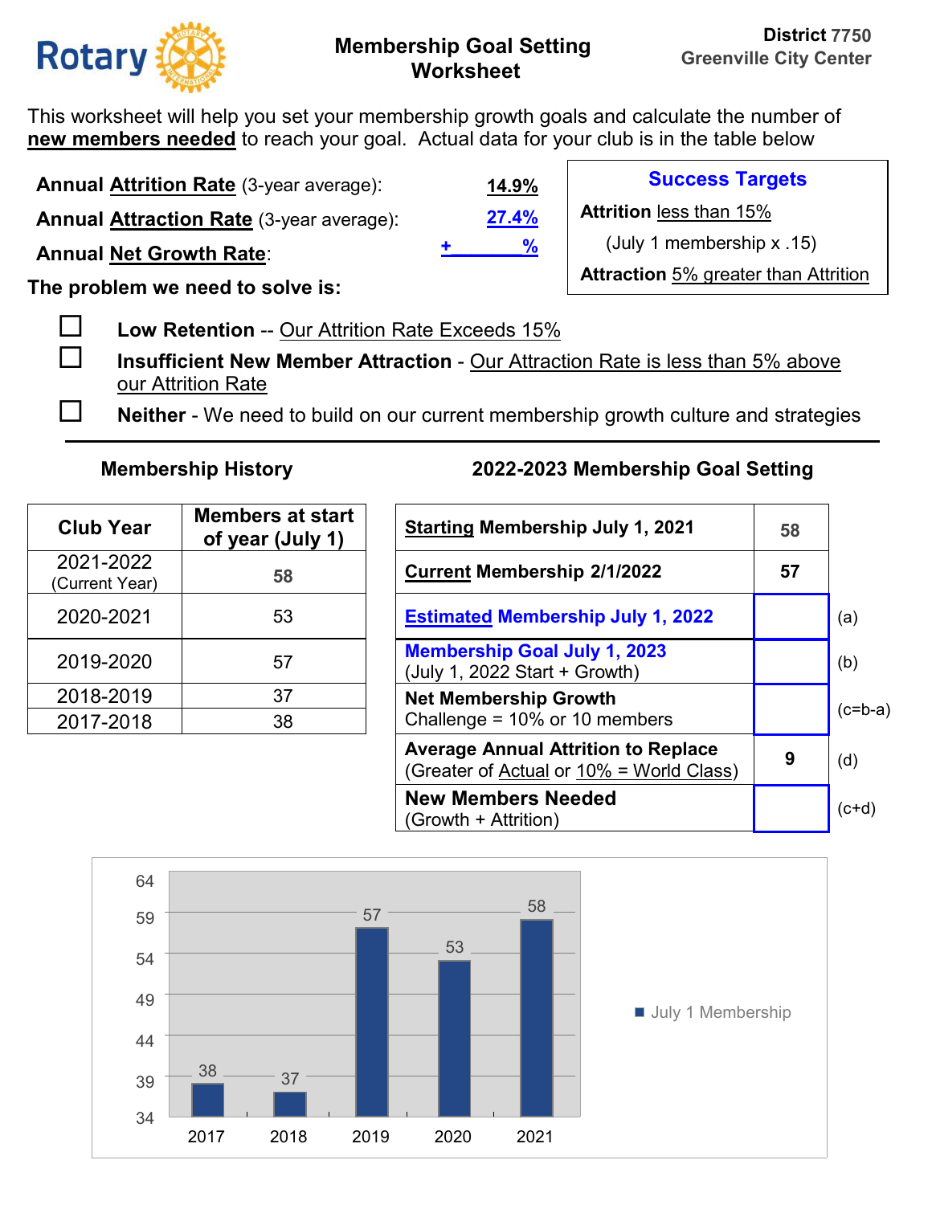**Rotary** — District 7750, Greenville City Center

# Membership Goal Setting Worksheet

This worksheet will help you set your membership growth goals and calculate the number of **new members needed** to reach your goal. Actual data for your club is in the table below

**Annual Attrition Rate** (3-year average): **14.9%**

**Annual Attraction Rate** (3-year average): **27.4%**

**Annual Net Growth Rate**: + ______ %

**Success Targets**

**Attrition** less than 15%
(July 1 membership x .15)

**Attraction** 5% greater than Attrition

**The problem we need to solve is:**

- ☐ **Low Retention** -- Our Attrition Rate Exceeds 15%
- ☐ **Insufficient New Member Attraction** - Our Attraction Rate is less than 5% above our Attrition Rate
- ☐ **Neither** - We need to build on our current membership growth culture and strategies

---

### Membership History

| Club Year | Members at start of year (July 1) |
|---|---|
| 2021-2022 (Current Year) | **58** |
| 2020-2021 | 53 |
| 2019-2020 | 57 |
| 2018-2019 | 37 |
| 2017-2018 | 38 |

### 2022-2023 Membership Goal Setting

| | | |
|---|---|---|
| **Starting Membership July 1, 2021** | **58** | |
| **Current Membership 2/1/2022** | **57** | |
| **Estimated Membership July 1, 2022** | | (a) |
| **Membership Goal July 1, 2023** (July 1, 2022 Start + Growth) | | (b) |
| **Net Membership Growth** Challenge = 10% or 10 members | | (c=b-a) |
| **Average Annual Attrition to Replace** (Greater of Actual or 10% = World Class) | **9** | (d) |
| **New Members Needed** (Growth + Attrition) | | (c+d) |

**July 1 Membership**

| Year | July 1 Membership |
|---|---|
| 2017 | 38 |
| 2018 | 37 |
| 2019 | 57 |
| 2020 | 53 |
| 2021 | 58 |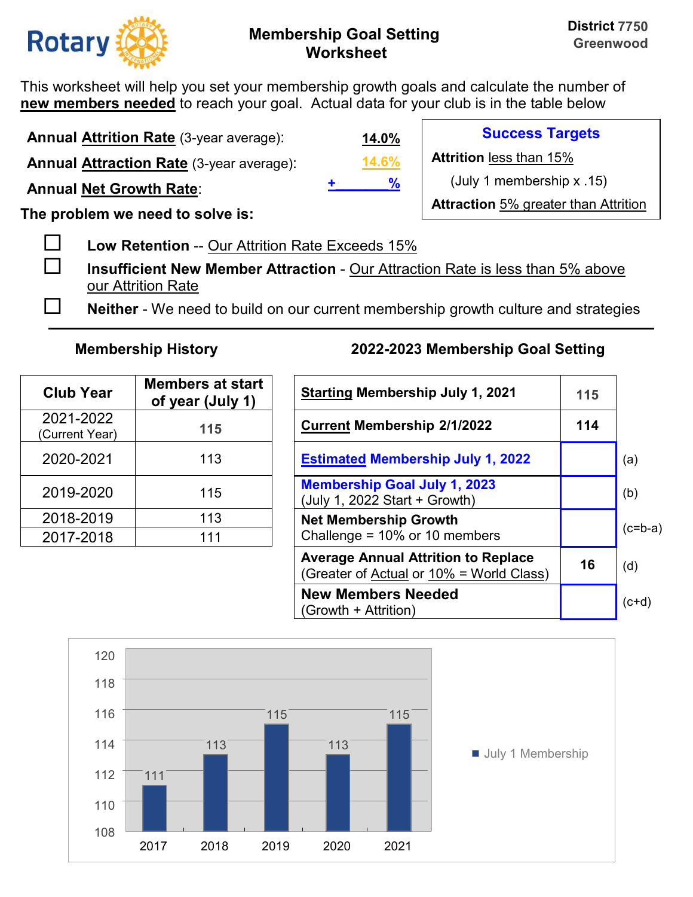# Membership Goal Setting Worksheet

**District 7750**
**Greenwood**

This worksheet will help you set your membership growth goals and calculate the number of **new members needed** to reach your goal. Actual data for your club is in the table below

| | |
|---|---|
| **Annual Attrition Rate** (3-year average): | **14.0%** |
| **Annual Attraction Rate** (3-year average): | **14.6%** |
| **Annual Net Growth Rate**: | **+ %** |

**Success Targets**

**Attrition** less than 15%

(July 1 membership x .15)

**Attraction** 5% greater than Attrition

**The problem we need to solve is:**

- ☐ **Low Retention** -- Our Attrition Rate Exceeds 15%
- ☐ **Insufficient New Member Attraction** - Our Attraction Rate is less than 5% above our Attrition Rate
- ☐ **Neither** - We need to build on our current membership growth culture and strategies

---

### Membership History

| Club Year | Members at start of year (July 1) |
|---|---|
| 2021-2022 (Current Year) | 115 |
| 2020-2021 | 113 |
| 2019-2020 | 115 |
| 2018-2019 | 113 |
| 2017-2018 | 111 |

### 2022-2023 Membership Goal Setting

| | | |
|---|---|---|
| **Starting Membership July 1, 2021** | 115 | |
| **Current Membership 2/1/2022** | 114 | |
| **Estimated Membership July 1, 2022** | | (a) |
| **Membership Goal July 1, 2023** (July 1, 2022 Start + Growth) | | (b) |
| **Net Membership Growth** Challenge = 10% or 10 members | | (c=b-a) |
| **Average Annual Attrition to Replace** (Greater of Actual or 10% = World Class) | 16 | (d) |
| **New Members Needed** (Growth + Attrition) | | (c+d) |

| Year | July 1 Membership |
|---|---|
| 2017 | 111 |
| 2018 | 113 |
| 2019 | 115 |
| 2020 | 113 |
| 2021 | 115 |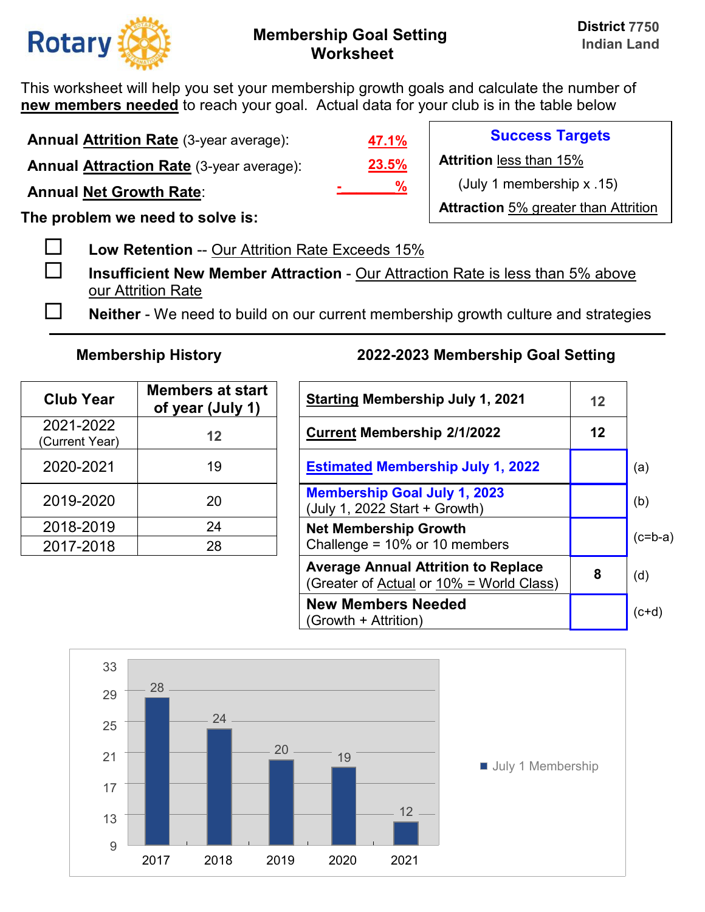# Rotary — Membership Goal Setting Worksheet

**District 7750**
**Indian Land**

This worksheet will help you set your membership growth goals and calculate the number of **new members needed** to reach your goal. Actual data for your club is in the table below

**Annual Attrition Rate** (3-year average): **47.1%**

**Annual Attraction Rate** (3-year average): **23.5%**

**Annual Net Growth Rate**: **- %**

**Success Targets**

**Attrition** less than 15%
(July 1 membership x .15)

**Attraction** 5% greater than Attrition

**The problem we need to solve is:**

- ☐ **Low Retention** -- Our Attrition Rate Exceeds 15%
- ☐ **Insufficient New Member Attraction** - Our Attraction Rate is less than 5% above our Attrition Rate
- ☐ **Neither** - We need to build on our current membership growth culture and strategies

---

### Membership History

| Club Year | Members at start of year (July 1) |
|---|---|
| 2021-2022 (Current Year) | 12 |
| 2020-2021 | 19 |
| 2019-2020 | 20 |
| 2018-2019 | 24 |
| 2017-2018 | 28 |

### 2022-2023 Membership Goal Setting

| | | |
|---|---|---|
| **Starting Membership July 1, 2021** | 12 | |
| **Current Membership 2/1/2022** | 12 | |
| **Estimated Membership July 1, 2022** | | (a) |
| **Membership Goal July 1, 2023** (July 1, 2022 Start + Growth) | | (b) |
| **Net Membership Growth** Challenge = 10% or 10 members | | (c=b-a) |
| **Average Annual Attrition to Replace** (Greater of Actual or 10% = World Class) | 8 | (d) |
| **New Members Needed** (Growth + Attrition) | | (c+d) |

July 1 Membership

| Year | July 1 Membership |
|---|---|
| 2017 | 28 |
| 2018 | 24 |
| 2019 | 20 |
| 2020 | 19 |
| 2021 | 12 |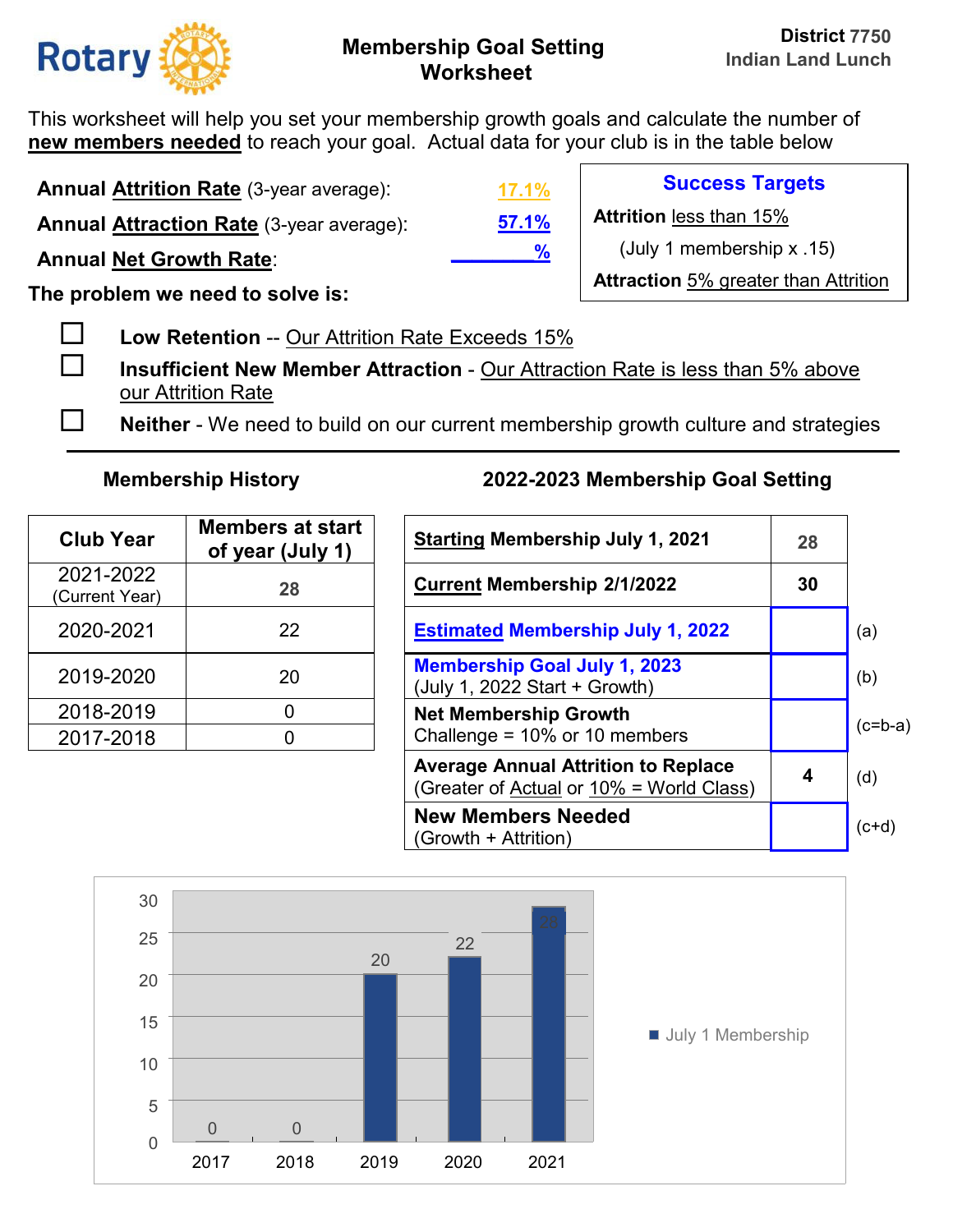**Rotary**

# Membership Goal Setting Worksheet

**District 7750**
**Indian Land Lunch**

This worksheet will help you set your membership growth goals and calculate the number of **new members needed** to reach your goal. Actual data for your club is in the table below

**Annual Attrition Rate** (3-year average): 17.1%

**Annual Attraction Rate** (3-year average): 57.1%

**Annual Net Growth Rate**: %

**Success Targets**

**Attrition** less than 15%

(July 1 membership x .15)

**Attraction** 5% greater than Attrition

**The problem we need to solve is:**

- ☐ **Low Retention** -- Our Attrition Rate Exceeds 15%
- ☐ **Insufficient New Member Attraction** - Our Attraction Rate is less than 5% above our Attrition Rate
- ☐ **Neither** - We need to build on our current membership growth culture and strategies

---

### Membership History

| Club Year | Members at start of year (July 1) |
|---|---|
| 2021-2022 (Current Year) | 28 |
| 2020-2021 | 22 |
| 2019-2020 | 20 |
| 2018-2019 | 0 |
| 2017-2018 | 0 |

### 2022-2023 Membership Goal Setting

| | | |
|---|---|---|
| **Starting Membership July 1, 2021** | 28 | |
| **Current Membership 2/1/2022** | 30 | |
| **Estimated Membership July 1, 2022** | | (a) |
| **Membership Goal July 1, 2023** (July 1, 2022 Start + Growth) | | (b) |
| **Net Membership Growth** Challenge = 10% or 10 members | | (c=b-a) |
| **Average Annual Attrition to Replace** (Greater of Actual or 10% = World Class) | 4 | (d) |
| **New Members Needed** (Growth + Attrition) | | (c+d) |

| Year | July 1 Membership |
|---|---|
| 2017 | 0 |
| 2018 | 0 |
| 2019 | 20 |
| 2020 | 22 |
| 2021 | 28 |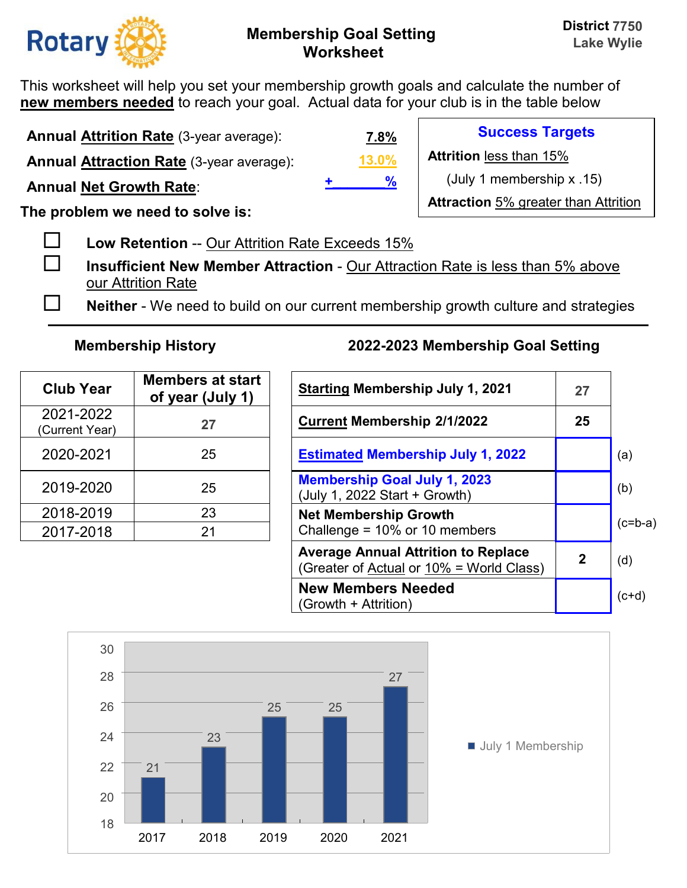Rotary

# Membership Goal Setting Worksheet

**District 7750**
**Lake Wylie**

This worksheet will help you set your membership growth goals and calculate the number of **new members needed** to reach your goal. Actual data for your club is in the table below

**Annual Attrition Rate** (3-year average): **7.8%**

**Annual Attraction Rate** (3-year average): **13.0%**

**Annual Net Growth Rate**: **+ %**

**Success Targets**

**Attrition** less than 15%

(July 1 membership x .15)

**Attraction** 5% greater than Attrition

**The problem we need to solve is:**

- ☐ **Low Retention** -- Our Attrition Rate Exceeds 15%
- ☐ **Insufficient New Member Attraction** - Our Attraction Rate is less than 5% above our Attrition Rate
- ☐ **Neither** - We need to build on our current membership growth culture and strategies

---

### Membership History

| Club Year | Members at start of year (July 1) |
|---|---|
| 2021-2022 (Current Year) | 27 |
| 2020-2021 | 25 |
| 2019-2020 | 25 |
| 2018-2019 | 23 |
| 2017-2018 | 21 |

### 2022-2023 Membership Goal Setting

| | | |
|---|---|---|
| **Starting Membership July 1, 2021** | 27 | |
| **Current Membership 2/1/2022** | 25 | |
| **Estimated Membership July 1, 2022** | | (a) |
| **Membership Goal July 1, 2023** (July 1, 2022 Start + Growth) | | (b) |
| **Net Membership Growth** Challenge = 10% or 10 members | | (c=b-a) |
| **Average Annual Attrition to Replace** (Greater of Actual or 10% = World Class) | 2 | (d) |
| **New Members Needed** (Growth + Attrition) | | (c+d) |

| Year | July 1 Membership |
|---|---|
| 2017 | 21 |
| 2018 | 23 |
| 2019 | 25 |
| 2020 | 25 |
| 2021 | 27 |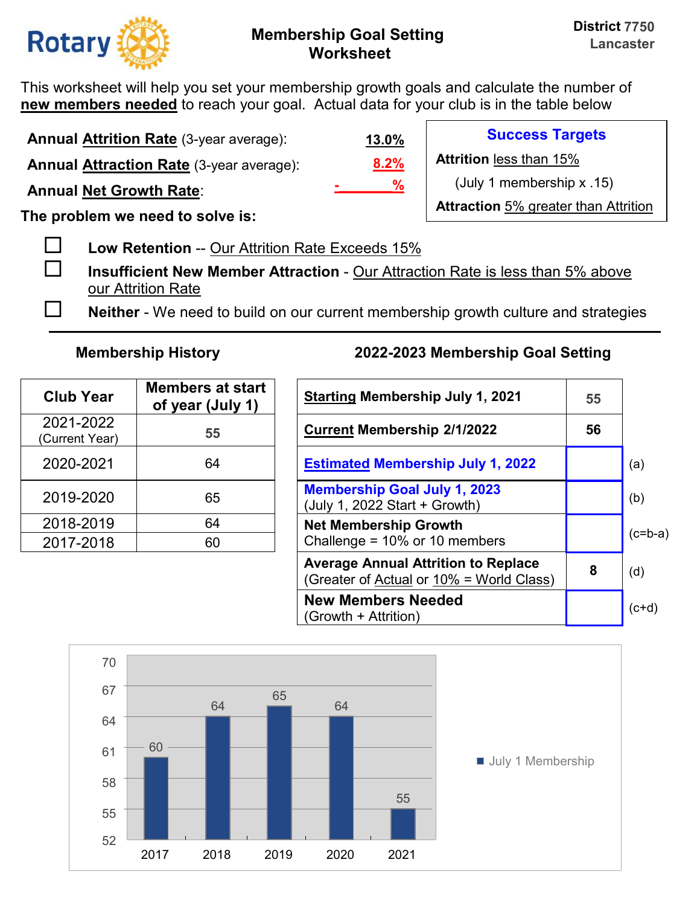Rotary

# Membership Goal Setting Worksheet

**District 7750**
**Lancaster**

This worksheet will help you set your membership growth goals and calculate the number of **new members needed** to reach your goal. Actual data for your club is in the table below

**Annual Attrition Rate** (3-year average): **13.0%**

**Annual Attraction Rate** (3-year average): **8.2%**

**Annual Net Growth Rate**: - %

**Success Targets**

**Attrition** less than 15%

(July 1 membership x .15)

**Attraction** 5% greater than Attrition

**The problem we need to solve is:**

- ☐ **Low Retention** -- Our Attrition Rate Exceeds 15%
- ☐ **Insufficient New Member Attraction** - Our Attraction Rate is less than 5% above our Attrition Rate
- ☐ **Neither** - We need to build on our current membership growth culture and strategies

---

### Membership History

| Club Year | Members at start of year (July 1) |
|---|---|
| 2021-2022 (Current Year) | 55 |
| 2020-2021 | 64 |
| 2019-2020 | 65 |
| 2018-2019 | 64 |
| 2017-2018 | 60 |

### 2022-2023 Membership Goal Setting

| | | |
|---|---|---|
| **Starting Membership July 1, 2021** | 55 | |
| **Current Membership 2/1/2022** | 56 | |
| **Estimated Membership July 1, 2022** | | (a) |
| **Membership Goal July 1, 2023** (July 1, 2022 Start + Growth) | | (b) |
| **Net Membership Growth** Challenge = 10% or 10 members | | (c=b-a) |
| **Average Annual Attrition to Replace** (Greater of Actual or 10% = World Class) | 8 | (d) |
| **New Members Needed** (Growth + Attrition) | | (c+d) |

| Year | July 1 Membership |
|---|---|
| 2017 | 60 |
| 2018 | 64 |
| 2019 | 65 |
| 2020 | 64 |
| 2021 | 55 |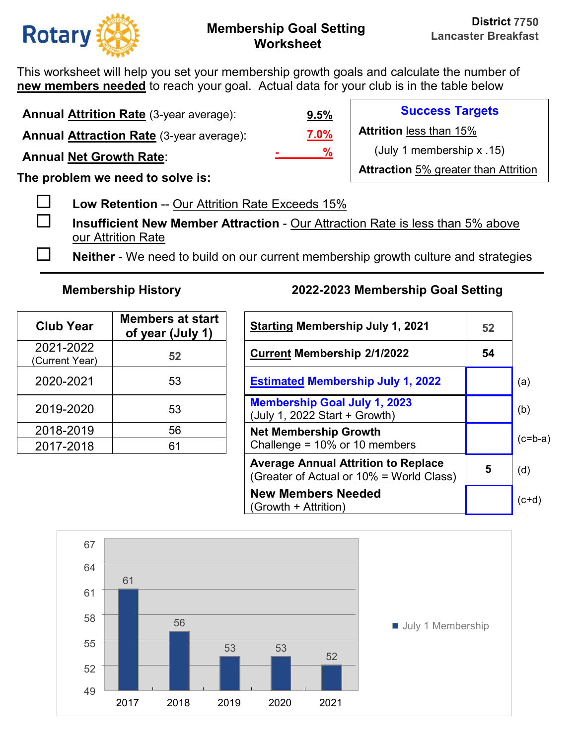**Rotary** | **Membership Goal Setting Worksheet** | **District 7750 Lancaster Breakfast**

# Membership Goal Setting Worksheet

This worksheet will help you set your membership growth goals and calculate the number of **new members needed** to reach your goal. Actual data for your club is in the table below

**Annual Attrition Rate** (3-year average): **9.5%**

**Annual Attraction Rate** (3-year average): **7.0%**

**Annual Net Growth Rate**: **- %**

**Success Targets**

**Attrition** less than 15%

(July 1 membership x .15)

**Attraction** 5% greater than Attrition

**The problem we need to solve is:**

- ☐ **Low Retention** -- Our Attrition Rate Exceeds 15%
- ☐ **Insufficient New Member Attraction** - Our Attraction Rate is less than 5% above our Attrition Rate
- ☐ **Neither** - We need to build on our current membership growth culture and strategies

---

### Membership History

| Club Year | Members at start of year (July 1) |
|---|---|
| 2021-2022 (Current Year) | **52** |
| 2020-2021 | 53 |
| 2019-2020 | 53 |
| 2018-2019 | 56 |
| 2017-2018 | 61 |

### 2022-2023 Membership Goal Setting

| Item | Value | |
|---|---|---|
| **Starting Membership July 1, 2021** | **52** | |
| **Current Membership 2/1/2022** | **54** | |
| **Estimated Membership July 1, 2022** | | (a) |
| **Membership Goal July 1, 2023** (July 1, 2022 Start + Growth) | | (b) |
| **Net Membership Growth** Challenge = 10% or 10 members | | (c=b-a) |
| **Average Annual Attrition to Replace** (Greater of Actual or 10% = World Class) | **5** | (d) |
| **New Members Needed** (Growth + Attrition) | | (c+d) |

| Year | July 1 Membership |
|---|---|
| 2017 | 61 |
| 2018 | 56 |
| 2019 | 53 |
| 2020 | 53 |
| 2021 | 52 |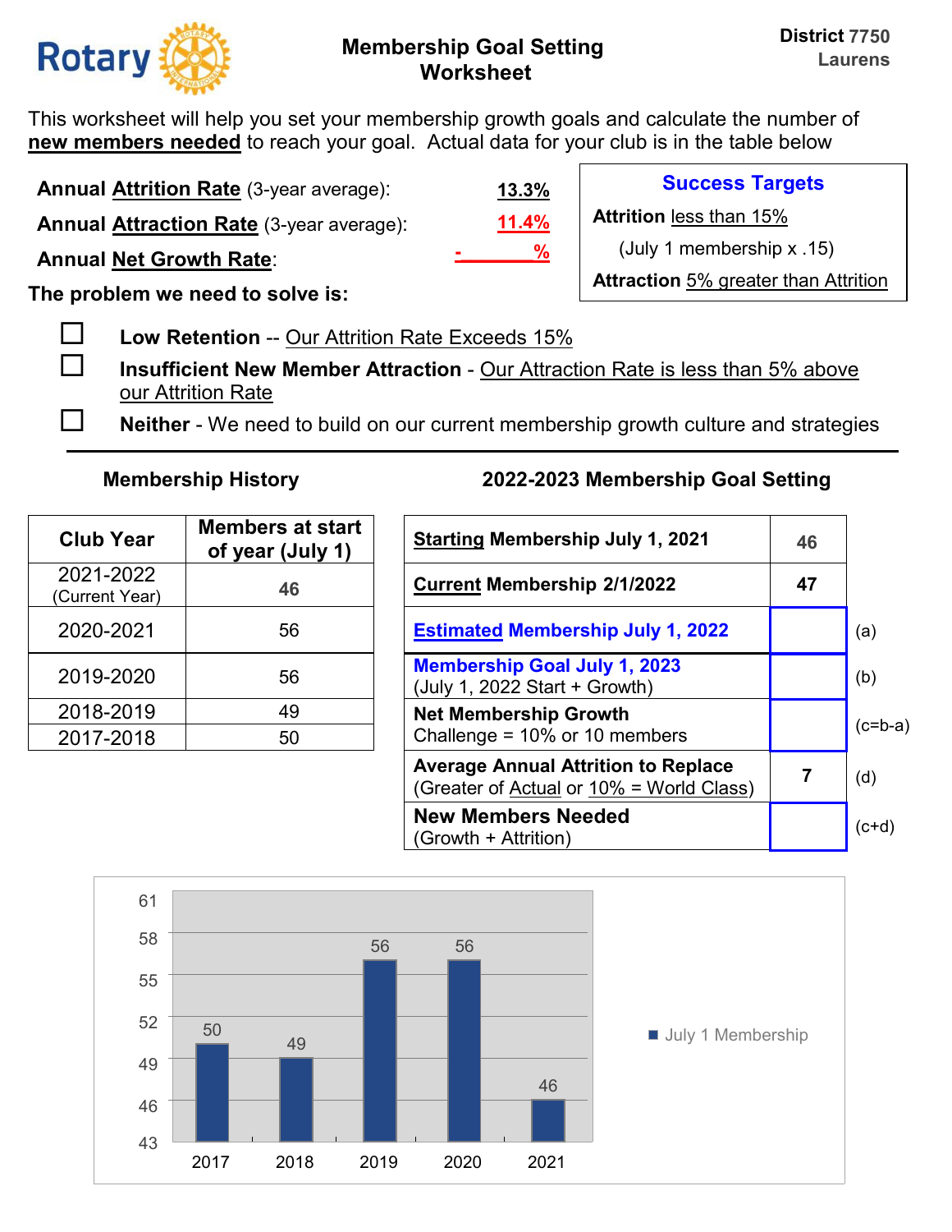# Membership Goal Setting Worksheet

District 7750
Laurens

This worksheet will help you set your membership growth goals and calculate the number of **new members needed** to reach your goal. Actual data for your club is in the table below

**Annual Attrition Rate** (3-year average): **13.3%**

**Annual Attraction Rate** (3-year average): **11.4%**

**Annual Net Growth Rate**: - %

**Success Targets**

**Attrition** less than 15%

(July 1 membership x .15)

**Attraction** 5% greater than Attrition

**The problem we need to solve is:**

- ☐ **Low Retention** -- Our Attrition Rate Exceeds 15%
- ☐ **Insufficient New Member Attraction** - Our Attraction Rate is less than 5% above our Attrition Rate
- ☐ **Neither** - We need to build on our current membership growth culture and strategies

---

### Membership History

| Club Year | Members at start of year (July 1) |
|---|---|
| 2021-2022 (Current Year) | **46** |
| 2020-2021 | 56 |
| 2019-2020 | 56 |
| 2018-2019 | 49 |
| 2017-2018 | 50 |

### 2022-2023 Membership Goal Setting

| | | |
|---|---|---|
| **Starting Membership July 1, 2021** | **46** | |
| **Current Membership 2/1/2022** | **47** | |
| **Estimated Membership July 1, 2022** | | (a) |
| **Membership Goal July 1, 2023** (July 1, 2022 Start + Growth) | | (b) |
| **Net Membership Growth** Challenge = 10% or 10 members | | (c=b-a) |
| **Average Annual Attrition to Replace** (Greater of Actual or 10% = World Class) | **7** | (d) |
| **New Members Needed** (Growth + Attrition) | | (c+d) |

| Year | July 1 Membership |
|---|---|
| 2017 | 50 |
| 2018 | 49 |
| 2019 | 56 |
| 2020 | 56 |
| 2021 | 46 |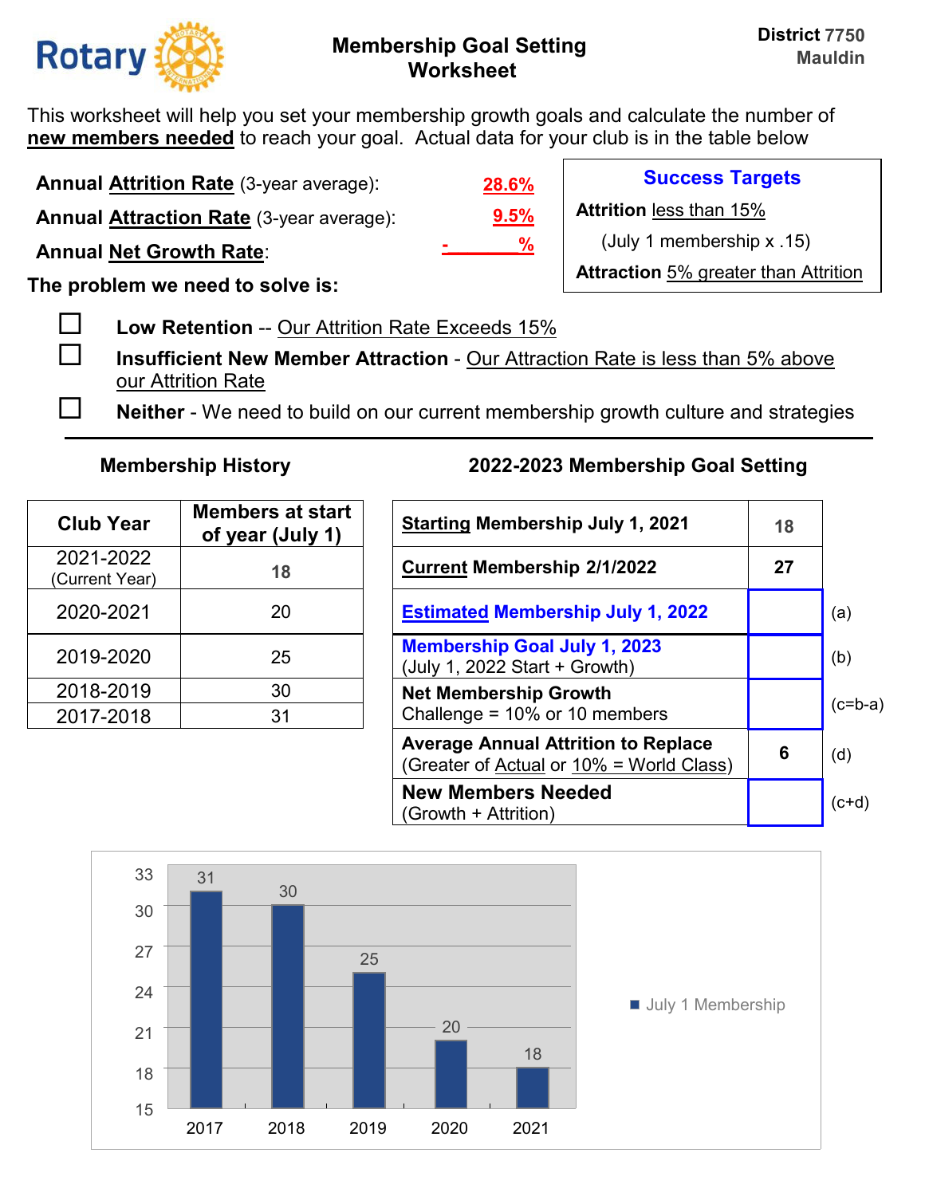Rotary

## Membership Goal Setting Worksheet

**District 7750**
**Mauldin**

This worksheet will help you set your membership growth goals and calculate the number of **new members needed** to reach your goal. Actual data for your club is in the table below

**Annual Attrition Rate** (3-year average): **28.6%**

**Annual Attraction Rate** (3-year average): **9.5%**

**Annual Net Growth Rate**: **- %**

**Success Targets**

**Attrition** less than 15%
(July 1 membership x .15)

**Attraction** 5% greater than Attrition

**The problem we need to solve is:**

- ☐ **Low Retention** -- Our Attrition Rate Exceeds 15%
- ☐ **Insufficient New Member Attraction** - Our Attraction Rate is less than 5% above our Attrition Rate
- ☐ **Neither** - We need to build on our current membership growth culture and strategies

---

### Membership History

| Club Year | Members at start of year (July 1) |
|---|---|
| 2021-2022 (Current Year) | 18 |
| 2020-2021 | 20 |
| 2019-2020 | 25 |
| 2018-2019 | 30 |
| 2017-2018 | 31 |

### 2022-2023 Membership Goal Setting

| | | |
|---|---|---|
| **Starting Membership July 1, 2021** | 18 | |
| **Current Membership 2/1/2022** | 27 | |
| **Estimated Membership July 1, 2022** | | (a) |
| **Membership Goal July 1, 2023** (July 1, 2022 Start + Growth) | | (b) |
| **Net Membership Growth** Challenge = 10% or 10 members | | (c=b-a) |
| **Average Annual Attrition to Replace** (Greater of Actual or 10% = World Class) | 6 | (d) |
| **New Members Needed** (Growth + Attrition) | | (c+d) |

July 1 Membership

| Year | Members |
|---|---|
| 2017 | 31 |
| 2018 | 30 |
| 2019 | 25 |
| 2020 | 20 |
| 2021 | 18 |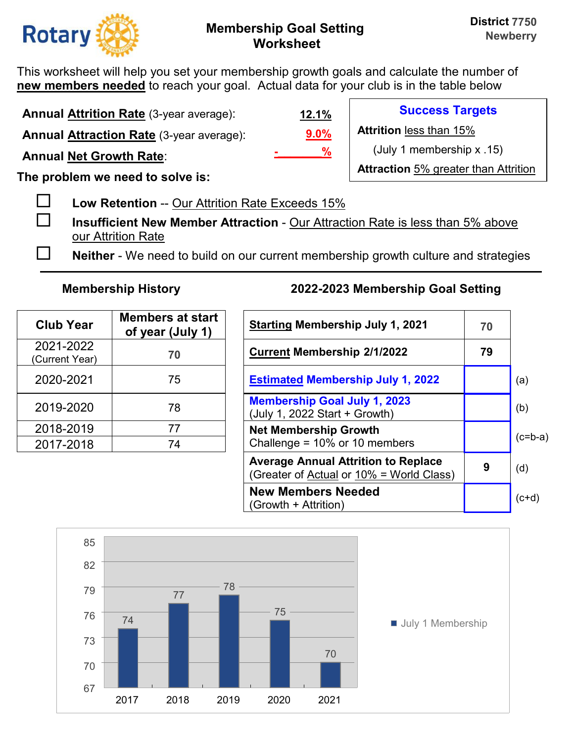Rotary

# Membership Goal Setting Worksheet

**District 7750**
**Newberry**

This worksheet will help you set your membership growth goals and calculate the number of **new members needed** to reach your goal. Actual data for your club is in the table below

**Annual Attrition Rate** (3-year average): **12.1%**

**Annual Attraction Rate** (3-year average): **9.0%**

**Annual Net Growth Rate**: - %

**Success Targets**

**Attrition** less than 15%

(July 1 membership x .15)

**Attraction** 5% greater than Attrition

**The problem we need to solve is:**

- ☐ **Low Retention** -- Our Attrition Rate Exceeds 15%
- ☐ **Insufficient New Member Attraction** - Our Attraction Rate is less than 5% above our Attrition Rate
- ☐ **Neither** - We need to build on our current membership growth culture and strategies

---

### Membership History

| Club Year | Members at start of year (July 1) |
|---|---|
| 2021-2022 (Current Year) | 70 |
| 2020-2021 | 75 |
| 2019-2020 | 78 |
| 2018-2019 | 77 |
| 2017-2018 | 74 |

### 2022-2023 Membership Goal Setting

| | | |
|---|---|---|
| **Starting Membership July 1, 2021** | 70 | |
| **Current Membership 2/1/2022** | 79 | |
| **Estimated Membership July 1, 2022** | | (a) |
| **Membership Goal July 1, 2023** (July 1, 2022 Start + Growth) | | (b) |
| **Net Membership Growth** Challenge = 10% or 10 members | | (c=b-a) |
| **Average Annual Attrition to Replace** (Greater of Actual or 10% = World Class) | 9 | (d) |
| **New Members Needed** (Growth + Attrition) | | (c+d) |

| Year | July 1 Membership |
|---|---|
| 2017 | 74 |
| 2018 | 77 |
| 2019 | 78 |
| 2020 | 75 |
| 2021 | 70 |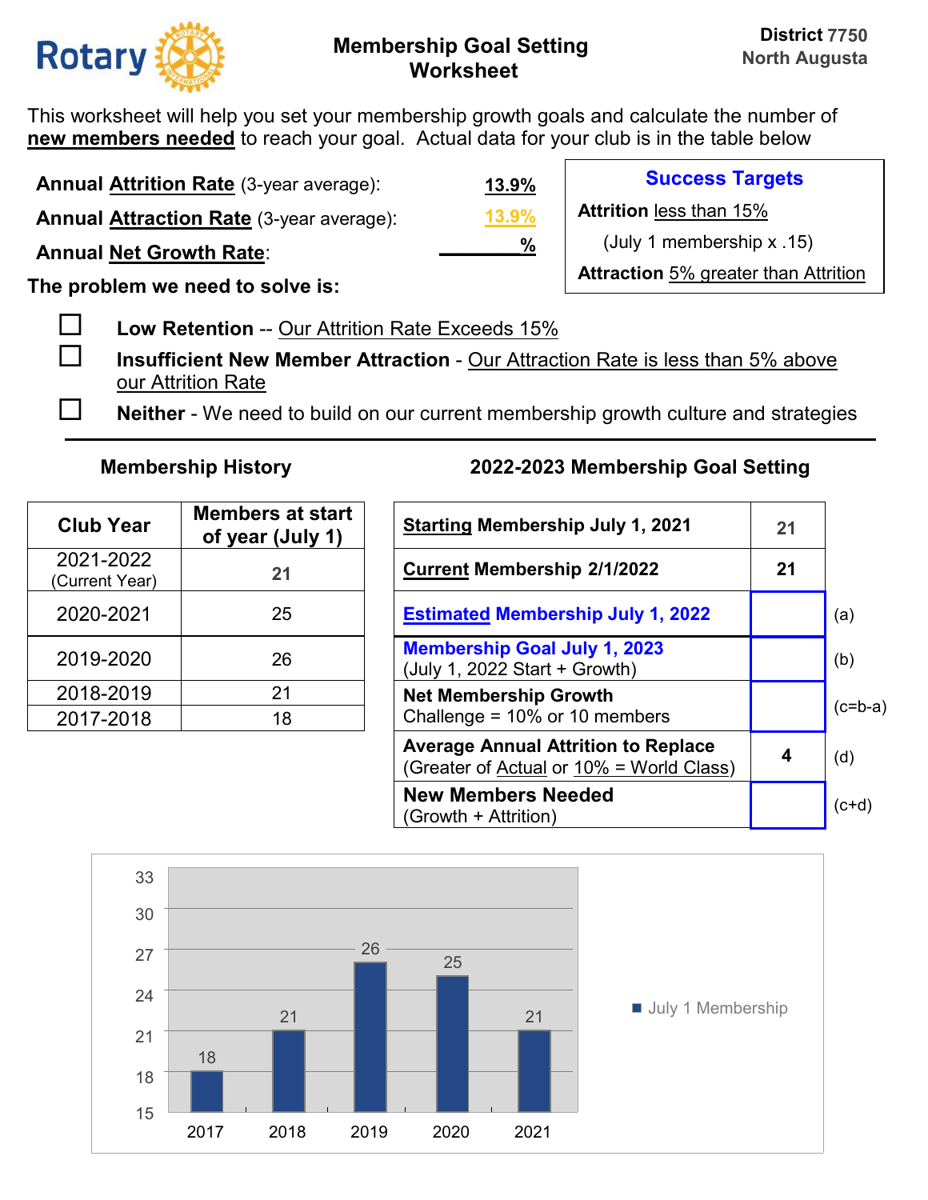Rotary — District 7750 North Augusta

# Membership Goal Setting Worksheet

This worksheet will help you set your membership growth goals and calculate the number of **new members needed** to reach your goal. Actual data for your club is in the table below

**Annual Attrition Rate** (3-year average): **13.9%**

**Annual Attraction Rate** (3-year average): **13.9%**

**Annual Net Growth Rate**: ______ **%**

**Success Targets**

**Attrition** less than 15%

(July 1 membership x .15)

**Attraction** 5% greater than Attrition

**The problem we need to solve is:**

- ☐ **Low Retention** -- Our Attrition Rate Exceeds 15%
- ☐ **Insufficient New Member Attraction** - Our Attraction Rate is less than 5% above our Attrition Rate
- ☐ **Neither** - We need to build on our current membership growth culture and strategies

---

### Membership History

| Club Year | Members at start of year (July 1) |
|---|---|
| 2021-2022 (Current Year) | **21** |
| 2020-2021 | 25 |
| 2019-2020 | 26 |
| 2018-2019 | 21 |
| 2017-2018 | 18 |

### 2022-2023 Membership Goal Setting

| | | |
|---|---|---|
| **Starting Membership July 1, 2021** | **21** | |
| **Current Membership 2/1/2022** | **21** | |
| **Estimated Membership July 1, 2022** | | (a) |
| **Membership Goal July 1, 2023** (July 1, 2022 Start + Growth) | | (b) |
| **Net Membership Growth** Challenge = 10% or 10 members | | (c=b-a) |
| **Average Annual Attrition to Replace** (Greater of Actual or 10% = World Class) | **4** | (d) |
| **New Members Needed** (Growth + Attrition) | | (c+d) |

| Year | July 1 Membership |
|---|---|
| 2017 | 18 |
| 2018 | 21 |
| 2019 | 26 |
| 2020 | 25 |
| 2021 | 21 |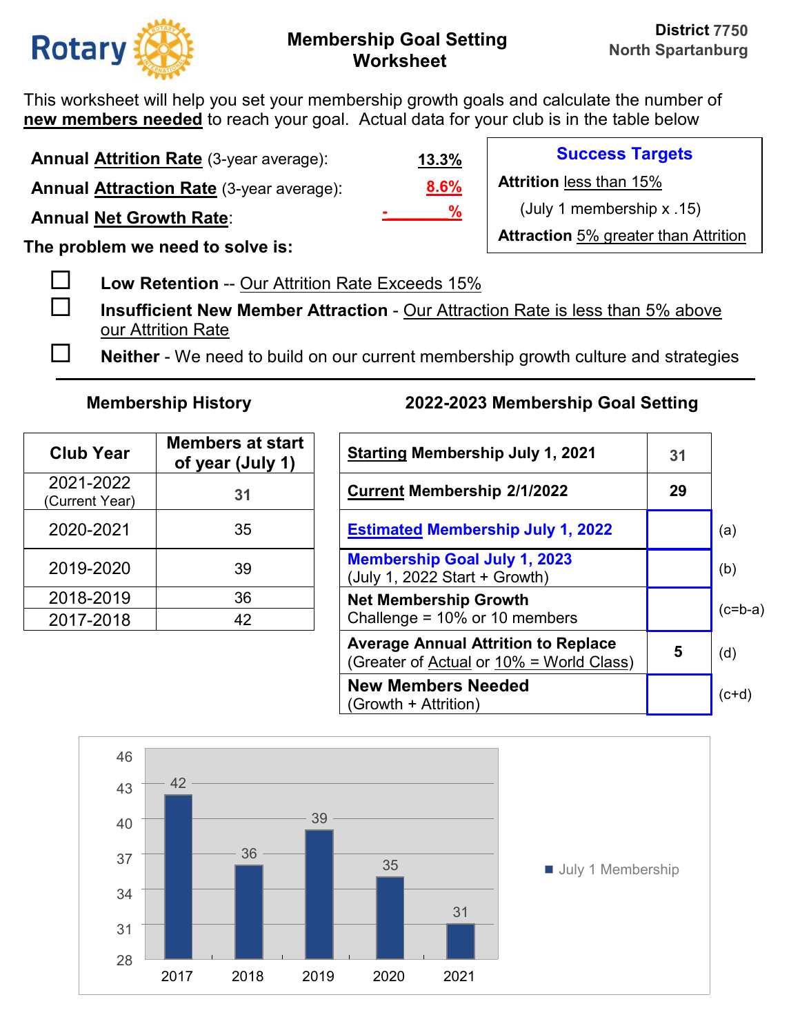**Rotary**

## Membership Goal Setting Worksheet

**District** 7750
North Spartanburg

This worksheet will help you set your membership growth goals and calculate the number of **new members needed** to reach your goal. Actual data for your club is in the table below

**Annual Attrition Rate** (3-year average): **13.3%**

**Annual Attraction Rate** (3-year average): **8.6%**

**Annual Net Growth Rate**: **- %**

**Success Targets**

**Attrition** less than 15%

(July 1 membership x .15)

**Attraction** 5% greater than Attrition

**The problem we need to solve is:**

- ☐ **Low Retention** -- Our Attrition Rate Exceeds 15%
- ☐ **Insufficient New Member Attraction** - Our Attraction Rate is less than 5% above our Attrition Rate
- ☐ **Neither** - We need to build on our current membership growth culture and strategies

---

### Membership History

| Club Year | Members at start of year (July 1) |
|---|---|
| 2021-2022 (Current Year) | **31** |
| 2020-2021 | 35 |
| 2019-2020 | 39 |
| 2018-2019 | 36 |
| 2017-2018 | 42 |

### 2022-2023 Membership Goal Setting

| | | |
|---|---|---|
| **Starting Membership July 1, 2021** | **31** | |
| **Current Membership 2/1/2022** | **29** | |
| **Estimated Membership July 1, 2022** | | (a) |
| **Membership Goal July 1, 2023** (July 1, 2022 Start + Growth) | | (b) |
| **Net Membership Growth** Challenge = 10% or 10 members | | (c=b-a) |
| **Average Annual Attrition to Replace** (Greater of Actual or 10% = World Class) | **5** | (d) |
| **New Members Needed** (Growth + Attrition) | | (c+d) |

| Year | July 1 Membership |
|---|---|
| 2017 | 42 |
| 2018 | 36 |
| 2019 | 39 |
| 2020 | 35 |
| 2021 | 31 |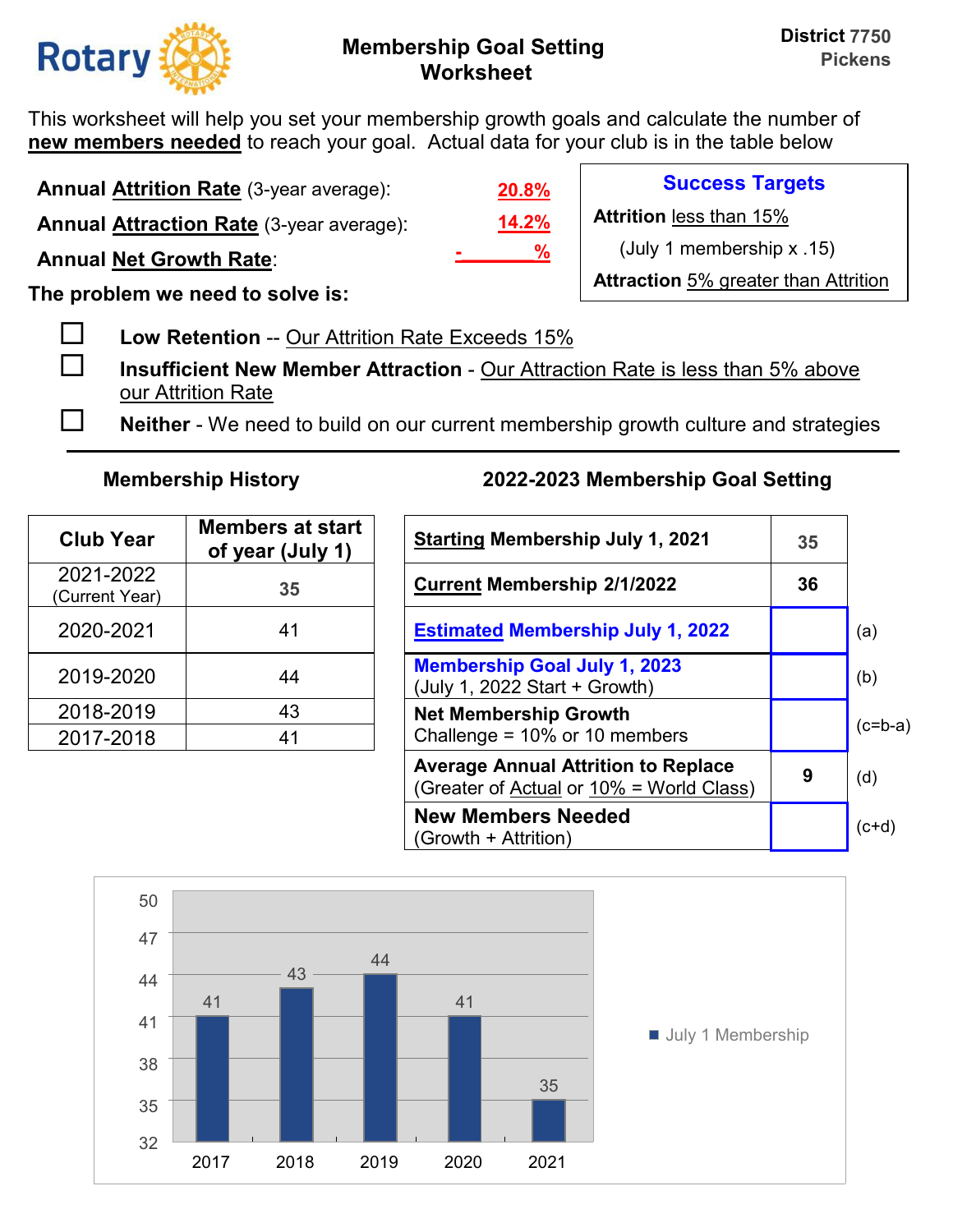# Membership Goal Setting Worksheet

**District 7750**
**Pickens**

This worksheet will help you set your membership growth goals and calculate the number of **new members needed** to reach your goal. Actual data for your club is in the table below

**Annual Attrition Rate** (3-year average): **20.8%**

**Annual Attraction Rate** (3-year average): **14.2%**

**Annual Net Growth Rate**: **- %**

**Success Targets**

**Attrition** less than 15%
(July 1 membership x .15)

**Attraction** 5% greater than Attrition

**The problem we need to solve is:**

- ☐ **Low Retention** -- Our Attrition Rate Exceeds 15%
- ☐ **Insufficient New Member Attraction** - Our Attraction Rate is less than 5% above our Attrition Rate
- ☐ **Neither** - We need to build on our current membership growth culture and strategies

---

## Membership History

| Club Year | Members at start of year (July 1) |
|---|---|
| 2021-2022 (Current Year) | 35 |
| 2020-2021 | 41 |
| 2019-2020 | 44 |
| 2018-2019 | 43 |
| 2017-2018 | 41 |

## 2022-2023 Membership Goal Setting

| | | |
|---|---|---|
| **Starting Membership July 1, 2021** | 35 | |
| **Current Membership 2/1/2022** | 36 | |
| **Estimated Membership July 1, 2022** | | (a) |
| **Membership Goal July 1, 2023** (July 1, 2022 Start + Growth) | | (b) |
| **Net Membership Growth** Challenge = 10% or 10 members | | (c=b-a) |
| **Average Annual Attrition to Replace** (Greater of Actual or 10% = World Class) | 9 | (d) |
| **New Members Needed** (Growth + Attrition) | | (c+d) |

| Year | July 1 Membership |
|---|---|
| 2017 | 41 |
| 2018 | 43 |
| 2019 | 44 |
| 2020 | 41 |
| 2021 | 35 |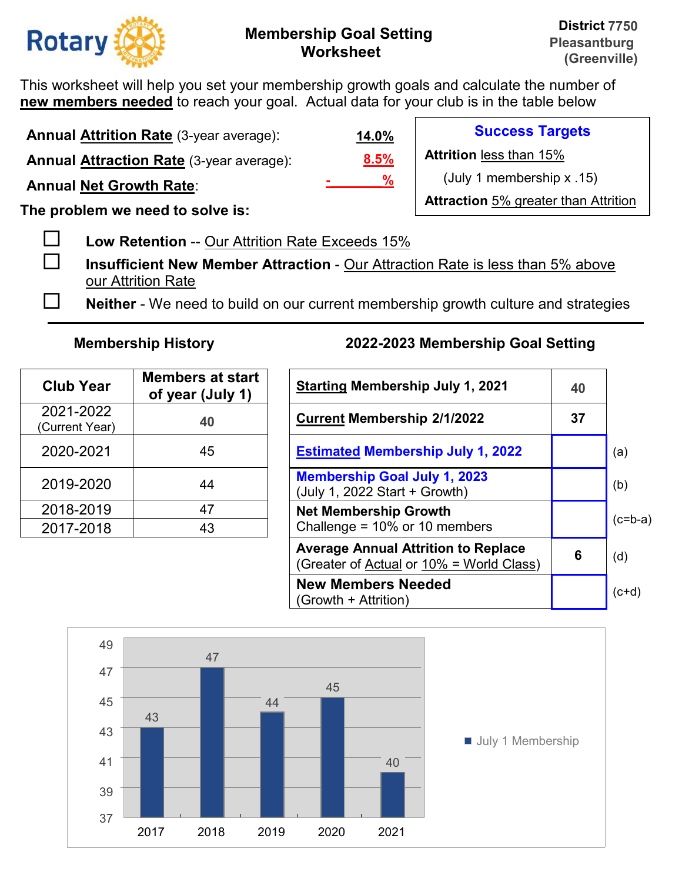Rotary

# Membership Goal Setting Worksheet

**District 7750**
**Pleasantburg (Greenville)**

This worksheet will help you set your membership growth goals and calculate the number of **new members needed** to reach your goal. Actual data for your club is in the table below

**Annual Attrition Rate** (3-year average): **14.0%**

**Annual Attraction Rate** (3-year average): **8.5%**

**Annual Net Growth Rate**: **- %**

**Success Targets**

**Attrition** less than 15%

(July 1 membership x .15)

**Attraction** 5% greater than Attrition

**The problem we need to solve is:**

- ☐ **Low Retention** -- Our Attrition Rate Exceeds 15%
- ☐ **Insufficient New Member Attraction** - Our Attraction Rate is less than 5% above our Attrition Rate
- ☐ **Neither** - We need to build on our current membership growth culture and strategies

---

### Membership History

| Club Year | Members at start of year (July 1) |
|---|---|
| 2021-2022 (Current Year) | 40 |
| 2020-2021 | 45 |
| 2019-2020 | 44 |
| 2018-2019 | 47 |
| 2017-2018 | 43 |

### 2022-2023 Membership Goal Setting

| | | |
|---|---|---|
| **Starting Membership July 1, 2021** | 40 | |
| **Current Membership 2/1/2022** | 37 | |
| **Estimated Membership July 1, 2022** | | (a) |
| **Membership Goal July 1, 2023** (July 1, 2022 Start + Growth) | | (b) |
| **Net Membership Growth** Challenge = 10% or 10 members | | (c=b-a) |
| **Average Annual Attrition to Replace** (Greater of Actual or 10% = World Class) | 6 | (d) |
| **New Members Needed** (Growth + Attrition) | | (c+d) |

| Year | July 1 Membership |
|---|---|
| 2017 | 43 |
| 2018 | 47 |
| 2019 | 44 |
| 2020 | 45 |
| 2021 | 40 |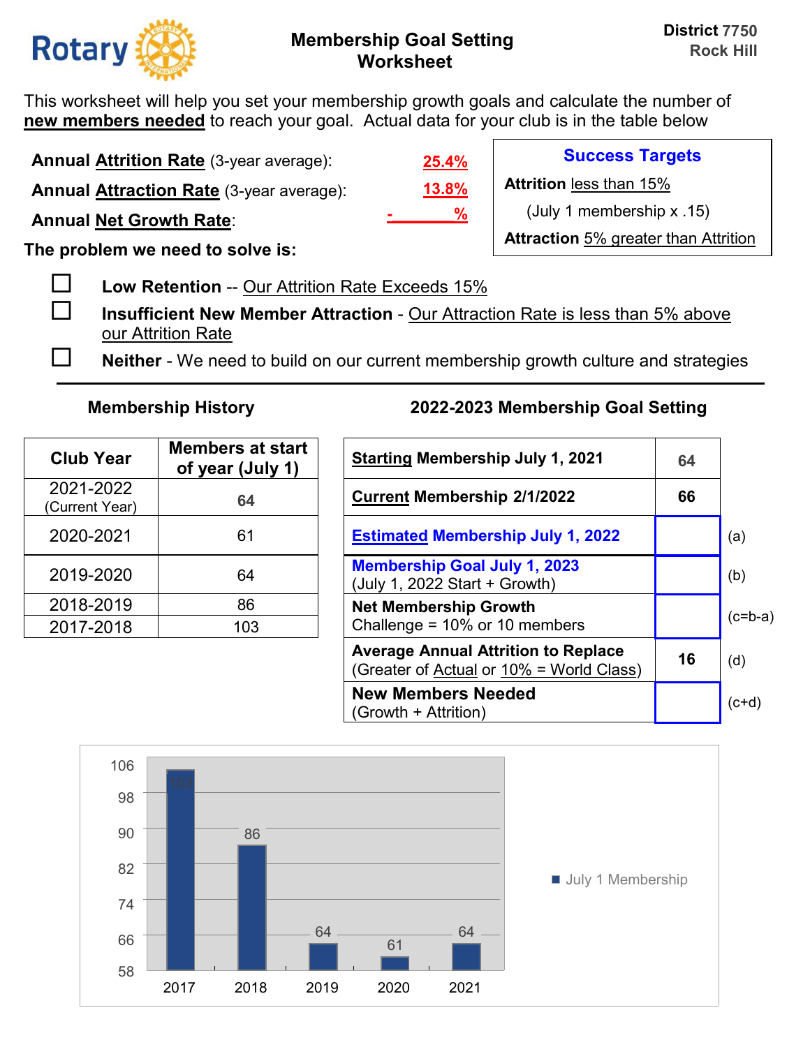# Membership Goal Setting Worksheet

**District 7750**
**Rock Hill**

This worksheet will help you set your membership growth goals and calculate the number of **new members needed** to reach your goal. Actual data for your club is in the table below

**Annual Attrition Rate** (3-year average): **25.4%**

**Annual Attraction Rate** (3-year average): **13.8%**

**Annual Net Growth Rate**: **- %**

**Success Targets**

**Attrition** less than 15%

(July 1 membership x .15)

**Attraction** 5% greater than Attrition

**The problem we need to solve is:**

- ☐ **Low Retention** -- Our Attrition Rate Exceeds 15%
- ☐ **Insufficient New Member Attraction** - Our Attraction Rate is less than 5% above our Attrition Rate
- ☐ **Neither** - We need to build on our current membership growth culture and strategies

---

### Membership History

| Club Year | Members at start of year (July 1) |
|---|---|
| 2021-2022 (Current Year) | 64 |
| 2020-2021 | 61 |
| 2019-2020 | 64 |
| 2018-2019 | 86 |
| 2017-2018 | 103 |

### 2022-2023 Membership Goal Setting

| | | |
|---|---|---|
| **Starting Membership July 1, 2021** | 64 | |
| **Current Membership 2/1/2022** | 66 | |
| **Estimated Membership July 1, 2022** | | (a) |
| **Membership Goal July 1, 2023** (July 1, 2022 Start + Growth) | | (b) |
| **Net Membership Growth** Challenge = 10% or 10 members | | (c=b-a) |
| **Average Annual Attrition to Replace** (Greater of Actual or 10% = World Class) | 16 | (d) |
| **New Members Needed** (Growth + Attrition) | | (c+d) |

| Year | July 1 Membership |
|---|---|
| 2017 | 103 |
| 2018 | 86 |
| 2019 | 64 |
| 2020 | 61 |
| 2021 | 64 |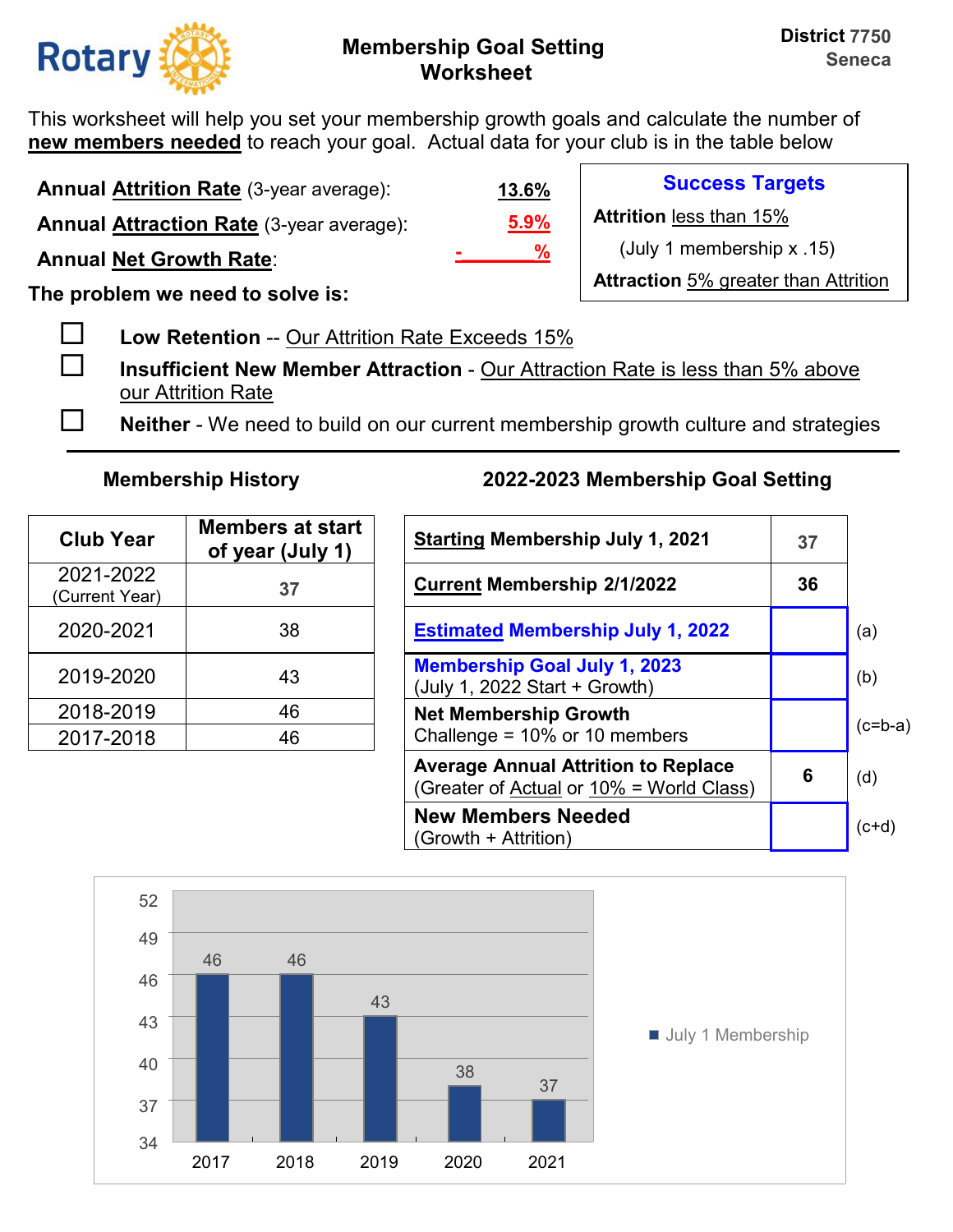Rotary

# Membership Goal Setting Worksheet

District 7750
Seneca

This worksheet will help you set your membership growth goals and calculate the number of **new members needed** to reach your goal. Actual data for your club is in the table below

**Annual Attrition Rate** (3-year average): **13.6%**

**Annual Attraction Rate** (3-year average): **5.9%**

**Annual Net Growth Rate**: **- %**

**Success Targets**

**Attrition** less than 15%

(July 1 membership x .15)

**Attraction** 5% greater than Attrition

**The problem we need to solve is:**

- ☐ **Low Retention** -- Our Attrition Rate Exceeds 15%
- ☐ **Insufficient New Member Attraction** - Our Attraction Rate is less than 5% above our Attrition Rate
- ☐ **Neither** - We need to build on our current membership growth culture and strategies

---

### Membership History

| Club Year | Members at start of year (July 1) |
|---|---|
| 2021-2022 (Current Year) | 37 |
| 2020-2021 | 38 |
| 2019-2020 | 43 |
| 2018-2019 | 46 |
| 2017-2018 | 46 |

### 2022-2023 Membership Goal Setting

| | | |
|---|---|---|
| **Starting Membership July 1, 2021** | 37 | |
| **Current Membership 2/1/2022** | 36 | |
| **Estimated Membership July 1, 2022** | | (a) |
| **Membership Goal July 1, 2023** (July 1, 2022 Start + Growth) | | (b) |
| **Net Membership Growth** Challenge = 10% or 10 members | | (c=b-a) |
| **Average Annual Attrition to Replace** (Greater of Actual or 10% = World Class) | 6 | (d) |
| **New Members Needed** (Growth + Attrition) | | (c+d) |

| Year | July 1 Membership |
|---|---|
| 2017 | 46 |
| 2018 | 46 |
| 2019 | 43 |
| 2020 | 38 |
| 2021 | 37 |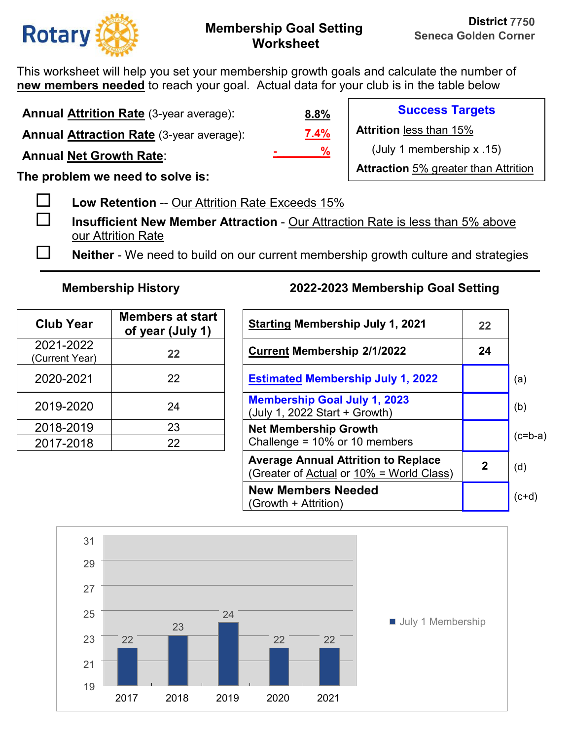**Rotary** | **Membership Goal Setting Worksheet** | **District 7750 Seneca Golden Corner**

This worksheet will help you set your membership growth goals and calculate the number of **new members needed** to reach your goal. Actual data for your club is in the table below

**Annual Attrition Rate** (3-year average): **8.8%**

**Annual Attraction Rate** (3-year average): **7.4%**

**Annual Net Growth Rate**: - %

**Success Targets**

**Attrition** less than 15%

(July 1 membership x .15)

**Attraction** 5% greater than Attrition

**The problem we need to solve is:**

- ☐ **Low Retention** -- Our Attrition Rate Exceeds 15%
- ☐ **Insufficient New Member Attraction** - Our Attraction Rate is less than 5% above our Attrition Rate
- ☐ **Neither** - We need to build on our current membership growth culture and strategies

---

**Membership History**

| Club Year | Members at start of year (July 1) |
|---|---|
| 2021-2022 (Current Year) | 22 |
| 2020-2021 | 22 |
| 2019-2020 | 24 |
| 2018-2019 | 23 |
| 2017-2018 | 22 |

**2022-2023 Membership Goal Setting**

| | | |
|---|---|---|
| **Starting Membership July 1, 2021** | 22 | |
| **Current Membership 2/1/2022** | 24 | |
| **Estimated Membership July 1, 2022** | | (a) |
| **Membership Goal July 1, 2023** (July 1, 2022 Start + Growth) | | (b) |
| **Net Membership Growth** Challenge = 10% or 10 members | | (c=b-a) |
| **Average Annual Attrition to Replace** (Greater of Actual or 10% = World Class) | 2 | (d) |
| **New Members Needed** (Growth + Attrition) | | (c+d) |

July 1 Membership

| Year | July 1 Membership |
|---|---|
| 2017 | 22 |
| 2018 | 23 |
| 2019 | 24 |
| 2020 | 22 |
| 2021 | 22 |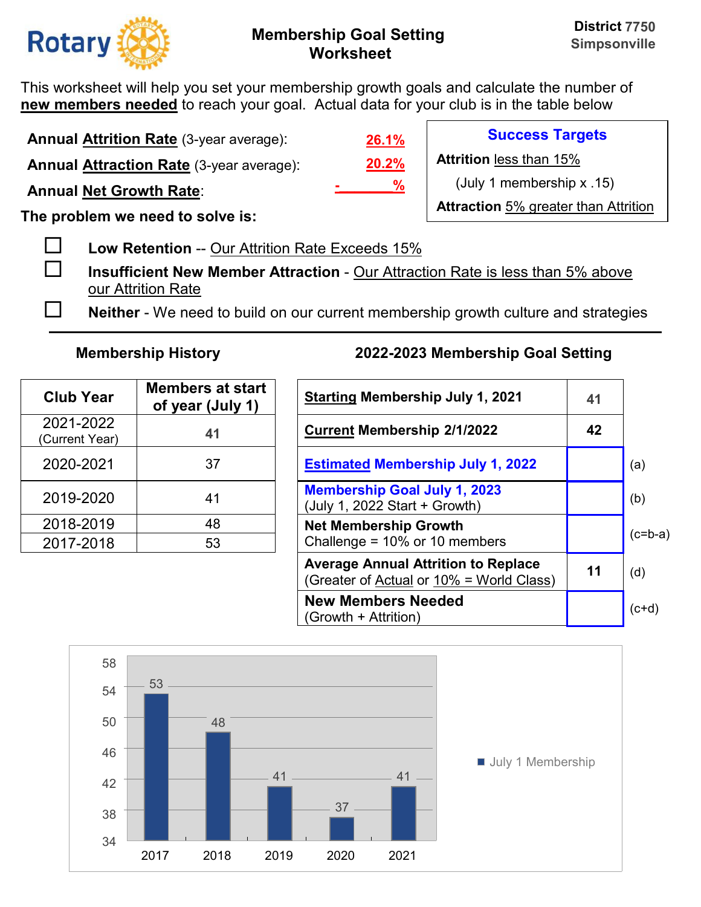Rotary

# Membership Goal Setting Worksheet

**District 7750**
**Simpsonville**

This worksheet will help you set your membership growth goals and calculate the number of **new members needed** to reach your goal. Actual data for your club is in the table below

**Annual Attrition Rate** (3-year average): **26.1%**

**Annual Attraction Rate** (3-year average): **20.2%**

**Annual Net Growth Rate**: **- %**

**Success Targets**

**Attrition** less than 15%

(July 1 membership x .15)

**Attraction** 5% greater than Attrition

**The problem we need to solve is:**

- ☐ **Low Retention** -- Our Attrition Rate Exceeds 15%
- ☐ **Insufficient New Member Attraction** - Our Attraction Rate is less than 5% above our Attrition Rate
- ☐ **Neither** - We need to build on our current membership growth culture and strategies

---

### Membership History

| Club Year | Members at start of year (July 1) |
|---|---|
| 2021-2022 (Current Year) | 41 |
| 2020-2021 | 37 |
| 2019-2020 | 41 |
| 2018-2019 | 48 |
| 2017-2018 | 53 |

### 2022-2023 Membership Goal Setting

| | | |
|---|---|---|
| **Starting Membership July 1, 2021** | 41 | |
| **Current Membership 2/1/2022** | 42 | |
| **Estimated Membership July 1, 2022** | | (a) |
| **Membership Goal July 1, 2023** (July 1, 2022 Start + Growth) | | (b) |
| **Net Membership Growth** Challenge = 10% or 10 members | | (c=b-a) |
| **Average Annual Attrition to Replace** (Greater of Actual or 10% = World Class) | 11 | (d) |
| **New Members Needed** (Growth + Attrition) | | (c+d) |

| Year | July 1 Membership |
|---|---|
| 2017 | 53 |
| 2018 | 48 |
| 2019 | 41 |
| 2020 | 37 |
| 2021 | 41 |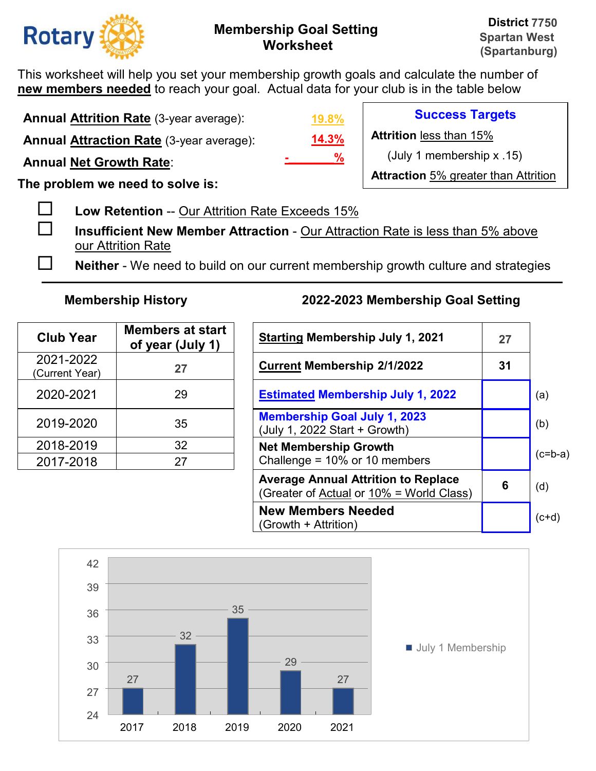**Rotary**

# Membership Goal Setting Worksheet

**District 7750**
**Spartan West**
**(Spartanburg)**

This worksheet will help you set your membership growth goals and calculate the number of **new members needed** to reach your goal. Actual data for your club is in the table below

**Annual Attrition Rate** (3-year average): 19.8%

**Annual Attraction Rate** (3-year average): 14.3%

**Annual Net Growth Rate**: - %

**Success Targets**

**Attrition** less than 15%

(July 1 membership x .15)

**Attraction** 5% greater than Attrition

**The problem we need to solve is:**

- ☐ **Low Retention** -- Our Attrition Rate Exceeds 15%
- ☐ **Insufficient New Member Attraction** - Our Attraction Rate is less than 5% above our Attrition Rate
- ☐ **Neither** - We need to build on our current membership growth culture and strategies

---

### Membership History

| Club Year | Members at start of year (July 1) |
|---|---|
| 2021-2022 (Current Year) | **27** |
| 2020-2021 | 29 |
| 2019-2020 | 35 |
| 2018-2019 | 32 |
| 2017-2018 | 27 |

### 2022-2023 Membership Goal Setting

| Item | Value | |
|---|---|---|
| **Starting Membership July 1, 2021** | **27** | |
| **Current Membership 2/1/2022** | **31** | |
| **Estimated Membership July 1, 2022** | | (a) |
| **Membership Goal July 1, 2023** (July 1, 2022 Start + Growth) | | (b) |
| **Net Membership Growth** Challenge = 10% or 10 members | | (c=b-a) |
| **Average Annual Attrition to Replace** (Greater of Actual or 10% = World Class) | **6** | (d) |
| **New Members Needed** (Growth + Attrition) | | (c+d) |

**July 1 Membership**

| Year | July 1 Membership |
|---|---|
| 2017 | 27 |
| 2018 | 32 |
| 2019 | 35 |
| 2020 | 29 |
| 2021 | 27 |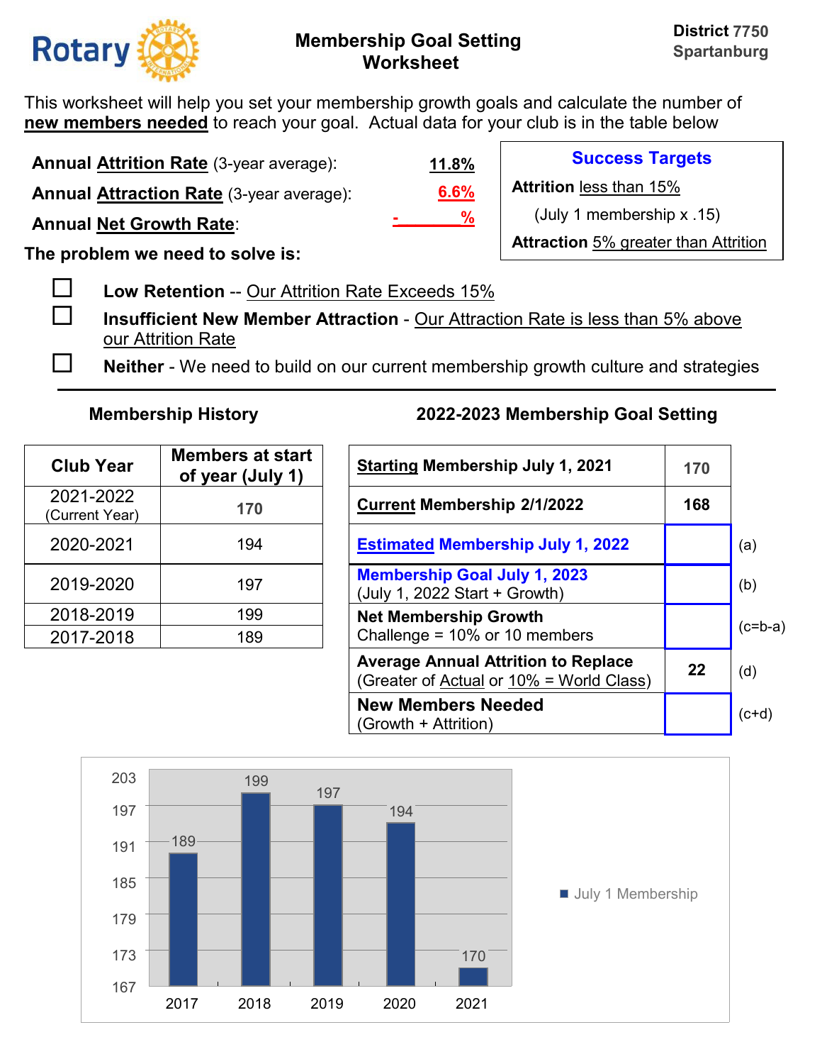**Rotary**

## Membership Goal Setting Worksheet

**District 7750**
**Spartanburg**

This worksheet will help you set your membership growth goals and calculate the number of **new members needed** to reach your goal. Actual data for your club is in the table below

**Annual Attrition Rate** (3-year average): **11.8%**

**Annual Attraction Rate** (3-year average): **6.6%**

**Annual Net Growth Rate**: **- %**

**Success Targets**

**Attrition** less than 15%

(July 1 membership x .15)

**Attraction** 5% greater than Attrition

**The problem we need to solve is:**

- ☐ **Low Retention** -- Our Attrition Rate Exceeds 15%
- ☐ **Insufficient New Member Attraction** - Our Attraction Rate is less than 5% above our Attrition Rate
- ☐ **Neither** - We need to build on our current membership growth culture and strategies

---

### Membership History

| Club Year | Members at start of year (July 1) |
|---|---|
| 2021-2022 (Current Year) | 170 |
| 2020-2021 | 194 |
| 2019-2020 | 197 |
| 2018-2019 | 199 |
| 2017-2018 | 189 |

### 2022-2023 Membership Goal Setting

| | | |
|---|---|---|
| **Starting Membership July 1, 2021** | 170 | |
| **Current Membership 2/1/2022** | 168 | |
| **Estimated Membership July 1, 2022** | | (a) |
| **Membership Goal July 1, 2023** (July 1, 2022 Start + Growth) | | (b) |
| **Net Membership Growth** Challenge = 10% or 10 members | | (c=b-a) |
| **Average Annual Attrition to Replace** (Greater of Actual or 10% = World Class) | 22 | (d) |
| **New Members Needed** (Growth + Attrition) | | (c+d) |

| Year | July 1 Membership |
|---|---|
| 2017 | 189 |
| 2018 | 199 |
| 2019 | 197 |
| 2020 | 194 |
| 2021 | 170 |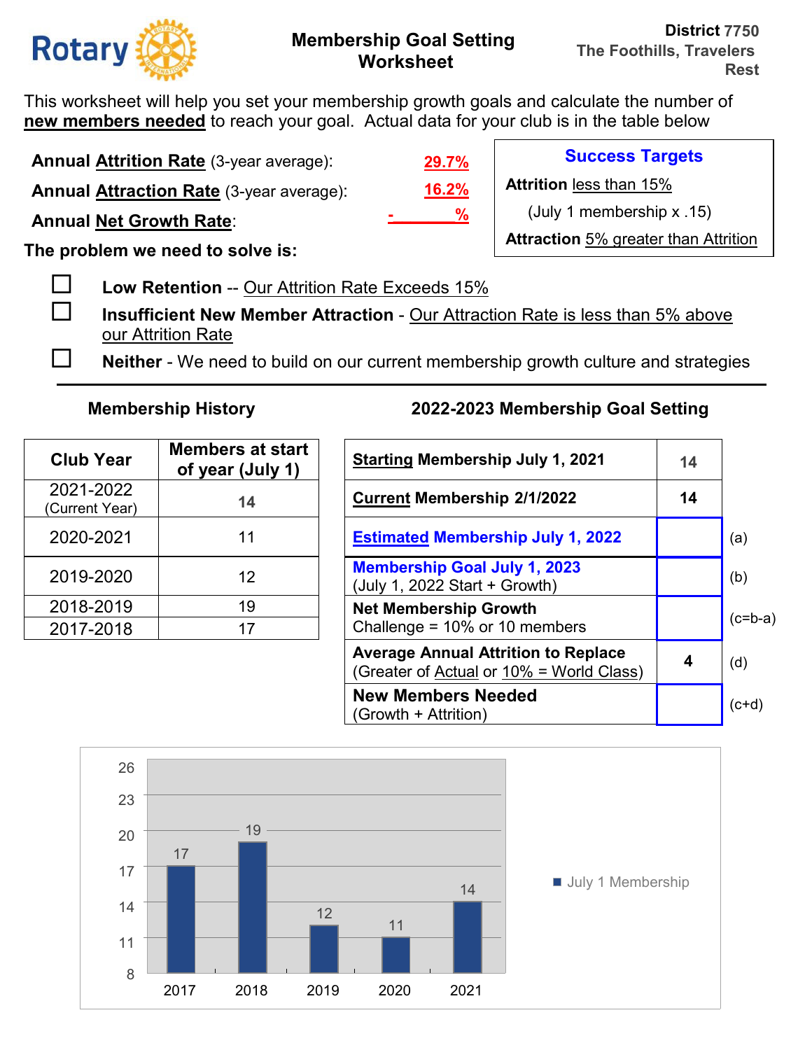**Rotary** — District 7750 The Foothills, Travelers Rest

# Membership Goal Setting Worksheet

This worksheet will help you set your membership growth goals and calculate the number of **new members needed** to reach your goal. Actual data for your club is in the table below

**Annual Attrition Rate** (3-year average): **29.7%**

**Annual Attraction Rate** (3-year average): **16.2%**

**Annual Net Growth Rate**: - %

**Success Targets**

**Attrition** less than 15%

(July 1 membership x .15)

**Attraction** 5% greater than Attrition

**The problem we need to solve is:**

- ☐ **Low Retention** -- Our Attrition Rate Exceeds 15%
- ☐ **Insufficient New Member Attraction** - Our Attraction Rate is less than 5% above our Attrition Rate
- ☐ **Neither** - We need to build on our current membership growth culture and strategies

---

## Membership History

| Club Year | Members at start of year (July 1) |
|---|---|
| 2021-2022 (Current Year) | 14 |
| 2020-2021 | 11 |
| 2019-2020 | 12 |
| 2018-2019 | 19 |
| 2017-2018 | 17 |

## 2022-2023 Membership Goal Setting

| | | |
|---|---|---|
| **Starting Membership July 1, 2021** | 14 | |
| **Current Membership 2/1/2022** | 14 | |
| **Estimated Membership July 1, 2022** | | (a) |
| **Membership Goal July 1, 2023** (July 1, 2022 Start + Growth) | | (b) |
| **Net Membership Growth** Challenge = 10% or 10 members | | (c=b-a) |
| **Average Annual Attrition to Replace** (Greater of Actual or 10% = World Class) | 4 | (d) |
| **New Members Needed** (Growth + Attrition) | | (c+d) |

July 1 Membership

| Year | Members |
|---|---|
| 2017 | 17 |
| 2018 | 19 |
| 2019 | 12 |
| 2020 | 11 |
| 2021 | 14 |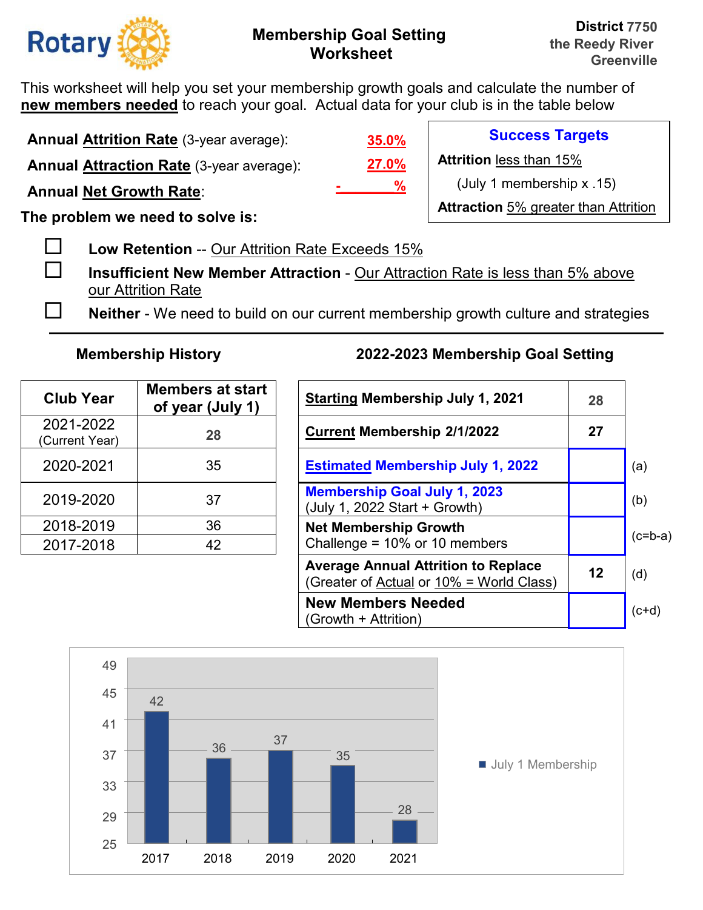**Rotary**

## Membership Goal Setting Worksheet

**District 7750**
**the Reedy River**
**Greenville**

This worksheet will help you set your membership growth goals and calculate the number of **new members needed** to reach your goal. Actual data for your club is in the table below

**Annual Attrition Rate** (3-year average): **35.0%**

**Annual Attraction Rate** (3-year average): **27.0%**

**Annual Net Growth Rate**: - %

**Success Targets**

**Attrition** less than 15%

(July 1 membership x .15)

**Attraction** 5% greater than Attrition

**The problem we need to solve is:**

- ☐ **Low Retention** -- Our Attrition Rate Exceeds 15%
- ☐ **Insufficient New Member Attraction** - Our Attraction Rate is less than 5% above our Attrition Rate
- ☐ **Neither** - We need to build on our current membership growth culture and strategies

---

### Membership History

| Club Year | Members at start of year (July 1) |
|---|---|
| 2021-2022 (Current Year) | 28 |
| 2020-2021 | 35 |
| 2019-2020 | 37 |
| 2018-2019 | 36 |
| 2017-2018 | 42 |

### 2022-2023 Membership Goal Setting

| | | |
|---|---|---|
| **Starting Membership July 1, 2021** | 28 | |
| **Current Membership 2/1/2022** | 27 | |
| **Estimated Membership July 1, 2022** | | (a) |
| **Membership Goal July 1, 2023** (July 1, 2022 Start + Growth) | | (b) |
| **Net Membership Growth** Challenge = 10% or 10 members | | (c=b-a) |
| **Average Annual Attrition to Replace** (Greater of Actual or 10% = World Class) | 12 | (d) |
| **New Members Needed** (Growth + Attrition) | | (c+d) |

July 1 Membership

| Year | Members |
|---|---|
| 2017 | 42 |
| 2018 | 36 |
| 2019 | 37 |
| 2020 | 35 |
| 2021 | 28 |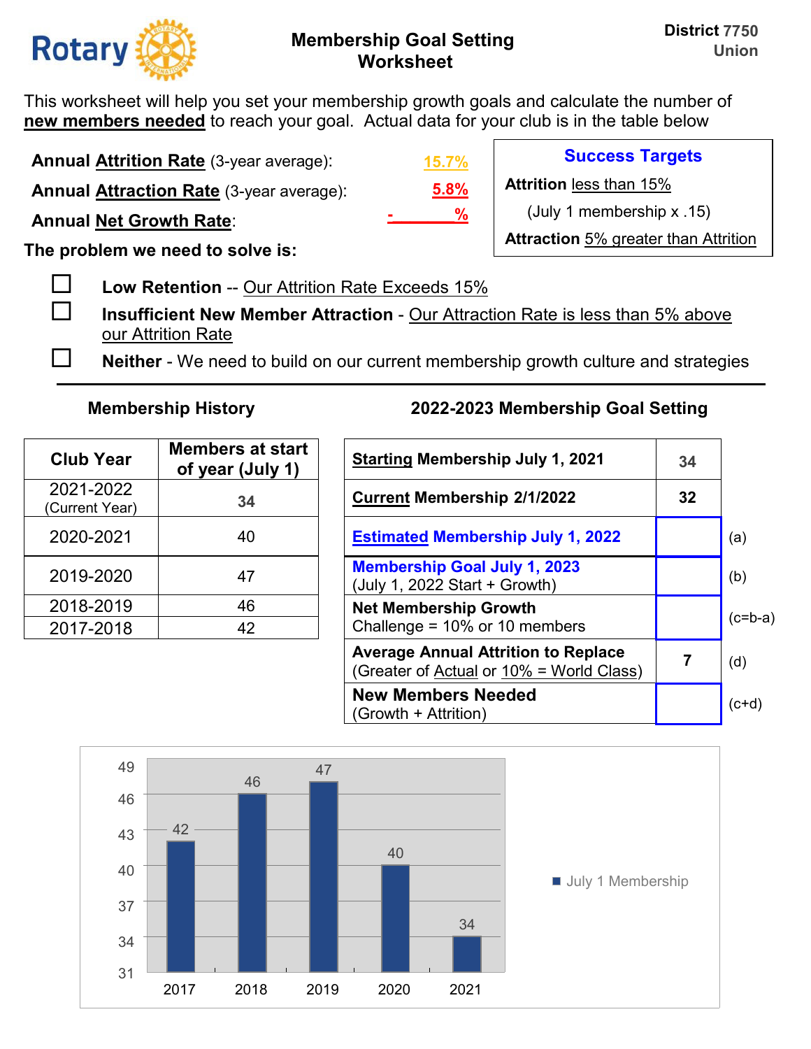Rotary

# Membership Goal Setting Worksheet

**District 7750**
**Union**

This worksheet will help you set your membership growth goals and calculate the number of **new members needed** to reach your goal. Actual data for your club is in the table below

**Annual Attrition Rate** (3-year average): 15.7%

**Annual Attraction Rate** (3-year average): 5.8%

**Annual Net Growth Rate**: - %

**Success Targets**

**Attrition** less than 15%

(July 1 membership x .15)

**Attraction** 5% greater than Attrition

**The problem we need to solve is:**

- ☐ **Low Retention** -- Our Attrition Rate Exceeds 15%
- ☐ **Insufficient New Member Attraction** - Our Attraction Rate is less than 5% above our Attrition Rate
- ☐ **Neither** - We need to build on our current membership growth culture and strategies

---

### Membership History

| Club Year | Members at start of year (July 1) |
|---|---|
| 2021-2022 (Current Year) | 34 |
| 2020-2021 | 40 |
| 2019-2020 | 47 |
| 2018-2019 | 46 |
| 2017-2018 | 42 |

### 2022-2023 Membership Goal Setting

| | | |
|---|---|---|
| **Starting Membership July 1, 2021** | 34 | |
| **Current Membership 2/1/2022** | 32 | |
| **Estimated Membership July 1, 2022** | | (a) |
| **Membership Goal July 1, 2023** (July 1, 2022 Start + Growth) | | (b) |
| **Net Membership Growth** Challenge = 10% or 10 members | | (c=b-a) |
| **Average Annual Attrition to Replace** (Greater of Actual or 10% = World Class) | 7 | (d) |
| **New Members Needed** (Growth + Attrition) | | (c+d) |

| Year | July 1 Membership |
|---|---|
| 2017 | 42 |
| 2018 | 46 |
| 2019 | 47 |
| 2020 | 40 |
| 2021 | 34 |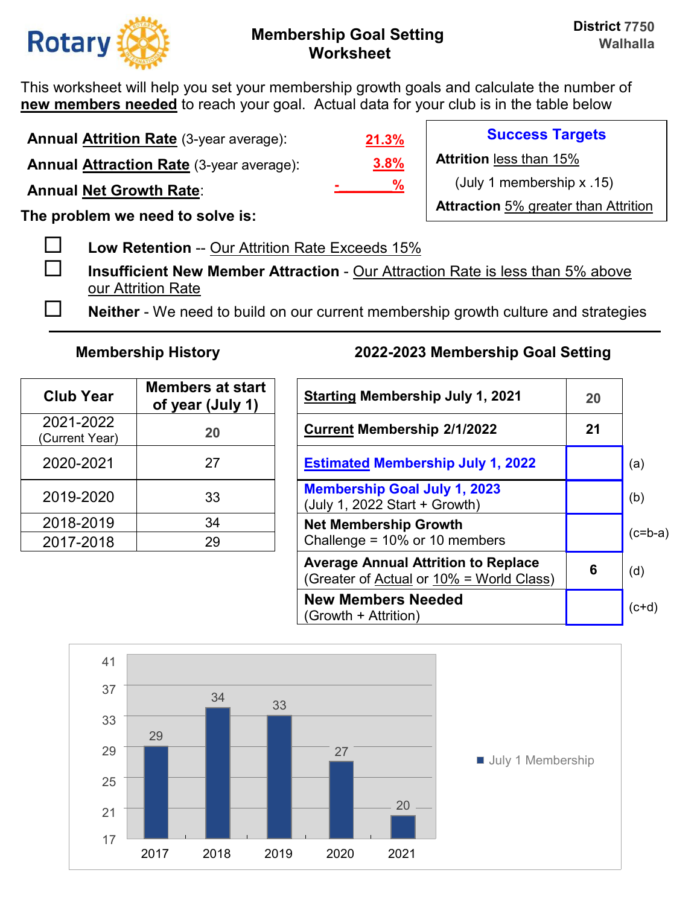Rotary

# Membership Goal Setting Worksheet

**District 7750**
**Walhalla**

This worksheet will help you set your membership growth goals and calculate the number of **new members needed** to reach your goal. Actual data for your club is in the table below

**Annual Attrition Rate** (3-year average): **21.3%**

**Annual Attraction Rate** (3-year average): **3.8%**

**Annual Net Growth Rate**: - %

**Success Targets**

**Attrition** less than 15%

(July 1 membership x .15)

**Attraction** 5% greater than Attrition

**The problem we need to solve is:**

- ☐ **Low Retention** -- Our Attrition Rate Exceeds 15%
- ☐ **Insufficient New Member Attraction** - Our Attraction Rate is less than 5% above our Attrition Rate
- ☐ **Neither** - We need to build on our current membership growth culture and strategies

---

### Membership History

| Club Year | Members at start of year (July 1) |
|---|---|
| 2021-2022 (Current Year) | 20 |
| 2020-2021 | 27 |
| 2019-2020 | 33 |
| 2018-2019 | 34 |
| 2017-2018 | 29 |

### 2022-2023 Membership Goal Setting

| | | |
|---|---|---|
| **Starting Membership July 1, 2021** | 20 | |
| **Current Membership 2/1/2022** | 21 | |
| **Estimated Membership July 1, 2022** | | (a) |
| **Membership Goal July 1, 2023** (July 1, 2022 Start + Growth) | | (b) |
| **Net Membership Growth** Challenge = 10% or 10 members | | (c=b-a) |
| **Average Annual Attrition to Replace** (Greater of Actual or 10% = World Class) | 6 | (d) |
| **New Members Needed** (Growth + Attrition) | | (c+d) |

July 1 Membership

| Year | July 1 Membership |
|---|---|
| 2017 | 29 |
| 2018 | 34 |
| 2019 | 33 |
| 2020 | 27 |
| 2021 | 20 |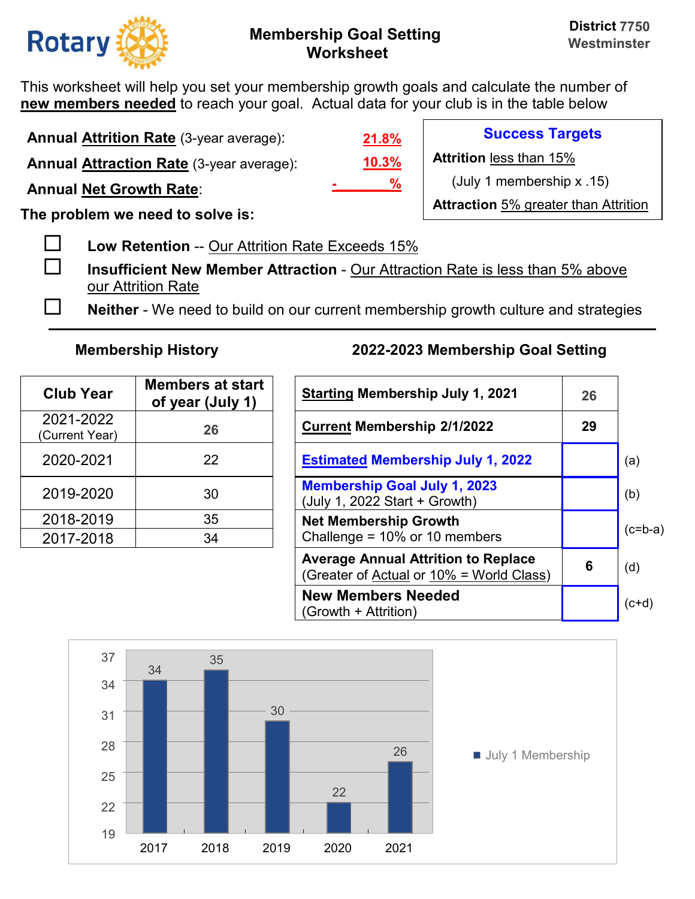# Rotary — Membership Goal Setting Worksheet

**District 7750 Westminster**

This worksheet will help you set your membership growth goals and calculate the number of **new members needed** to reach your goal. Actual data for your club is in the table below

**Annual Attrition Rate** (3-year average): 21.8%

**Annual Attraction Rate** (3-year average): 10.3%

**Annual Net Growth Rate**: - %

**Success Targets**

**Attrition** less than 15%

(July 1 membership x .15)

**Attraction** 5% greater than Attrition

**The problem we need to solve is:**

- ☐ **Low Retention** -- Our Attrition Rate Exceeds 15%
- ☐ **Insufficient New Member Attraction** - Our Attraction Rate is less than 5% above our Attrition Rate
- ☐ **Neither** - We need to build on our current membership growth culture and strategies

---

**Membership History**

| Club Year | Members at start of year (July 1) |
|---|---|
| 2021-2022 (Current Year) | 26 |
| 2020-2021 | 22 |
| 2019-2020 | 30 |
| 2018-2019 | 35 |
| 2017-2018 | 34 |

**2022-2023 Membership Goal Setting**

| | | |
|---|---|---|
| **Starting Membership July 1, 2021** | 26 | |
| **Current Membership 2/1/2022** | 29 | |
| **Estimated Membership July 1, 2022** | | (a) |
| **Membership Goal July 1, 2023** (July 1, 2022 Start + Growth) | | (b) |
| **Net Membership Growth** Challenge = 10% or 10 members | | (c=b-a) |
| **Average Annual Attrition to Replace** (Greater of Actual or 10% = World Class) | 6 | (d) |
| **New Members Needed** (Growth + Attrition) | | (c+d) |

**July 1 Membership**

| Year | July 1 Membership |
|---|---|
| 2017 | 34 |
| 2018 | 35 |
| 2019 | 30 |
| 2020 | 22 |
| 2021 | 26 |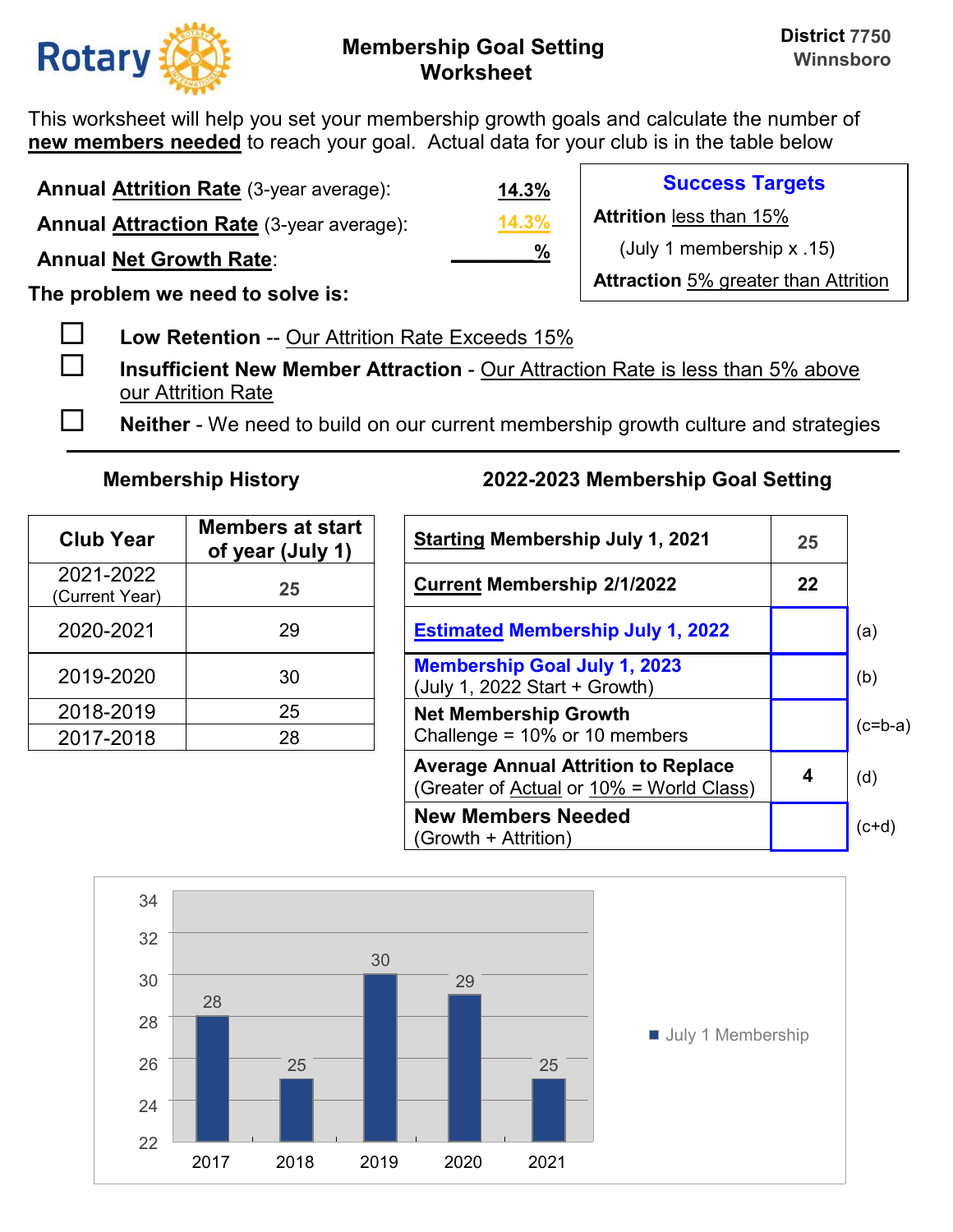**Rotary**

# Membership Goal Setting Worksheet

**District 7750**
**Winnsboro**

This worksheet will help you set your membership growth goals and calculate the number of **new members needed** to reach your goal. Actual data for your club is in the table below

**Annual Attrition Rate** (3-year average): **14.3%**

**Annual Attraction Rate** (3-year average): **14.3%**

**Annual Net Growth Rate**: ______%

**Success Targets**

**Attrition** less than 15%
(July 1 membership x .15)

**Attraction** 5% greater than Attrition

**The problem we need to solve is:**

- ☐ **Low Retention** -- Our Attrition Rate Exceeds 15%
- ☐ **Insufficient New Member Attraction** - Our Attraction Rate is less than 5% above our Attrition Rate
- ☐ **Neither** - We need to build on our current membership growth culture and strategies

---

### Membership History

| Club Year | Members at start of year (July 1) |
|---|---|
| 2021-2022 (Current Year) | 25 |
| 2020-2021 | 29 |
| 2019-2020 | 30 |
| 2018-2019 | 25 |
| 2017-2018 | 28 |

### 2022-2023 Membership Goal Setting

| | | |
|---|---|---|
| **Starting Membership July 1, 2021** | 25 | |
| **Current Membership 2/1/2022** | 22 | |
| **Estimated Membership July 1, 2022** | | (a) |
| **Membership Goal July 1, 2023** (July 1, 2022 Start + Growth) | | (b) |
| **Net Membership Growth** Challenge = 10% or 10 members | | (c=b-a) |
| **Average Annual Attrition to Replace** (Greater of Actual or 10% = World Class) | 4 | (d) |
| **New Members Needed** (Growth + Attrition) | | (c+d) |

| Year | July 1 Membership |
|---|---|
| 2017 | 28 |
| 2018 | 25 |
| 2019 | 30 |
| 2020 | 29 |
| 2021 | 25 |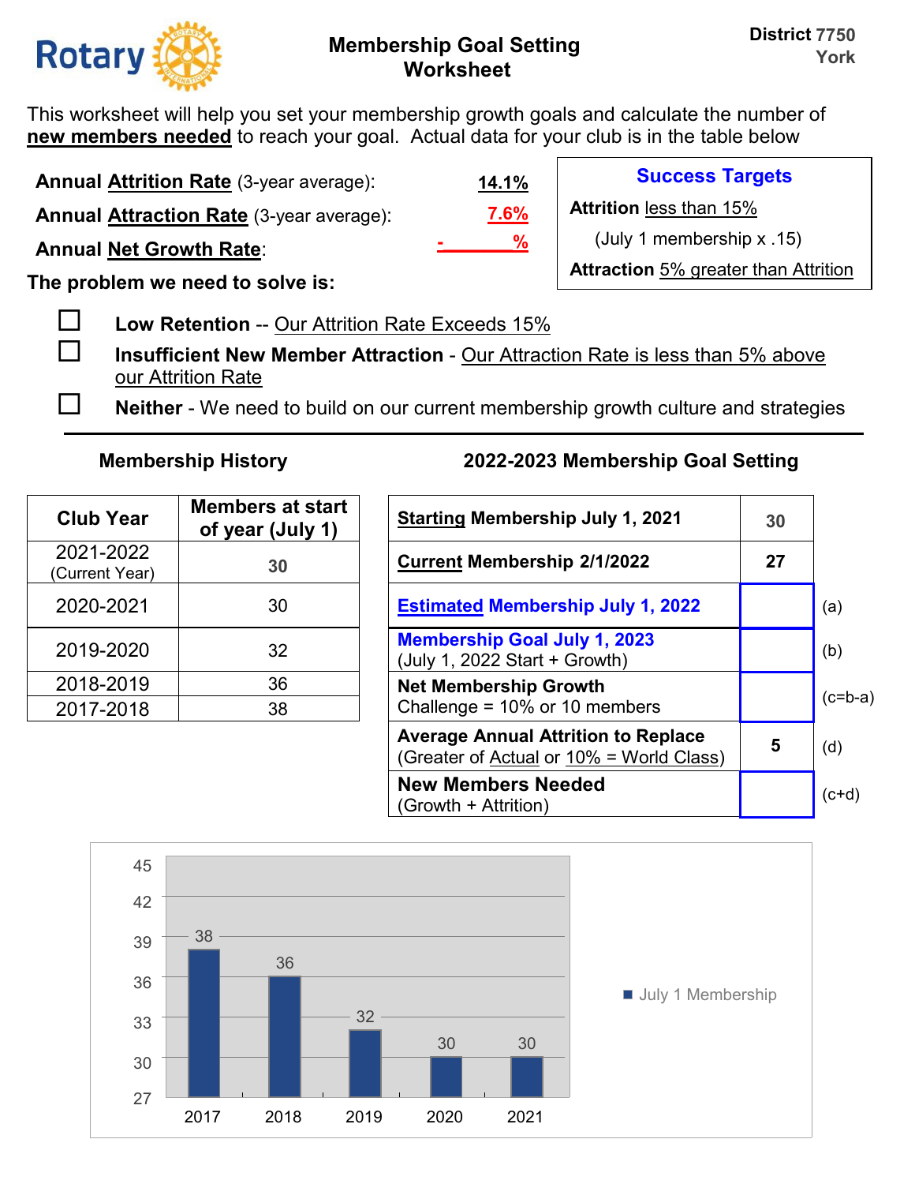Rotary

# Membership Goal Setting Worksheet

**District 7750**
**York**

This worksheet will help you set your membership growth goals and calculate the number of **new members needed** to reach your goal. Actual data for your club is in the table below

**Annual Attrition Rate** (3-year average): **14.1%**

**Annual Attraction Rate** (3-year average): **7.6%**

**Annual Net Growth Rate**: - %

**Success Targets**

**Attrition** less than 15%

(July 1 membership x .15)

**Attraction** 5% greater than Attrition

**The problem we need to solve is:**

- ☐ **Low Retention** -- Our Attrition Rate Exceeds 15%
- ☐ **Insufficient New Member Attraction** - Our Attraction Rate is less than 5% above our Attrition Rate
- ☐ **Neither** - We need to build on our current membership growth culture and strategies

---

**Membership History**

| Club Year | Members at start of year (July 1) |
|---|---|
| 2021-2022 (Current Year) | 30 |
| 2020-2021 | 30 |
| 2019-2020 | 32 |
| 2018-2019 | 36 |
| 2017-2018 | 38 |

**2022-2023 Membership Goal Setting**

| | | |
|---|---|---|
| **Starting Membership July 1, 2021** | 30 | |
| **Current Membership 2/1/2022** | 27 | |
| **Estimated Membership July 1, 2022** | | (a) |
| **Membership Goal July 1, 2023** (July 1, 2022 Start + Growth) | | (b) |
| **Net Membership Growth** Challenge = 10% or 10 members | | (c=b-a) |
| **Average Annual Attrition to Replace** (Greater of Actual or 10% = World Class) | 5 | (d) |
| **New Members Needed** (Growth + Attrition) | | (c+d) |

45
42
39
36
33
30
27

38
36
32
30
30

2017
2018
2019
2020
2021

July 1 Membership